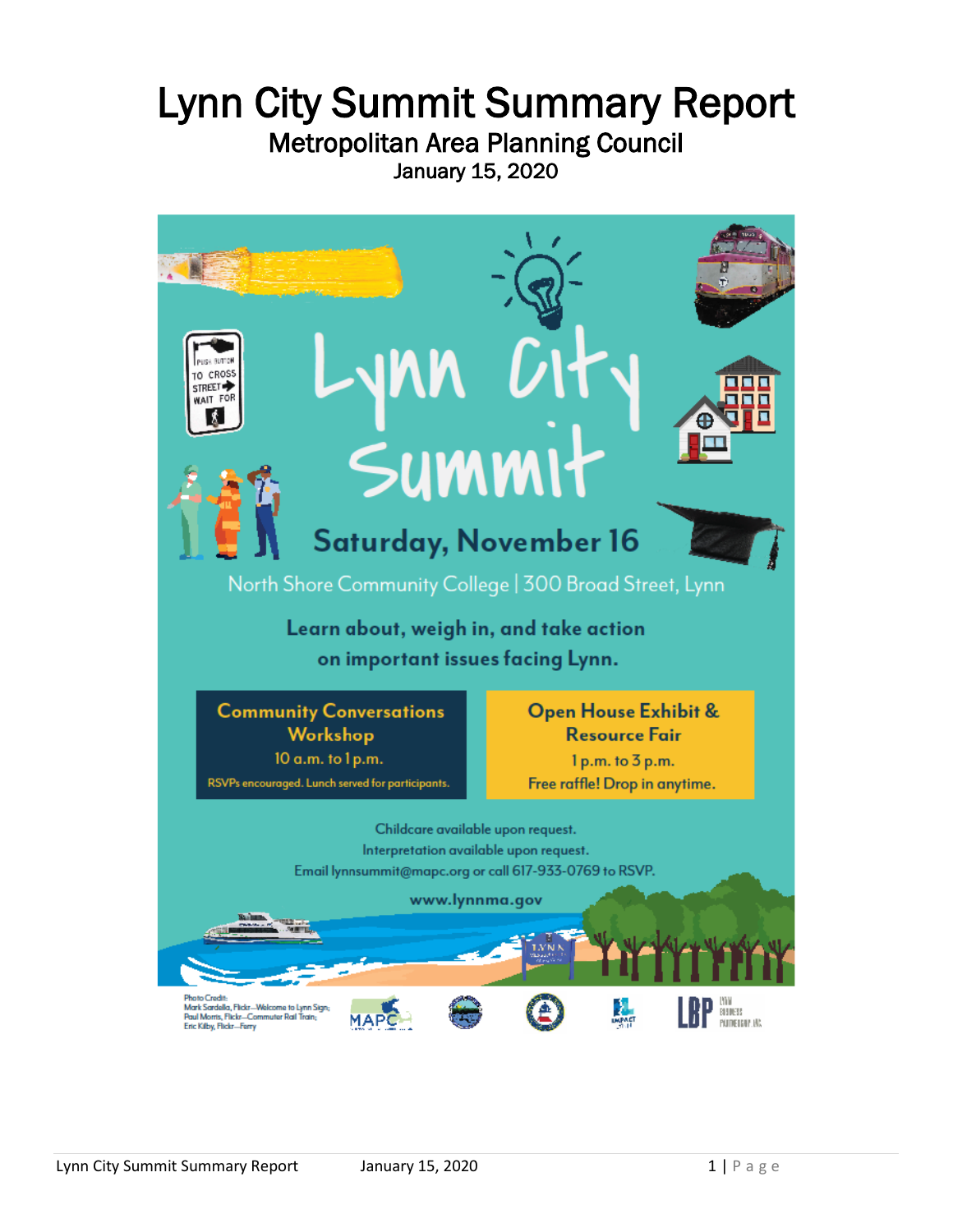# Lynn City Summit Summary Report

## Metropolitan Area Planning Council

January 15, 2020

# Lynn City Summit

## Saturday, November 16

North Shore Community College | 300 Broad Street, Lynn

**Learn about, weigh in, and take action on important issues facing Lynn.**

**Community Conversations Workshop**
10 a.m. to 1 p.m.
RSVPs encouraged. Lunch served for participants.

**Open House Exhibit & Resource Fair**
1 p.m. to 3 p.m.
Free raffle! Drop in anytime.

Childcare available upon request.
Interpretation available upon request.
Email lynnsummit@mapc.org or call 617-933-0769 to RSVP.

**www.lynnma.gov**

Photo Credit:
Mark Sardella, Flickr—Welcome to Lynn Sign;
Paul Morris, Flickr—Commuter Rail Train;
Eric Kilby, Flickr—Ferry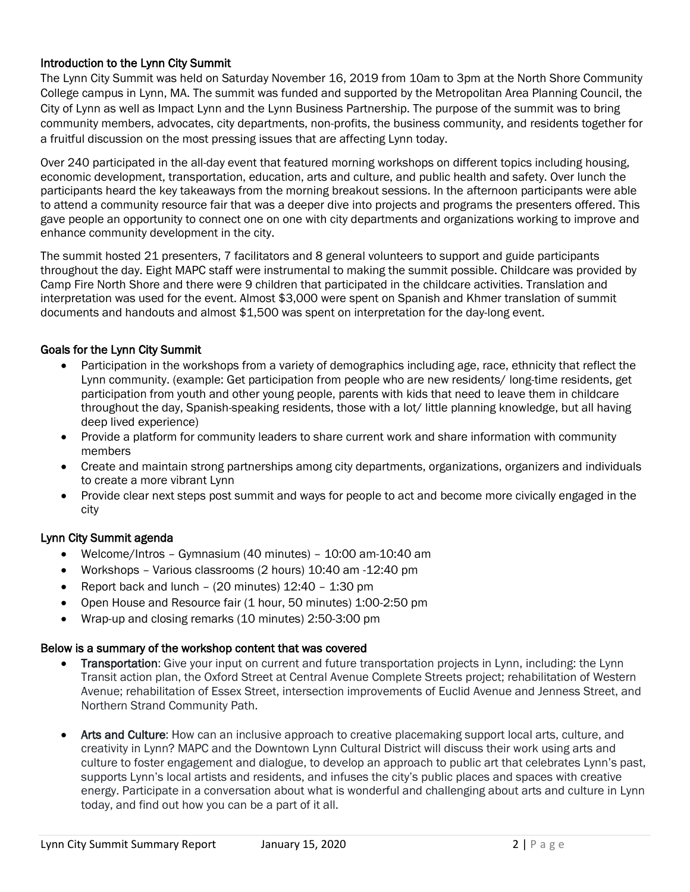## Introduction to the Lynn City Summit

The Lynn City Summit was held on Saturday November 16, 2019 from 10am to 3pm at the North Shore Community College campus in Lynn, MA. The summit was funded and supported by the Metropolitan Area Planning Council, the City of Lynn as well as Impact Lynn and the Lynn Business Partnership. The purpose of the summit was to bring community members, advocates, city departments, non-profits, the business community, and residents together for a fruitful discussion on the most pressing issues that are affecting Lynn today.

Over 240 participated in the all-day event that featured morning workshops on different topics including housing, economic development, transportation, education, arts and culture, and public health and safety. Over lunch the participants heard the key takeaways from the morning breakout sessions. In the afternoon participants were able to attend a community resource fair that was a deeper dive into projects and programs the presenters offered. This gave people an opportunity to connect one on one with city departments and organizations working to improve and enhance community development in the city.

The summit hosted 21 presenters, 7 facilitators and 8 general volunteers to support and guide participants throughout the day. Eight MAPC staff were instrumental to making the summit possible. Childcare was provided by Camp Fire North Shore and there were 9 children that participated in the childcare activities. Translation and interpretation was used for the event. Almost $3,000 were spent on Spanish and Khmer translation of summit documents and handouts and almost $1,500 was spent on interpretation for the day-long event.

## Goals for the Lynn City Summit

- Participation in the workshops from a variety of demographics including age, race, ethnicity that reflect the Lynn community. (example: Get participation from people who are new residents/ long-time residents, get participation from youth and other young people, parents with kids that need to leave them in childcare throughout the day, Spanish-speaking residents, those with a lot/ little planning knowledge, but all having deep lived experience)
- Provide a platform for community leaders to share current work and share information with community members
- Create and maintain strong partnerships among city departments, organizations, organizers and individuals to create a more vibrant Lynn
- Provide clear next steps post summit and ways for people to act and become more civically engaged in the city

## Lynn City Summit agenda

- Welcome/Intros – Gymnasium (40 minutes) – 10:00 am-10:40 am
- Workshops – Various classrooms (2 hours) 10:40 am -12:40 pm
- Report back and lunch – (20 minutes) 12:40 – 1:30 pm
- Open House and Resource fair (1 hour, 50 minutes) 1:00-2:50 pm
- Wrap-up and closing remarks (10 minutes) 2:50-3:00 pm

## Below is a summary of the workshop content that was covered

- **Transportation**: Give your input on current and future transportation projects in Lynn, including: the Lynn Transit action plan, the Oxford Street at Central Avenue Complete Streets project; rehabilitation of Western Avenue; rehabilitation of Essex Street, intersection improvements of Euclid Avenue and Jenness Street, and Northern Strand Community Path.

- **Arts and Culture**: How can an inclusive approach to creative placemaking support local arts, culture, and creativity in Lynn? MAPC and the Downtown Lynn Cultural District will discuss their work using arts and culture to foster engagement and dialogue, to develop an approach to public art that celebrates Lynn's past, supports Lynn's local artists and residents, and infuses the city's public places and spaces with creative energy. Participate in a conversation about what is wonderful and challenging about arts and culture in Lynn today, and find out how you can be a part of it all.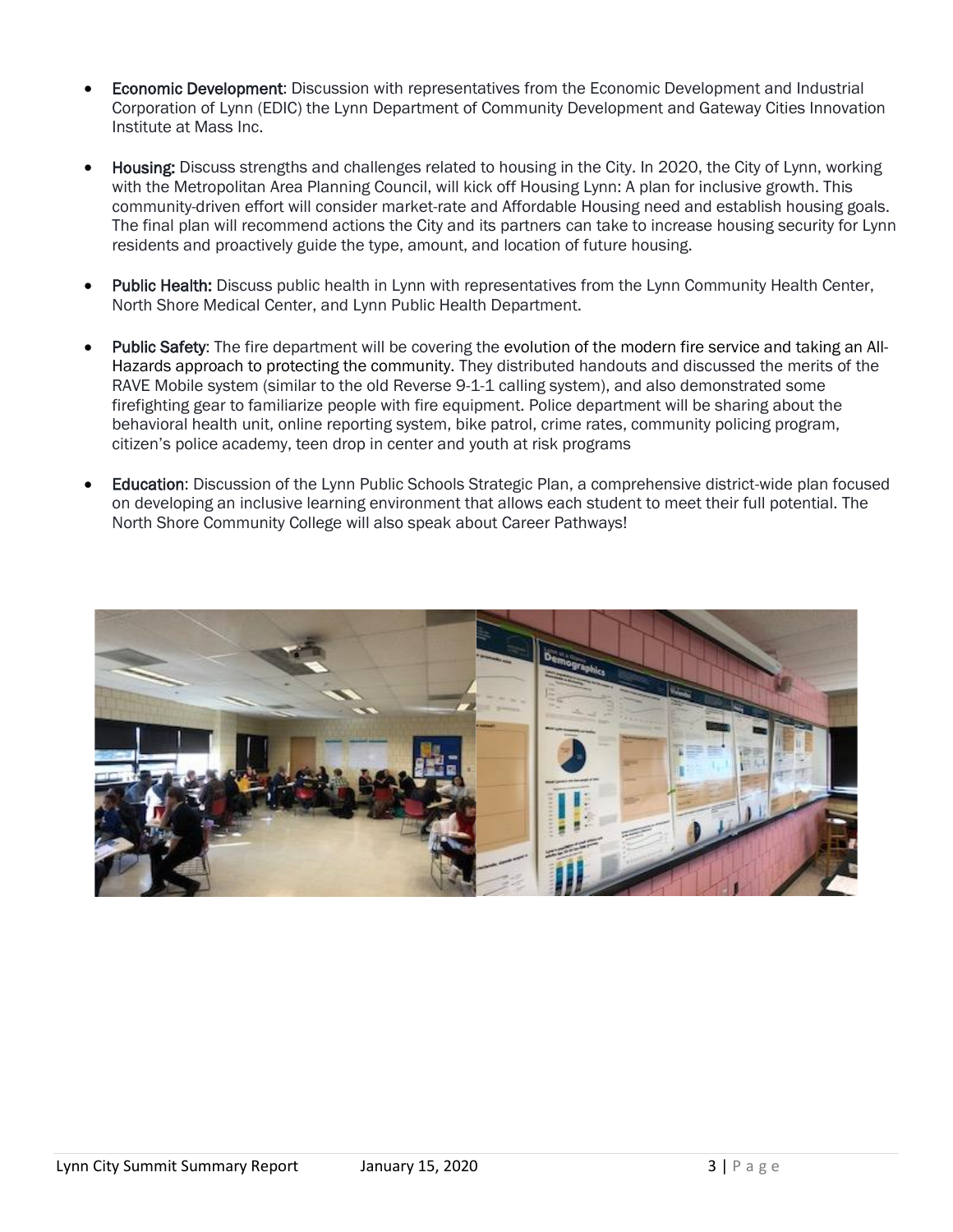- **Economic Development**: Discussion with representatives from the Economic Development and Industrial Corporation of Lynn (EDIC) the Lynn Department of Community Development and Gateway Cities Innovation Institute at Mass Inc.

- **Housing:** Discuss strengths and challenges related to housing in the City. In 2020, the City of Lynn, working with the Metropolitan Area Planning Council, will kick off Housing Lynn: A plan for inclusive growth. This community-driven effort will consider market-rate and Affordable Housing need and establish housing goals. The final plan will recommend actions the City and its partners can take to increase housing security for Lynn residents and proactively guide the type, amount, and location of future housing.

- **Public Health:** Discuss public health in Lynn with representatives from the Lynn Community Health Center, North Shore Medical Center, and Lynn Public Health Department.

- **Public Safety**: The fire department will be covering the evolution of the modern fire service and taking an All-Hazards approach to protecting the community. They distributed handouts and discussed the merits of the RAVE Mobile system (similar to the old Reverse 9-1-1 calling system), and also demonstrated some firefighting gear to familiarize people with fire equipment. Police department will be sharing about the behavioral health unit, online reporting system, bike patrol, crime rates, community policing program, citizen's police academy, teen drop in center and youth at risk programs

- **Education**: Discussion of the Lynn Public Schools Strategic Plan, a comprehensive district-wide plan focused on developing an inclusive learning environment that allows each student to meet their full potential. The North Shore Community College will also speak about Career Pathways!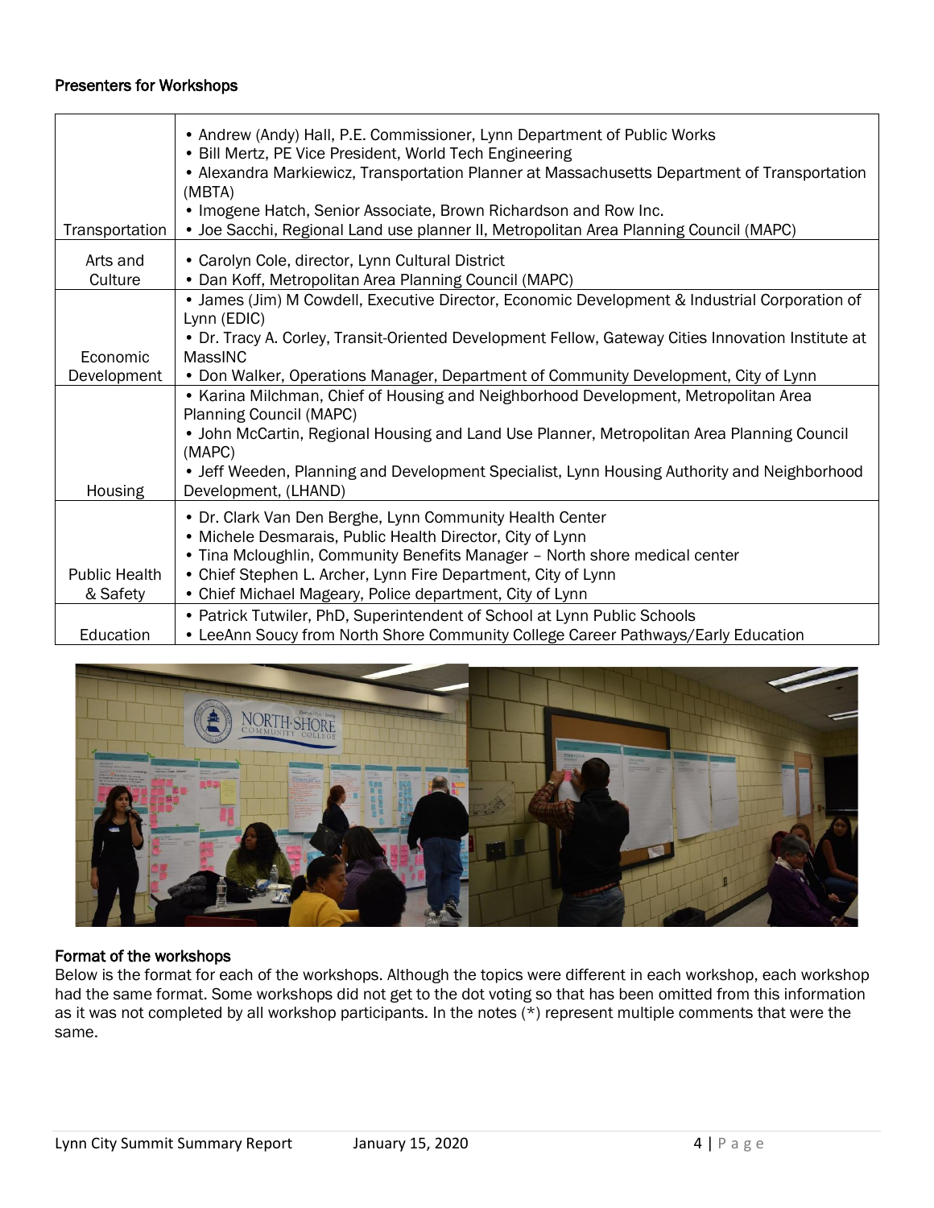### Presenters for Workshops

| | |
|---|---|
| Transportation | • Andrew (Andy) Hall, P.E. Commissioner, Lynn Department of Public Works<br>• Bill Mertz, PE Vice President, World Tech Engineering<br>• Alexandra Markiewicz, Transportation Planner at Massachusetts Department of Transportation (MBTA)<br>• Imogene Hatch, Senior Associate, Brown Richardson and Row Inc.<br>• Joe Sacchi, Regional Land use planner II, Metropolitan Area Planning Council (MAPC) |
| Arts and Culture | • Carolyn Cole, director, Lynn Cultural District<br>• Dan Koff, Metropolitan Area Planning Council (MAPC) |
| Economic Development | • James (Jim) M Cowdell, Executive Director, Economic Development & Industrial Corporation of Lynn (EDIC)<br>• Dr. Tracy A. Corley, Transit-Oriented Development Fellow, Gateway Cities Innovation Institute at MassINC<br>• Don Walker, Operations Manager, Department of Community Development, City of Lynn |
| Housing | • Karina Milchman, Chief of Housing and Neighborhood Development, Metropolitan Area Planning Council (MAPC)<br>• John McCartin, Regional Housing and Land Use Planner, Metropolitan Area Planning Council (MAPC)<br>• Jeff Weeden, Planning and Development Specialist, Lynn Housing Authority and Neighborhood Development, (LHAND) |
| Public Health & Safety | • Dr. Clark Van Den Berghe, Lynn Community Health Center<br>• Michele Desmarais, Public Health Director, City of Lynn<br>• Tina Mcloughlin, Community Benefits Manager – North shore medical center<br>• Chief Stephen L. Archer, Lynn Fire Department, City of Lynn<br>• Chief Michael Mageary, Police department, City of Lynn |
| Education | • Patrick Tutwiler, PhD, Superintendent of School at Lynn Public Schools<br>• LeeAnn Soucy from North Shore Community College Career Pathways/Early Education |

### Format of the workshops

Below is the format for each of the workshops. Although the topics were different in each workshop, each workshop had the same format. Some workshops did not get to the dot voting so that has been omitted from this information as it was not completed by all workshop participants. In the notes (*) represent multiple comments that were the same.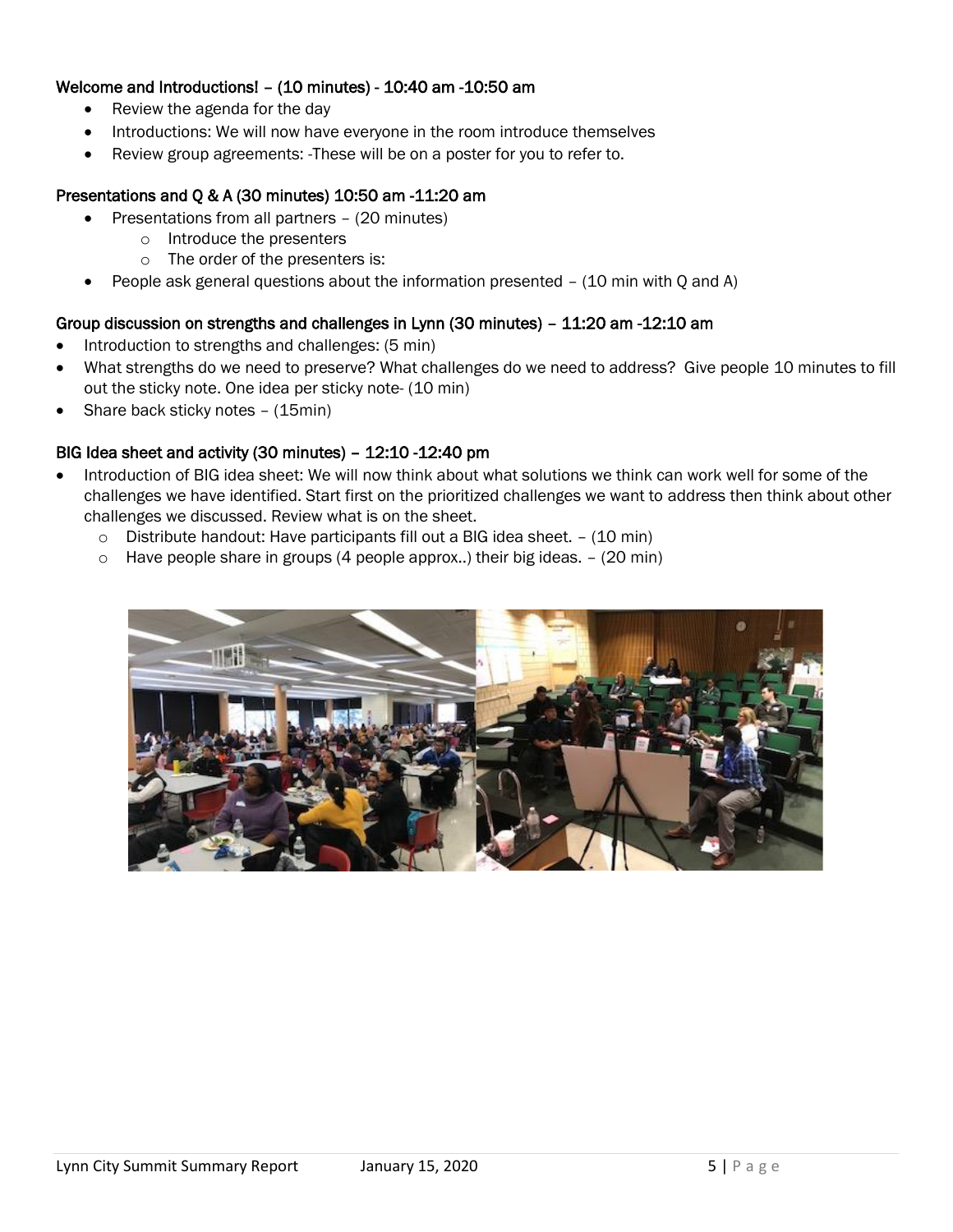### Welcome and Introductions! – (10 minutes) - 10:40 am -10:50 am

- Review the agenda for the day
- Introductions: We will now have everyone in the room introduce themselves
- Review group agreements: -These will be on a poster for you to refer to.

### Presentations and Q & A (30 minutes) 10:50 am -11:20 am

- Presentations from all partners – (20 minutes)
  - Introduce the presenters
  - The order of the presenters is:
- People ask general questions about the information presented – (10 min with Q and A)

### Group discussion on strengths and challenges in Lynn (30 minutes) – 11:20 am -12:10 am

- Introduction to strengths and challenges: (5 min)
- What strengths do we need to preserve? What challenges do we need to address? Give people 10 minutes to fill out the sticky note. One idea per sticky note- (10 min)
- Share back sticky notes – (15min)

### BIG Idea sheet and activity (30 minutes) – 12:10 -12:40 pm

- Introduction of BIG idea sheet: We will now think about what solutions we think can work well for some of the challenges we have identified. Start first on the prioritized challenges we want to address then think about other challenges we discussed. Review what is on the sheet.
  - Distribute handout: Have participants fill out a BIG idea sheet. – (10 min)
  - Have people share in groups (4 people approx..) their big ideas. – (20 min)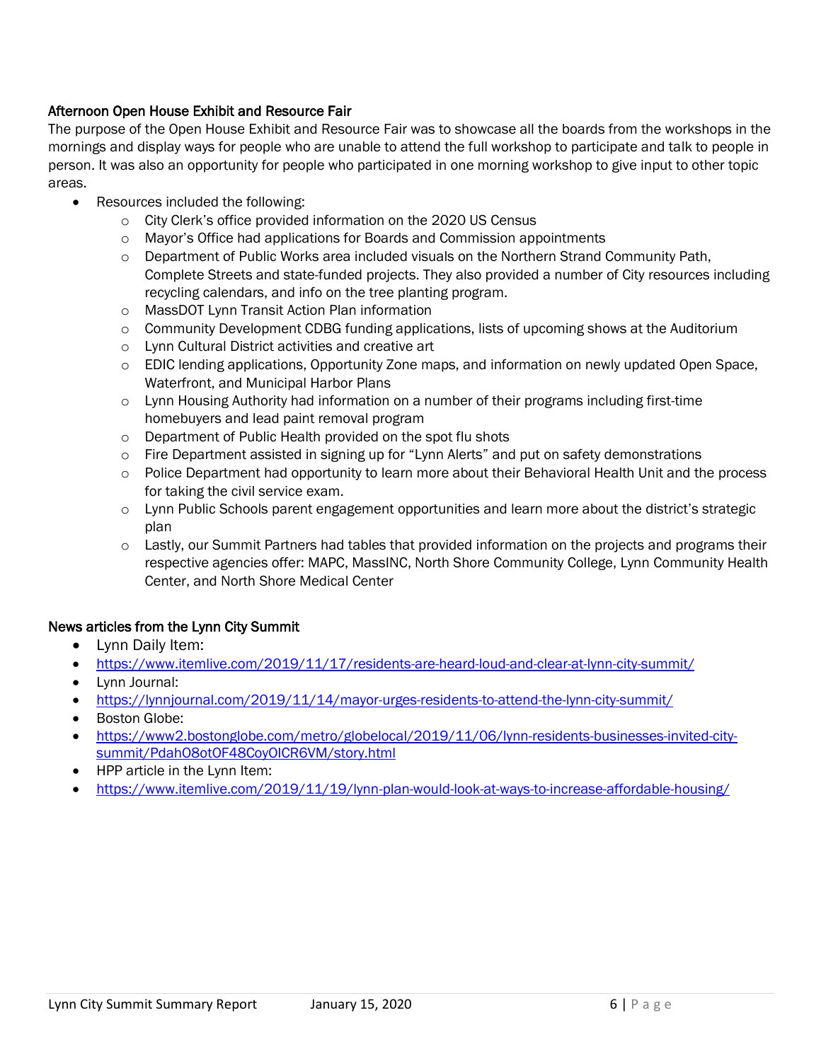### Afternoon Open House Exhibit and Resource Fair

The purpose of the Open House Exhibit and Resource Fair was to showcase all the boards from the workshops in the mornings and display ways for people who are unable to attend the full workshop to participate and talk to people in person. It was also an opportunity for people who participated in one morning workshop to give input to other topic areas.

- Resources included the following:
  - City Clerk's office provided information on the 2020 US Census
  - Mayor's Office had applications for Boards and Commission appointments
  - Department of Public Works area included visuals on the Northern Strand Community Path, Complete Streets and state-funded projects. They also provided a number of City resources including recycling calendars, and info on the tree planting program.
  - MassDOT Lynn Transit Action Plan information
  - Community Development CDBG funding applications, lists of upcoming shows at the Auditorium
  - Lynn Cultural District activities and creative art
  - EDIC lending applications, Opportunity Zone maps, and information on newly updated Open Space, Waterfront, and Municipal Harbor Plans
  - Lynn Housing Authority had information on a number of their programs including first-time homebuyers and lead paint removal program
  - Department of Public Health provided on the spot flu shots
  - Fire Department assisted in signing up for "Lynn Alerts" and put on safety demonstrations
  - Police Department had opportunity to learn more about their Behavioral Health Unit and the process for taking the civil service exam.
  - Lynn Public Schools parent engagement opportunities and learn more about the district's strategic plan
  - Lastly, our Summit Partners had tables that provided information on the projects and programs their respective agencies offer: MAPC, MassINC, North Shore Community College, Lynn Community Health Center, and North Shore Medical Center

### News articles from the Lynn City Summit

- Lynn Daily Item:
- https://www.itemlive.com/2019/11/17/residents-are-heard-loud-and-clear-at-lynn-city-summit/
- Lynn Journal:
- https://lynnjournal.com/2019/11/14/mayor-urges-residents-to-attend-the-lynn-city-summit/
- Boston Globe:
- https://www2.bostonglobe.com/metro/globelocal/2019/11/06/lynn-residents-businesses-invited-city-summit/Pdah08otOF48CoyOICR6VM/story.html
- HPP article in the Lynn Item:
- https://www.itemlive.com/2019/11/19/lynn-plan-would-look-at-ways-to-increase-affordable-housing/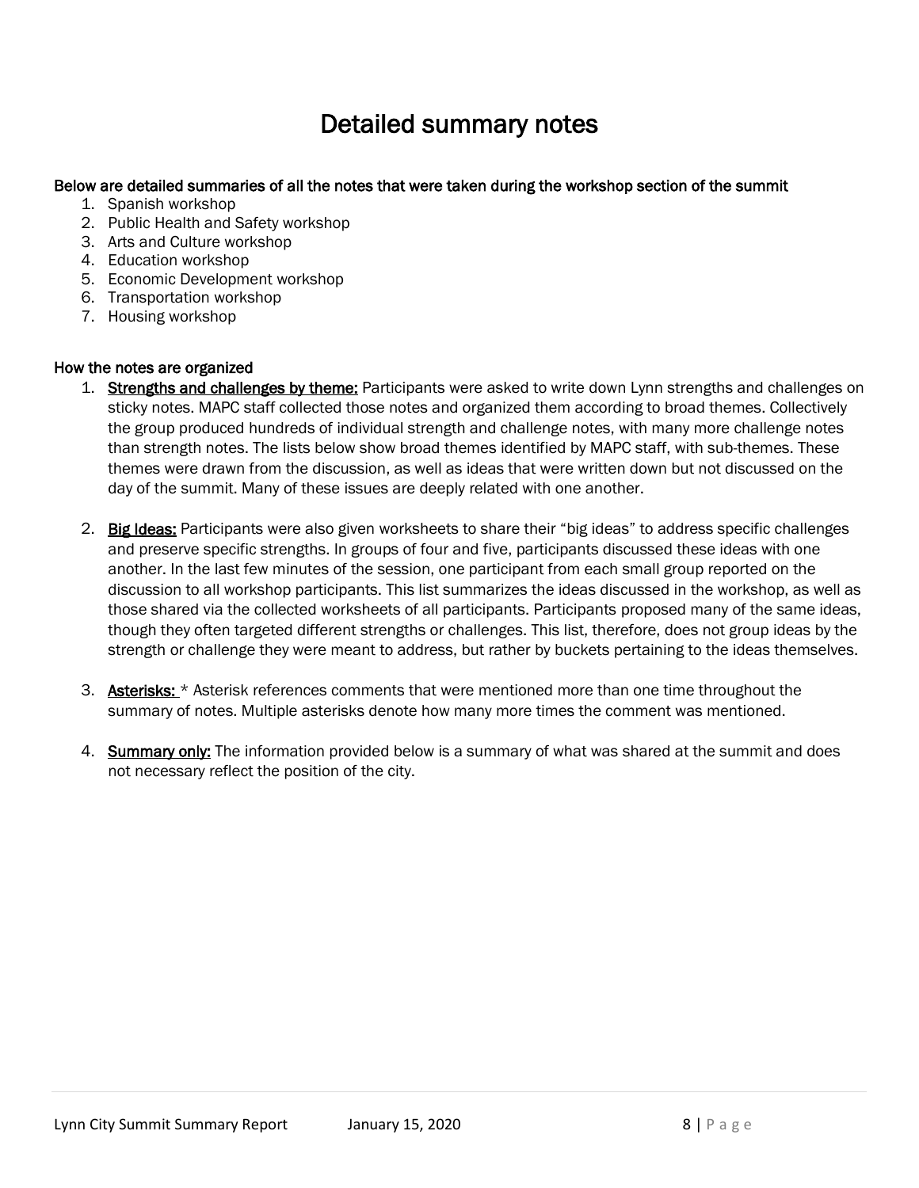# Detailed summary notes

**Below are detailed summaries of all the notes that were taken during the workshop section of the summit**

1. Spanish workshop
2. Public Health and Safety workshop
3. Arts and Culture workshop
4. Education workshop
5. Economic Development workshop
6. Transportation workshop
7. Housing workshop

**How the notes are organized**

1. **Strengths and challenges by theme:** Participants were asked to write down Lynn strengths and challenges on sticky notes. MAPC staff collected those notes and organized them according to broad themes. Collectively the group produced hundreds of individual strength and challenge notes, with many more challenge notes than strength notes. The lists below show broad themes identified by MAPC staff, with sub-themes. These themes were drawn from the discussion, as well as ideas that were written down but not discussed on the day of the summit. Many of these issues are deeply related with one another.

2. **Big Ideas:** Participants were also given worksheets to share their "big ideas" to address specific challenges and preserve specific strengths. In groups of four and five, participants discussed these ideas with one another. In the last few minutes of the session, one participant from each small group reported on the discussion to all workshop participants. This list summarizes the ideas discussed in the workshop, as well as those shared via the collected worksheets of all participants. Participants proposed many of the same ideas, though they often targeted different strengths or challenges. This list, therefore, does not group ideas by the strength or challenge they were meant to address, but rather by buckets pertaining to the ideas themselves.

3. **Asterisks:** * Asterisk references comments that were mentioned more than one time throughout the summary of notes. Multiple asterisks denote how many more times the comment was mentioned.

4. **Summary only:** The information provided below is a summary of what was shared at the summit and does not necessary reflect the position of the city.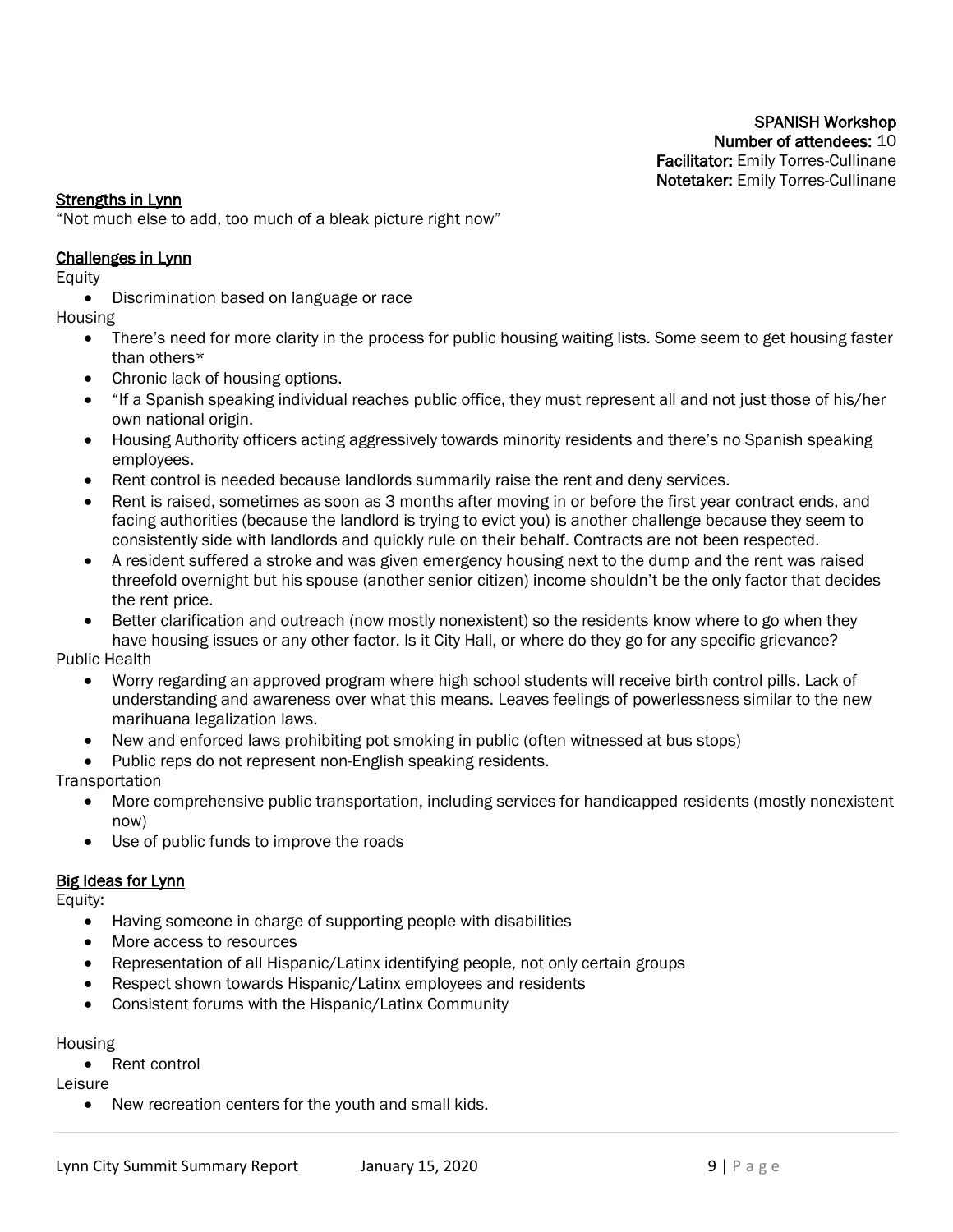**SPANISH Workshop**
**Number of attendees:** 10
**Facilitator:** Emily Torres-Cullinane
**Notetaker:** Emily Torres-Cullinane

## Strengths in Lynn

"Not much else to add, too much of a bleak picture right now"

## Challenges in Lynn

Equity

- Discrimination based on language or race

Housing

- There's need for more clarity in the process for public housing waiting lists. Some seem to get housing faster than others*
- Chronic lack of housing options.
- "If a Spanish speaking individual reaches public office, they must represent all and not just those of his/her own national origin.
- Housing Authority officers acting aggressively towards minority residents and there's no Spanish speaking employees.
- Rent control is needed because landlords summarily raise the rent and deny services.
- Rent is raised, sometimes as soon as 3 months after moving in or before the first year contract ends, and facing authorities (because the landlord is trying to evict you) is another challenge because they seem to consistently side with landlords and quickly rule on their behalf. Contracts are not been respected.
- A resident suffered a stroke and was given emergency housing next to the dump and the rent was raised threefold overnight but his spouse (another senior citizen) income shouldn't be the only factor that decides the rent price.
- Better clarification and outreach (now mostly nonexistent) so the residents know where to go when they have housing issues or any other factor. Is it City Hall, or where do they go for any specific grievance?

Public Health

- Worry regarding an approved program where high school students will receive birth control pills. Lack of understanding and awareness over what this means. Leaves feelings of powerlessness similar to the new marihuana legalization laws.
- New and enforced laws prohibiting pot smoking in public (often witnessed at bus stops)
- Public reps do not represent non-English speaking residents.

Transportation

- More comprehensive public transportation, including services for handicapped residents (mostly nonexistent now)
- Use of public funds to improve the roads

## Big Ideas for Lynn

Equity:

- Having someone in charge of supporting people with disabilities
- More access to resources
- Representation of all Hispanic/Latinx identifying people, not only certain groups
- Respect shown towards Hispanic/Latinx employees and residents
- Consistent forums with the Hispanic/Latinx Community

Housing

- Rent control

Leisure

- New recreation centers for the youth and small kids.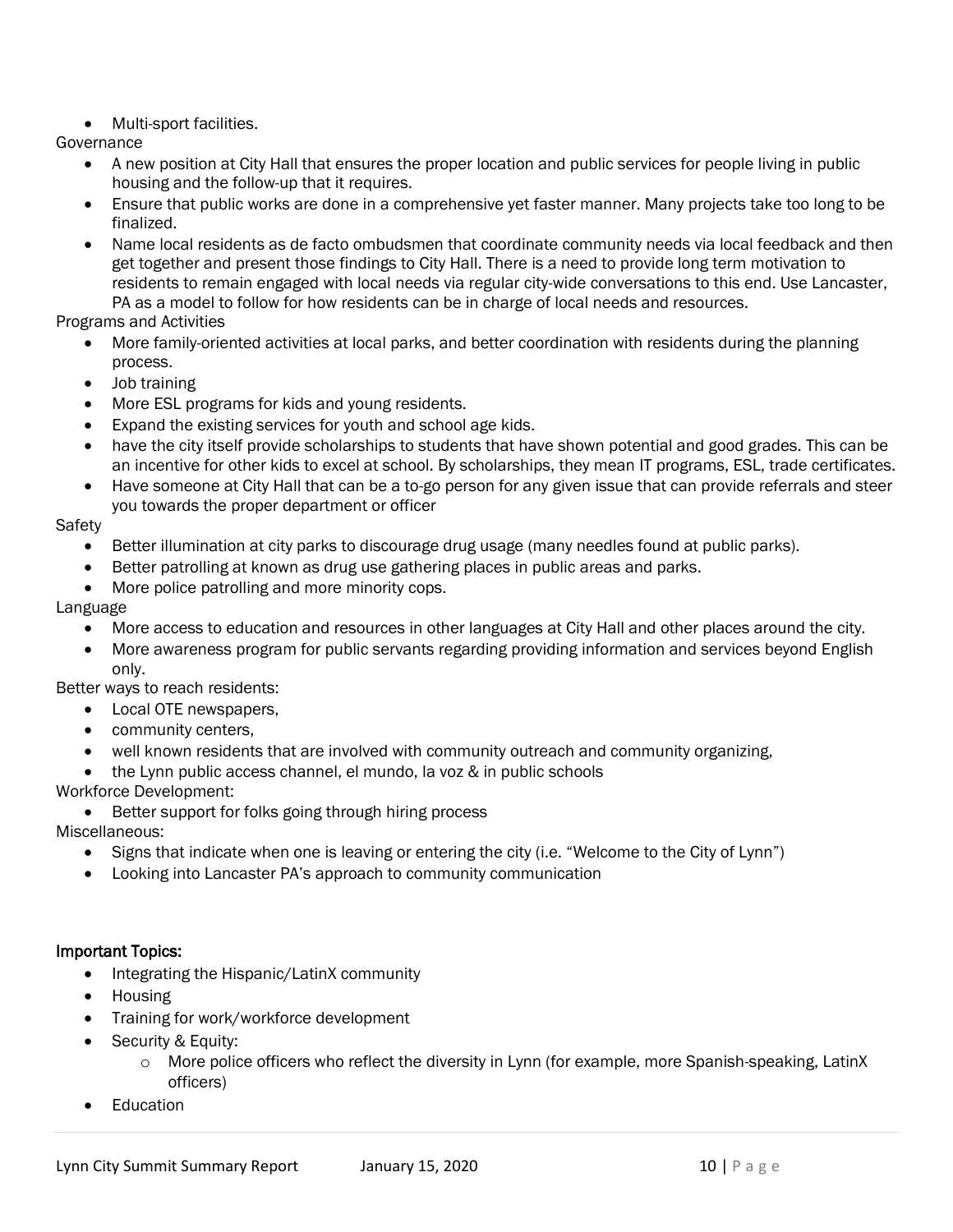- Multi-sport facilities.

Governance

- A new position at City Hall that ensures the proper location and public services for people living in public housing and the follow-up that it requires.
- Ensure that public works are done in a comprehensive yet faster manner. Many projects take too long to be finalized.
- Name local residents as de facto ombudsmen that coordinate community needs via local feedback and then get together and present those findings to City Hall. There is a need to provide long term motivation to residents to remain engaged with local needs via regular city-wide conversations to this end. Use Lancaster, PA as a model to follow for how residents can be in charge of local needs and resources.

Programs and Activities

- More family-oriented activities at local parks, and better coordination with residents during the planning process.
- Job training
- More ESL programs for kids and young residents.
- Expand the existing services for youth and school age kids.
- have the city itself provide scholarships to students that have shown potential and good grades. This can be an incentive for other kids to excel at school. By scholarships, they mean IT programs, ESL, trade certificates.
- Have someone at City Hall that can be a to-go person for any given issue that can provide referrals and steer you towards the proper department or officer

Safety

- Better illumination at city parks to discourage drug usage (many needles found at public parks).
- Better patrolling at known as drug use gathering places in public areas and parks.
- More police patrolling and more minority cops.

Language

- More access to education and resources in other languages at City Hall and other places around the city.
- More awareness program for public servants regarding providing information and services beyond English only.

Better ways to reach residents:

- Local OTE newspapers,
- community centers,
- well known residents that are involved with community outreach and community organizing,
- the Lynn public access channel, el mundo, la voz & in public schools

Workforce Development:

- Better support for folks going through hiring process

Miscellaneous:

- Signs that indicate when one is leaving or entering the city (i.e. "Welcome to the City of Lynn")
- Looking into Lancaster PA's approach to community communication

**Important Topics:**

- Integrating the Hispanic/LatinX community
- Housing
- Training for work/workforce development
- Security & Equity:
  - More police officers who reflect the diversity in Lynn (for example, more Spanish-speaking, LatinX officers)
- Education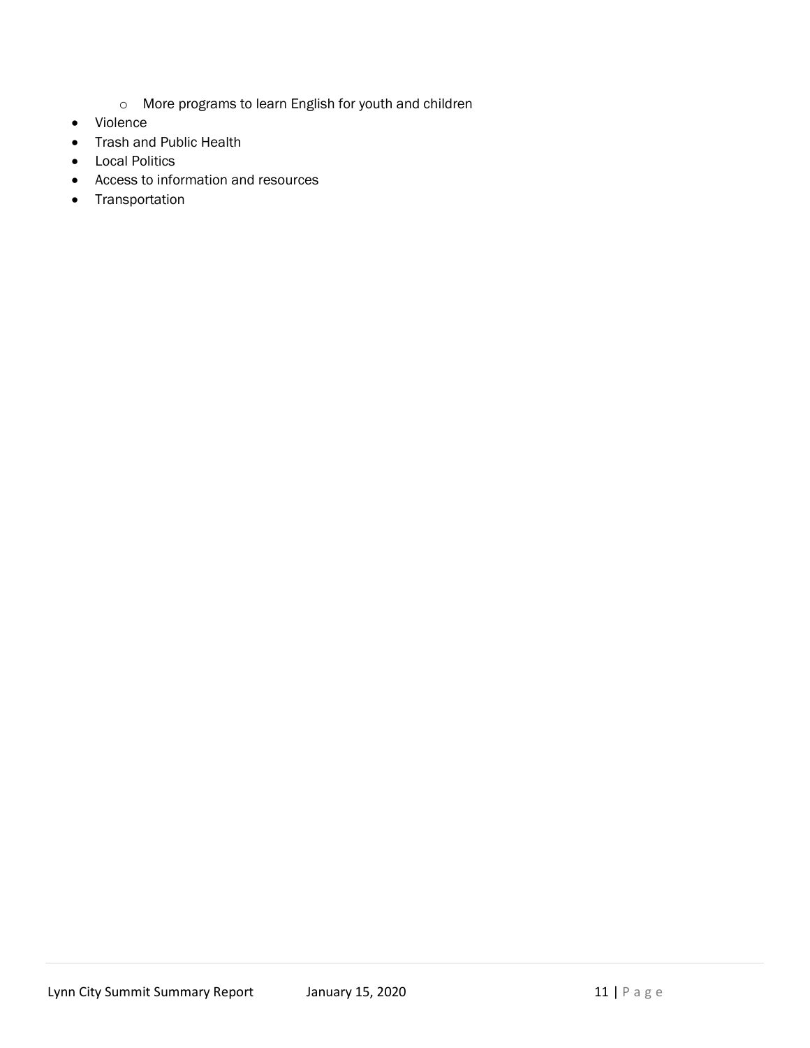- More programs to learn English for youth and children
- Violence
- Trash and Public Health
- Local Politics
- Access to information and resources
- Transportation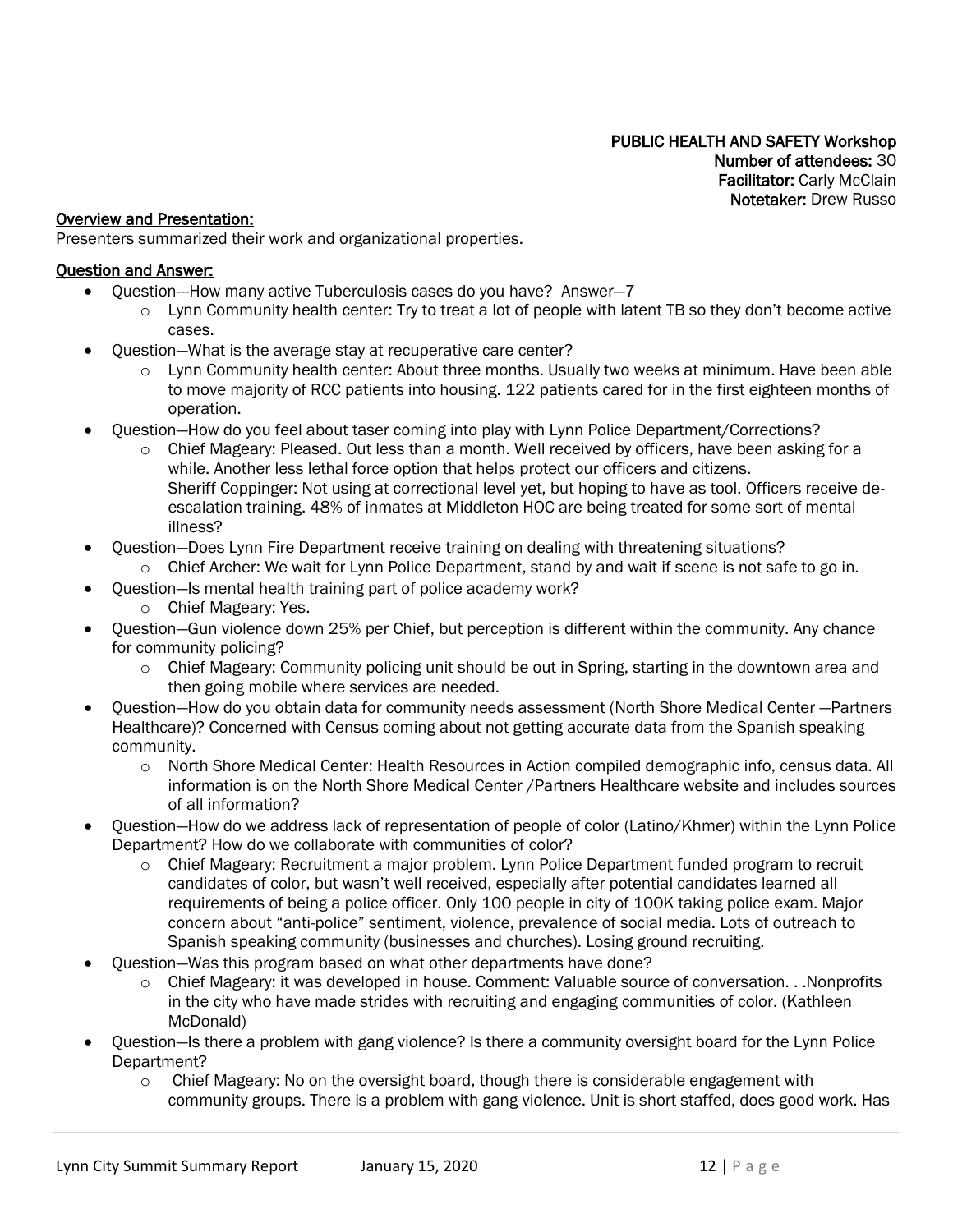**PUBLIC HEALTH AND SAFETY Workshop**
**Number of attendees:** 30
**Facilitator:** Carly McClain
**Notetaker:** Drew Russo

**Overview and Presentation:**

Presenters summarized their work and organizational properties.

**Question and Answer:**

- Question—-How many active Tuberculosis cases do you have? Answer—7
  - Lynn Community health center: Try to treat a lot of people with latent TB so they don't become active cases.
- Question—What is the average stay at recuperative care center?
  - Lynn Community health center: About three months. Usually two weeks at minimum. Have been able to move majority of RCC patients into housing. 122 patients cared for in the first eighteen months of operation.
- Question—How do you feel about taser coming into play with Lynn Police Department/Corrections?
  - Chief Mageary: Pleased. Out less than a month. Well received by officers, have been asking for a while. Another less lethal force option that helps protect our officers and citizens.
    Sheriff Coppinger: Not using at correctional level yet, but hoping to have as tool. Officers receive de-escalation training. 48% of inmates at Middleton HOC are being treated for some sort of mental illness?
- Question—Does Lynn Fire Department receive training on dealing with threatening situations?
  - Chief Archer: We wait for Lynn Police Department, stand by and wait if scene is not safe to go in.
- Question—Is mental health training part of police academy work?
  - Chief Mageary: Yes.
- Question—Gun violence down 25% per Chief, but perception is different within the community. Any chance for community policing?
  - Chief Mageary: Community policing unit should be out in Spring, starting in the downtown area and then going mobile where services are needed.
- Question—How do you obtain data for community needs assessment (North Shore Medical Center —Partners Healthcare)? Concerned with Census coming about not getting accurate data from the Spanish speaking community.
  - North Shore Medical Center: Health Resources in Action compiled demographic info, census data. All information is on the North Shore Medical Center /Partners Healthcare website and includes sources of all information?
- Question—How do we address lack of representation of people of color (Latino/Khmer) within the Lynn Police Department? How do we collaborate with communities of color?
  - Chief Mageary: Recruitment a major problem. Lynn Police Department funded program to recruit candidates of color, but wasn't well received, especially after potential candidates learned all requirements of being a police officer. Only 100 people in city of 100K taking police exam. Major concern about "anti-police" sentiment, violence, prevalence of social media. Lots of outreach to Spanish speaking community (businesses and churches). Losing ground recruiting.
- Question—Was this program based on what other departments have done?
  - Chief Mageary: it was developed in house. Comment: Valuable source of conversation. . .Nonprofits in the city who have made strides with recruiting and engaging communities of color. (Kathleen McDonald)
- Question—Is there a problem with gang violence? Is there a community oversight board for the Lynn Police Department?
  - Chief Mageary: No on the oversight board, though there is considerable engagement with community groups. There is a problem with gang violence. Unit is short staffed, does good work. Has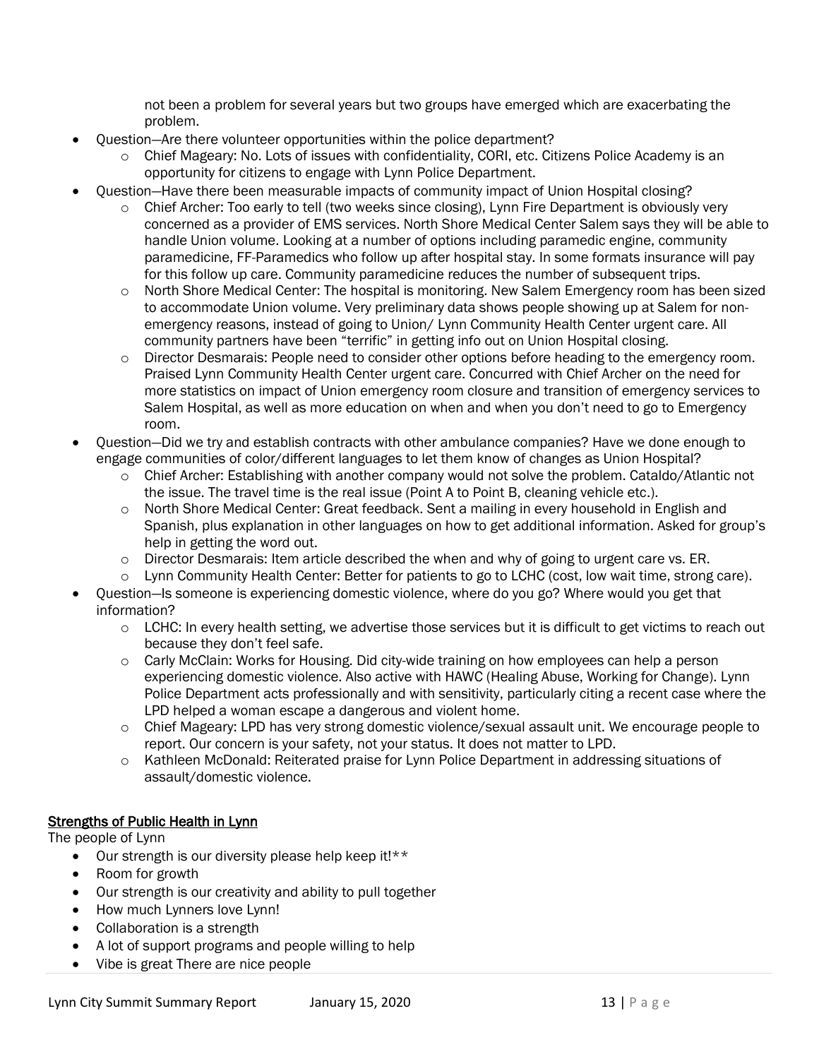not been a problem for several years but two groups have emerged which are exacerbating the problem.

- Question—Are there volunteer opportunities within the police department?
  - Chief Mageary: No. Lots of issues with confidentiality, CORI, etc. Citizens Police Academy is an opportunity for citizens to engage with Lynn Police Department.
- Question—Have there been measurable impacts of community impact of Union Hospital closing?
  - Chief Archer: Too early to tell (two weeks since closing), Lynn Fire Department is obviously very concerned as a provider of EMS services. North Shore Medical Center Salem says they will be able to handle Union volume. Looking at a number of options including paramedic engine, community paramedicine, FF-Paramedics who follow up after hospital stay. In some formats insurance will pay for this follow up care. Community paramedicine reduces the number of subsequent trips.
  - North Shore Medical Center: The hospital is monitoring. New Salem Emergency room has been sized to accommodate Union volume. Very preliminary data shows people showing up at Salem for non-emergency reasons, instead of going to Union/ Lynn Community Health Center urgent care. All community partners have been "terrific" in getting info out on Union Hospital closing.
  - Director Desmarais: People need to consider other options before heading to the emergency room. Praised Lynn Community Health Center urgent care. Concurred with Chief Archer on the need for more statistics on impact of Union emergency room closure and transition of emergency services to Salem Hospital, as well as more education on when and when you don't need to go to Emergency room.
- Question—Did we try and establish contracts with other ambulance companies? Have we done enough to engage communities of color/different languages to let them know of changes as Union Hospital?
  - Chief Archer: Establishing with another company would not solve the problem. Cataldo/Atlantic not the issue. The travel time is the real issue (Point A to Point B, cleaning vehicle etc.).
  - North Shore Medical Center: Great feedback. Sent a mailing in every household in English and Spanish, plus explanation in other languages on how to get additional information. Asked for group's help in getting the word out.
  - Director Desmarais: Item article described the when and why of going to urgent care vs. ER.
  - Lynn Community Health Center: Better for patients to go to LCHC (cost, low wait time, strong care).
- Question—Is someone is experiencing domestic violence, where do you go? Where would you get that information?
  - LCHC: In every health setting, we advertise those services but it is difficult to get victims to reach out because they don't feel safe.
  - Carly McClain: Works for Housing. Did city-wide training on how employees can help a person experiencing domestic violence. Also active with HAWC (Healing Abuse, Working for Change). Lynn Police Department acts professionally and with sensitivity, particularly citing a recent case where the LPD helped a woman escape a dangerous and violent home.
  - Chief Mageary: LPD has very strong domestic violence/sexual assault unit. We encourage people to report. Our concern is your safety, not your status. It does not matter to LPD.
  - Kathleen McDonald: Reiterated praise for Lynn Police Department in addressing situations of assault/domestic violence.

## Strengths of Public Health in Lynn

The people of Lynn

- Our strength is our diversity please help keep it!**
- Room for growth
- Our strength is our creativity and ability to pull together
- How much Lynners love Lynn!
- Collaboration is a strength
- A lot of support programs and people willing to help
- Vibe is great There are nice people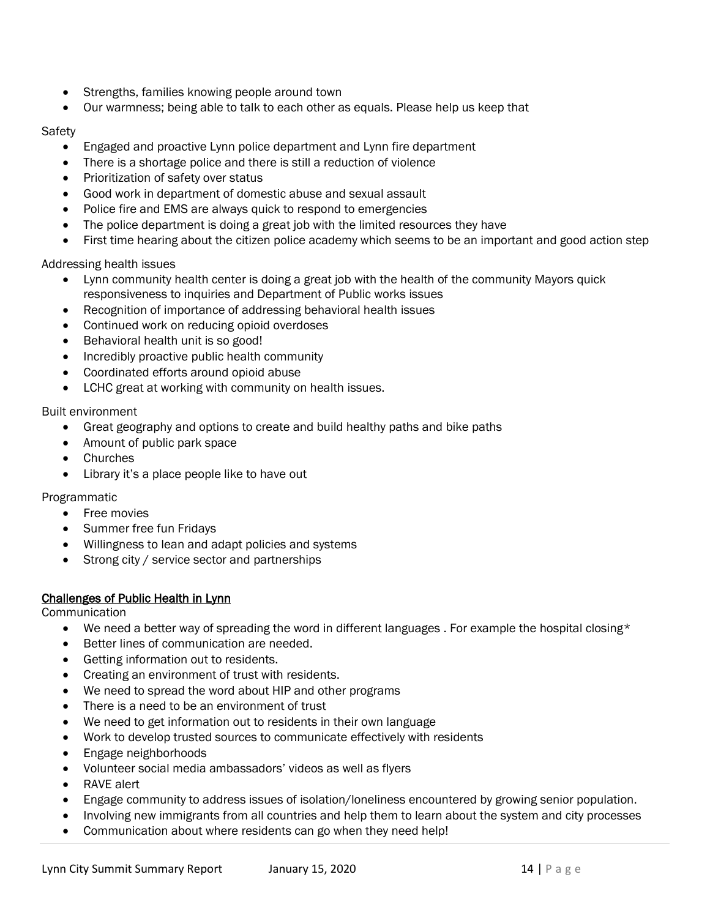- Strengths, families knowing people around town
- Our warmness; being able to talk to each other as equals. Please help us keep that

Safety

- Engaged and proactive Lynn police department and Lynn fire department
- There is a shortage police and there is still a reduction of violence
- Prioritization of safety over status
- Good work in department of domestic abuse and sexual assault
- Police fire and EMS are always quick to respond to emergencies
- The police department is doing a great job with the limited resources they have
- First time hearing about the citizen police academy which seems to be an important and good action step

Addressing health issues

- Lynn community health center is doing a great job with the health of the community Mayors quick responsiveness to inquiries and Department of Public works issues
- Recognition of importance of addressing behavioral health issues
- Continued work on reducing opioid overdoses
- Behavioral health unit is so good!
- Incredibly proactive public health community
- Coordinated efforts around opioid abuse
- LCHC great at working with community on health issues.

Built environment

- Great geography and options to create and build healthy paths and bike paths
- Amount of public park space
- Churches
- Library it's a place people like to have out

Programmatic

- Free movies
- Summer free fun Fridays
- Willingness to lean and adapt policies and systems
- Strong city / service sector and partnerships

<u>Challenges of Public Health in Lynn</u>

Communication

- We need a better way of spreading the word in different languages . For example the hospital closing*
- Better lines of communication are needed.
- Getting information out to residents.
- Creating an environment of trust with residents.
- We need to spread the word about HIP and other programs
- There is a need to be an environment of trust
- We need to get information out to residents in their own language
- Work to develop trusted sources to communicate effectively with residents
- Engage neighborhoods
- Volunteer social media ambassadors' videos as well as flyers
- RAVE alert
- Engage community to address issues of isolation/loneliness encountered by growing senior population.
- Involving new immigrants from all countries and help them to learn about the system and city processes
- Communication about where residents can go when they need help!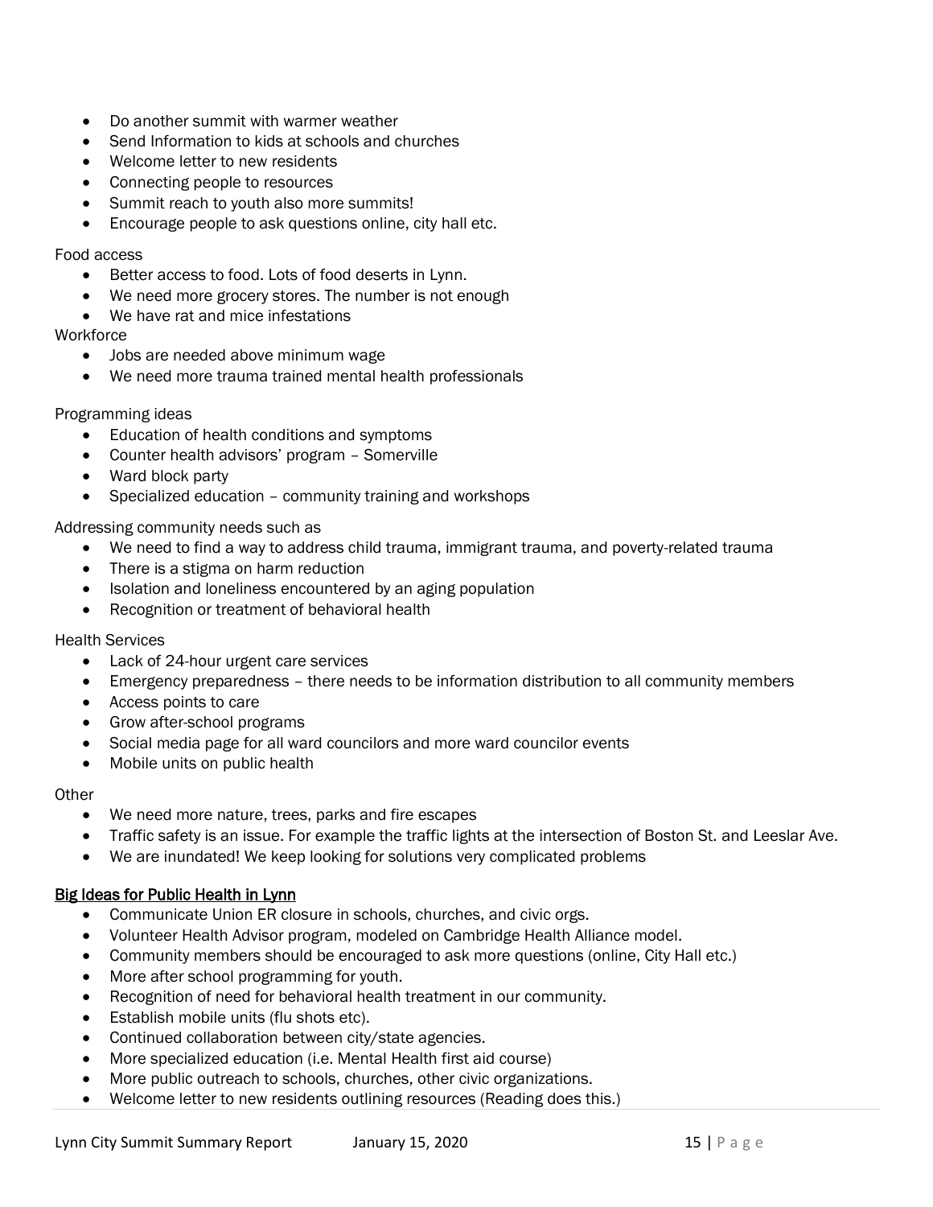- Do another summit with warmer weather
- Send Information to kids at schools and churches
- Welcome letter to new residents
- Connecting people to resources
- Summit reach to youth also more summits!
- Encourage people to ask questions online, city hall etc.

Food access

- Better access to food. Lots of food deserts in Lynn.
- We need more grocery stores. The number is not enough
- We have rat and mice infestations

Workforce

- Jobs are needed above minimum wage
- We need more trauma trained mental health professionals

Programming ideas

- Education of health conditions and symptoms
- Counter health advisors' program – Somerville
- Ward block party
- Specialized education – community training and workshops

Addressing community needs such as

- We need to find a way to address child trauma, immigrant trauma, and poverty-related trauma
- There is a stigma on harm reduction
- Isolation and loneliness encountered by an aging population
- Recognition or treatment of behavioral health

Health Services

- Lack of 24-hour urgent care services
- Emergency preparedness – there needs to be information distribution to all community members
- Access points to care
- Grow after-school programs
- Social media page for all ward councilors and more ward councilor events
- Mobile units on public health

Other

- We need more nature, trees, parks and fire escapes
- Traffic safety is an issue. For example the traffic lights at the intersection of Boston St. and Leeslar Ave.
- We are inundated! We keep looking for solutions very complicated problems

<u>Big Ideas for Public Health in Lynn</u>

- Communicate Union ER closure in schools, churches, and civic orgs.
- Volunteer Health Advisor program, modeled on Cambridge Health Alliance model.
- Community members should be encouraged to ask more questions (online, City Hall etc.)
- More after school programming for youth.
- Recognition of need for behavioral health treatment in our community.
- Establish mobile units (flu shots etc).
- Continued collaboration between city/state agencies.
- More specialized education (i.e. Mental Health first aid course)
- More public outreach to schools, churches, other civic organizations.
- Welcome letter to new residents outlining resources (Reading does this.)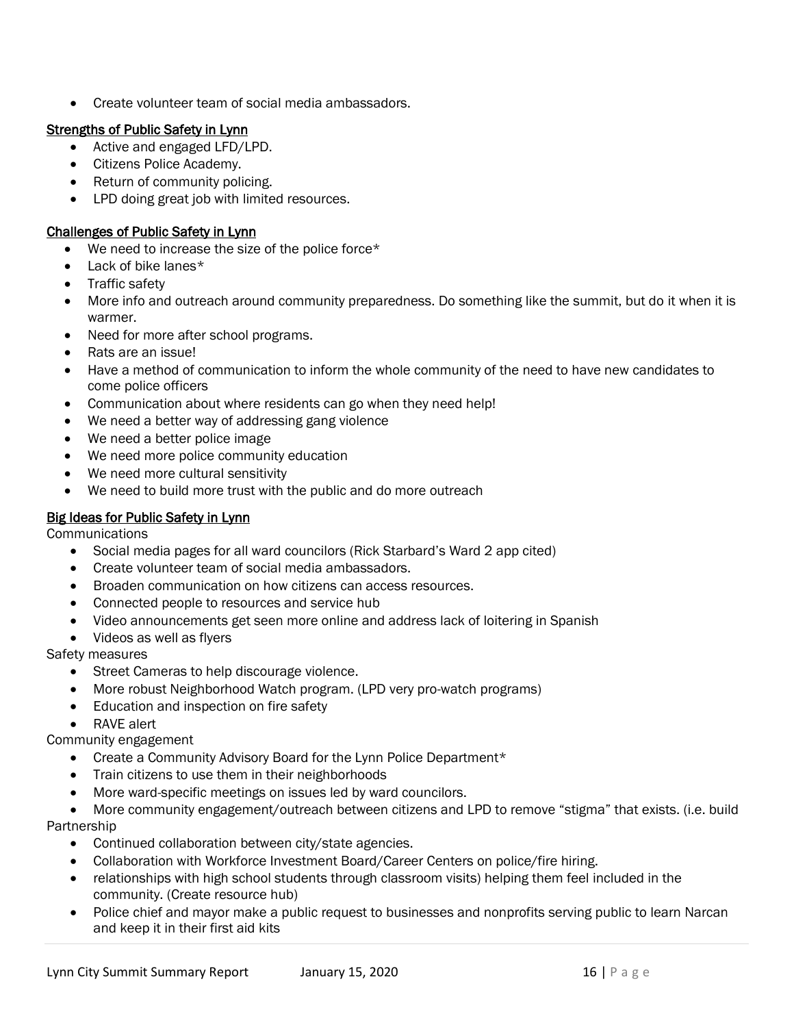- Create volunteer team of social media ambassadors.

## Strengths of Public Safety in Lynn

- Active and engaged LFD/LPD.
- Citizens Police Academy.
- Return of community policing.
- LPD doing great job with limited resources.

## Challenges of Public Safety in Lynn

- We need to increase the size of the police force*
- Lack of bike lanes*
- Traffic safety
- More info and outreach around community preparedness. Do something like the summit, but do it when it is warmer.
- Need for more after school programs.
- Rats are an issue!
- Have a method of communication to inform the whole community of the need to have new candidates to come police officers
- Communication about where residents can go when they need help!
- We need a better way of addressing gang violence
- We need a better police image
- We need more police community education
- We need more cultural sensitivity
- We need to build more trust with the public and do more outreach

## Big Ideas for Public Safety in Lynn

Communications

- Social media pages for all ward councilors (Rick Starbard's Ward 2 app cited)
- Create volunteer team of social media ambassadors.
- Broaden communication on how citizens can access resources.
- Connected people to resources and service hub
- Video announcements get seen more online and address lack of loitering in Spanish
- Videos as well as flyers

Safety measures

- Street Cameras to help discourage violence.
- More robust Neighborhood Watch program. (LPD very pro-watch programs)
- Education and inspection on fire safety
- RAVE alert

Community engagement

- Create a Community Advisory Board for the Lynn Police Department*
- Train citizens to use them in their neighborhoods
- More ward-specific meetings on issues led by ward councilors.
- More community engagement/outreach between citizens and LPD to remove "stigma" that exists. (i.e. build

Partnership

- Continued collaboration between city/state agencies.
- Collaboration with Workforce Investment Board/Career Centers on police/fire hiring.
- relationships with high school students through classroom visits) helping them feel included in the community. (Create resource hub)
- Police chief and mayor make a public request to businesses and nonprofits serving public to learn Narcan and keep it in their first aid kits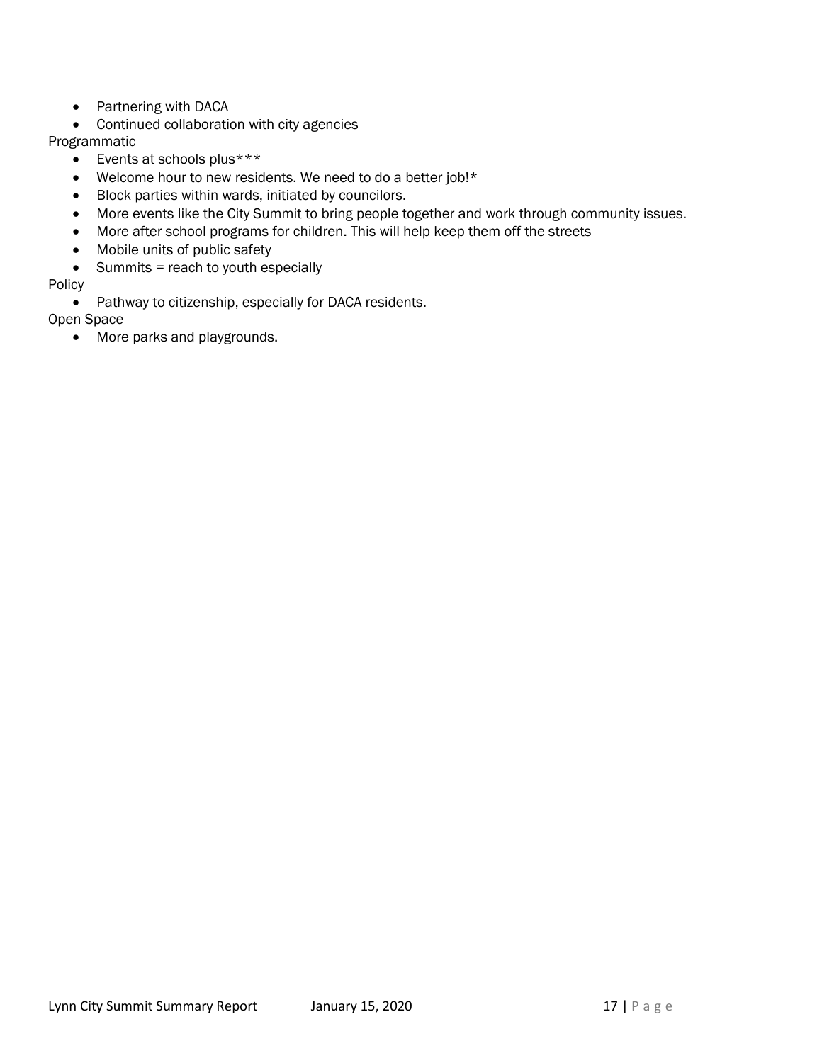- Partnering with DACA
- Continued collaboration with city agencies

Programmatic

- Events at schools plus***
- Welcome hour to new residents. We need to do a better job!*
- Block parties within wards, initiated by councilors.
- More events like the City Summit to bring people together and work through community issues.
- More after school programs for children. This will help keep them off the streets
- Mobile units of public safety
- Summits = reach to youth especially

Policy

- Pathway to citizenship, especially for DACA residents.

Open Space

- More parks and playgrounds.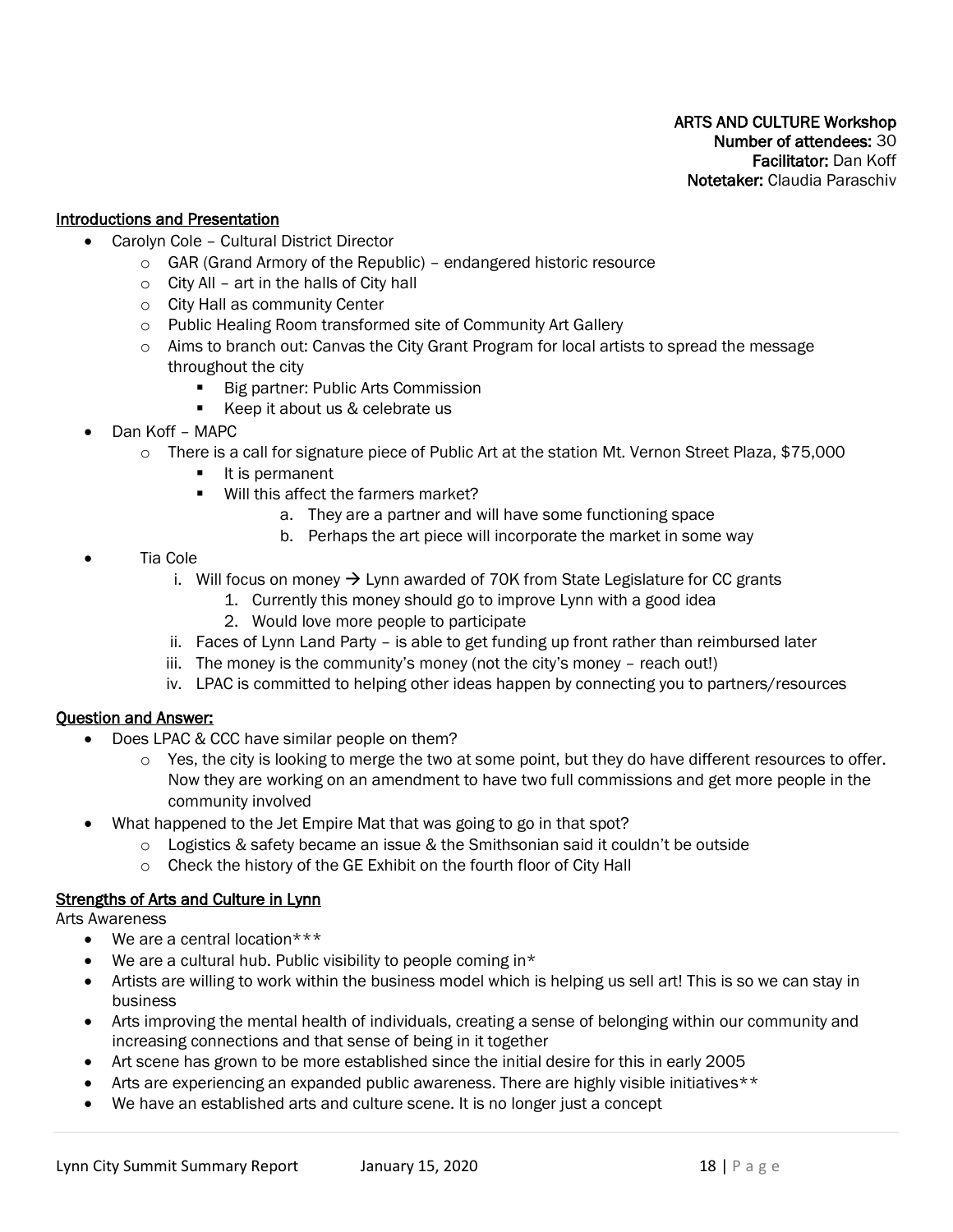**ARTS AND CULTURE Workshop**
**Number of attendees:** 30
**Facilitator:** Dan Koff
**Notetaker:** Claudia Paraschiv

**Introductions and Presentation**

- Carolyn Cole – Cultural District Director
  - GAR (Grand Armory of the Republic) – endangered historic resource
  - City All – art in the halls of City hall
  - City Hall as community Center
  - Public Healing Room transformed site of Community Art Gallery
  - Aims to branch out: Canvas the City Grant Program for local artists to spread the message throughout the city
    - Big partner: Public Arts Commission
    - Keep it about us & celebrate us
- Dan Koff – MAPC
  - There is a call for signature piece of Public Art at the station Mt. Vernon Street Plaza, $75,000
    - It is permanent
    - Will this affect the farmers market?
      a. They are a partner and will have some functioning space
      b. Perhaps the art piece will incorporate the market in some way
- Tia Cole
  i. Will focus on money → Lynn awarded of 70K from State Legislature for CC grants
    1. Currently this money should go to improve Lynn with a good idea
    2. Would love more people to participate
  ii. Faces of Lynn Land Party – is able to get funding up front rather than reimbursed later
  iii. The money is the community's money (not the city's money – reach out!)
  iv. LPAC is committed to helping other ideas happen by connecting you to partners/resources

**Question and Answer:**

- Does LPAC & CCC have similar people on them?
  - Yes, the city is looking to merge the two at some point, but they do have different resources to offer. Now they are working on an amendment to have two full commissions and get more people in the community involved
- What happened to the Jet Empire Mat that was going to go in that spot?
  - Logistics & safety became an issue & the Smithsonian said it couldn't be outside
  - Check the history of the GE Exhibit on the fourth floor of City Hall

**Strengths of Arts and Culture in Lynn**

Arts Awareness

- We are a central location***
- We are a cultural hub. Public visibility to people coming in*
- Artists are willing to work within the business model which is helping us sell art! This is so we can stay in business
- Arts improving the mental health of individuals, creating a sense of belonging within our community and increasing connections and that sense of being in it together
- Art scene has grown to be more established since the initial desire for this in early 2005
- Arts are experiencing an expanded public awareness. There are highly visible initiatives**
- We have an established arts and culture scene. It is no longer just a concept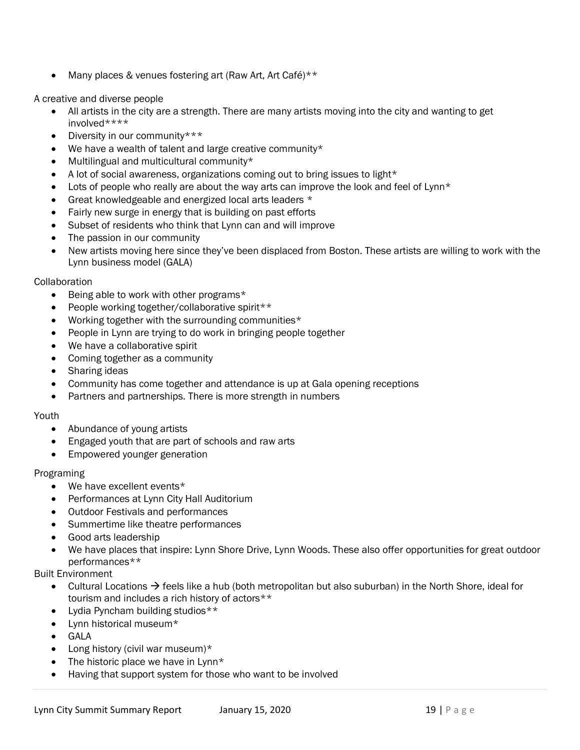- Many places & venues fostering art (Raw Art, Art Café)**

A creative and diverse people

- All artists in the city are a strength. There are many artists moving into the city and wanting to get involved****
- Diversity in our community***
- We have a wealth of talent and large creative community*
- Multilingual and multicultural community*
- A lot of social awareness, organizations coming out to bring issues to light*
- Lots of people who really are about the way arts can improve the look and feel of Lynn*
- Great knowledgeable and energized local arts leaders *
- Fairly new surge in energy that is building on past efforts
- Subset of residents who think that Lynn can and will improve
- The passion in our community
- New artists moving here since they've been displaced from Boston. These artists are willing to work with the Lynn business model (GALA)

Collaboration

- Being able to work with other programs*
- People working together/collaborative spirit**
- Working together with the surrounding communities*
- People in Lynn are trying to do work in bringing people together
- We have a collaborative spirit
- Coming together as a community
- Sharing ideas
- Community has come together and attendance is up at Gala opening receptions
- Partners and partnerships. There is more strength in numbers

Youth

- Abundance of young artists
- Engaged youth that are part of schools and raw arts
- Empowered younger generation

Programing

- We have excellent events*
- Performances at Lynn City Hall Auditorium
- Outdoor Festivals and performances
- Summertime like theatre performances
- Good arts leadership
- We have places that inspire: Lynn Shore Drive, Lynn Woods. These also offer opportunities for great outdoor performances**

Built Environment

- Cultural Locations → feels like a hub (both metropolitan but also suburban) in the North Shore, ideal for tourism and includes a rich history of actors**
- Lydia Pyncham building studios**
- Lynn historical museum*
- GALA
- Long history (civil war museum)*
- The historic place we have in Lynn*
- Having that support system for those who want to be involved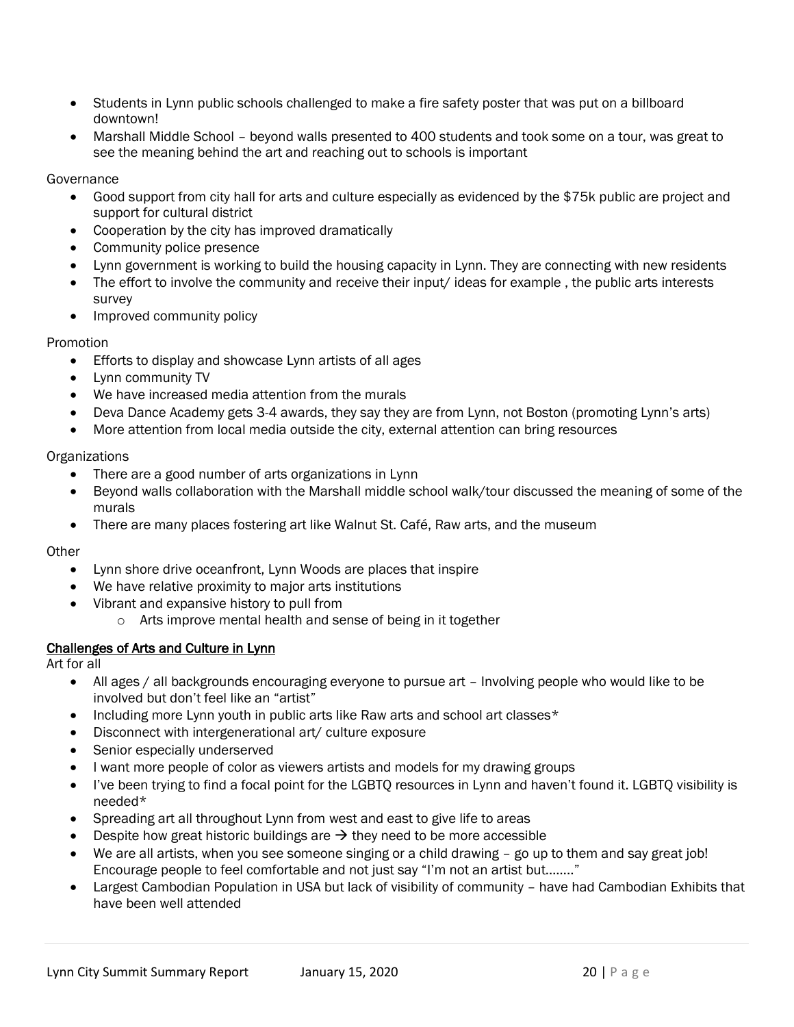- Students in Lynn public schools challenged to make a fire safety poster that was put on a billboard downtown!
- Marshall Middle School – beyond walls presented to 400 students and took some on a tour, was great to see the meaning behind the art and reaching out to schools is important

Governance

- Good support from city hall for arts and culture especially as evidenced by the $75k public are project and support for cultural district
- Cooperation by the city has improved dramatically
- Community police presence
- Lynn government is working to build the housing capacity in Lynn. They are connecting with new residents
- The effort to involve the community and receive their input/ ideas for example , the public arts interests survey
- Improved community policy

Promotion

- Efforts to display and showcase Lynn artists of all ages
- Lynn community TV
- We have increased media attention from the murals
- Deva Dance Academy gets 3-4 awards, they say they are from Lynn, not Boston (promoting Lynn's arts)
- More attention from local media outside the city, external attention can bring resources

Organizations

- There are a good number of arts organizations in Lynn
- Beyond walls collaboration with the Marshall middle school walk/tour discussed the meaning of some of the murals
- There are many places fostering art like Walnut St. Café, Raw arts, and the museum

Other

- Lynn shore drive oceanfront, Lynn Woods are places that inspire
- We have relative proximity to major arts institutions
- Vibrant and expansive history to pull from
  - Arts improve mental health and sense of being in it together

<u>Challenges of Arts and Culture in Lynn</u>

Art for all

- All ages / all backgrounds encouraging everyone to pursue art – Involving people who would like to be involved but don't feel like an "artist"
- Including more Lynn youth in public arts like Raw arts and school art classes*
- Disconnect with intergenerational art/ culture exposure
- Senior especially underserved
- I want more people of color as viewers artists and models for my drawing groups
- I've been trying to find a focal point for the LGBTQ resources in Lynn and haven't found it. LGBTQ visibility is needed*
- Spreading art all throughout Lynn from west and east to give life to areas
- Despite how great historic buildings are → they need to be more accessible
- We are all artists, when you see someone singing or a child drawing – go up to them and say great job! Encourage people to feel comfortable and not just say "I'm not an artist but…….."
- Largest Cambodian Population in USA but lack of visibility of community – have had Cambodian Exhibits that have been well attended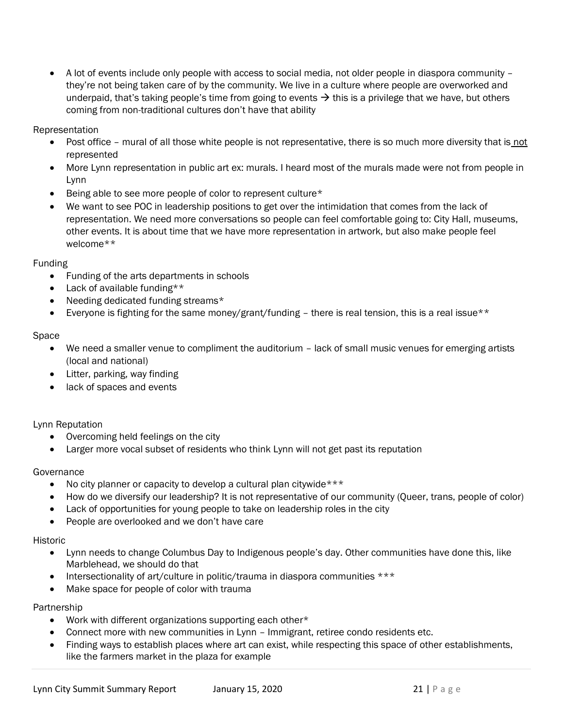- A lot of events include only people with access to social media, not older people in diaspora community – they're not being taken care of by the community. We live in a culture where people are overworked and underpaid, that's taking people's time from going to events → this is a privilege that we have, but others coming from non-traditional cultures don't have that ability

Representation

- Post office – mural of all those white people is not representative, there is so much more diversity that is not represented
- More Lynn representation in public art ex: murals. I heard most of the murals made were not from people in Lynn
- Being able to see more people of color to represent culture*
- We want to see POC in leadership positions to get over the intimidation that comes from the lack of representation. We need more conversations so people can feel comfortable going to: City Hall, museums, other events. It is about time that we have more representation in artwork, but also make people feel welcome**

Funding

- Funding of the arts departments in schools
- Lack of available funding**
- Needing dedicated funding streams*
- Everyone is fighting for the same money/grant/funding – there is real tension, this is a real issue**

Space

- We need a smaller venue to compliment the auditorium – lack of small music venues for emerging artists (local and national)
- Litter, parking, way finding
- lack of spaces and events

Lynn Reputation

- Overcoming held feelings on the city
- Larger more vocal subset of residents who think Lynn will not get past its reputation

Governance

- No city planner or capacity to develop a cultural plan citywide***
- How do we diversify our leadership? It is not representative of our community (Queer, trans, people of color)
- Lack of opportunities for young people to take on leadership roles in the city
- People are overlooked and we don't have care

Historic

- Lynn needs to change Columbus Day to Indigenous people's day. Other communities have done this, like Marblehead, we should do that
- Intersectionality of art/culture in politic/trauma in diaspora communities ***
- Make space for people of color with trauma

Partnership

- Work with different organizations supporting each other*
- Connect more with new communities in Lynn – Immigrant, retiree condo residents etc.
- Finding ways to establish places where art can exist, while respecting this space of other establishments, like the farmers market in the plaza for example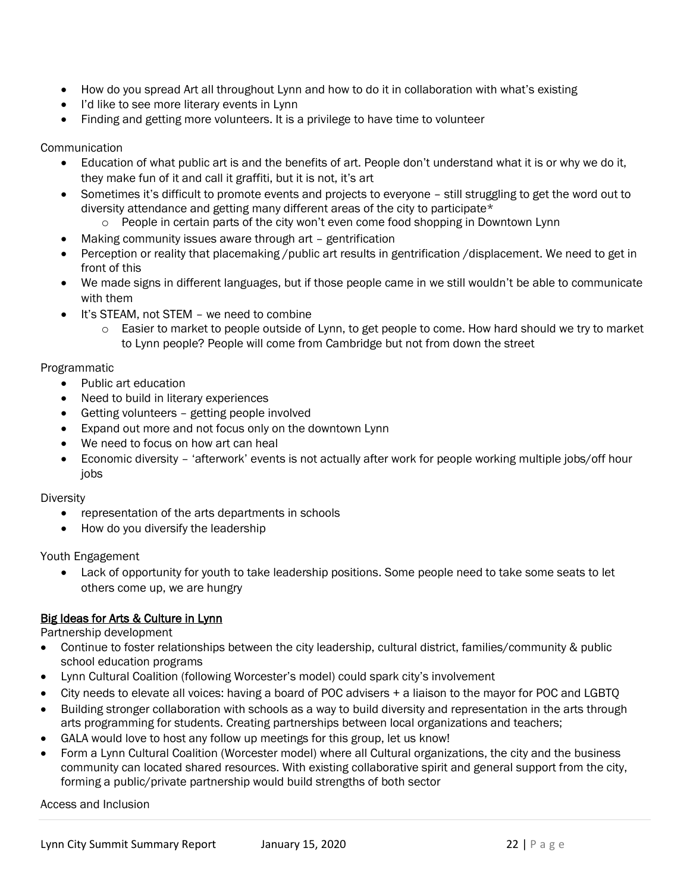- How do you spread Art all throughout Lynn and how to do it in collaboration with what's existing
- I'd like to see more literary events in Lynn
- Finding and getting more volunteers. It is a privilege to have time to volunteer

Communication

- Education of what public art is and the benefits of art. People don't understand what it is or why we do it, they make fun of it and call it graffiti, but it is not, it's art
- Sometimes it's difficult to promote events and projects to everyone – still struggling to get the word out to diversity attendance and getting many different areas of the city to participate*
    - People in certain parts of the city won't even come food shopping in Downtown Lynn
- Making community issues aware through art – gentrification
- Perception or reality that placemaking /public art results in gentrification /displacement. We need to get in front of this
- We made signs in different languages, but if those people came in we still wouldn't be able to communicate with them
- It's STEAM, not STEM – we need to combine
    - Easier to market to people outside of Lynn, to get people to come. How hard should we try to market to Lynn people? People will come from Cambridge but not from down the street

Programmatic

- Public art education
- Need to build in literary experiences
- Getting volunteers – getting people involved
- Expand out more and not focus only on the downtown Lynn
- We need to focus on how art can heal
- Economic diversity – 'afterwork' events is not actually after work for people working multiple jobs/off hour jobs

Diversity

- representation of the arts departments in schools
- How do you diversify the leadership

Youth Engagement

- Lack of opportunity for youth to take leadership positions. Some people need to take some seats to let others come up, we are hungry

<u>Big Ideas for Arts & Culture in Lynn</u>

Partnership development

- Continue to foster relationships between the city leadership, cultural district, families/community & public school education programs
- Lynn Cultural Coalition (following Worcester's model) could spark city's involvement
- City needs to elevate all voices: having a board of POC advisers + a liaison to the mayor for POC and LGBTQ
- Building stronger collaboration with schools as a way to build diversity and representation in the arts through arts programming for students. Creating partnerships between local organizations and teachers;
- GALA would love to host any follow up meetings for this group, let us know!
- Form a Lynn Cultural Coalition (Worcester model) where all Cultural organizations, the city and the business community can located shared resources. With existing collaborative spirit and general support from the city, forming a public/private partnership would build strengths of both sector

Access and Inclusion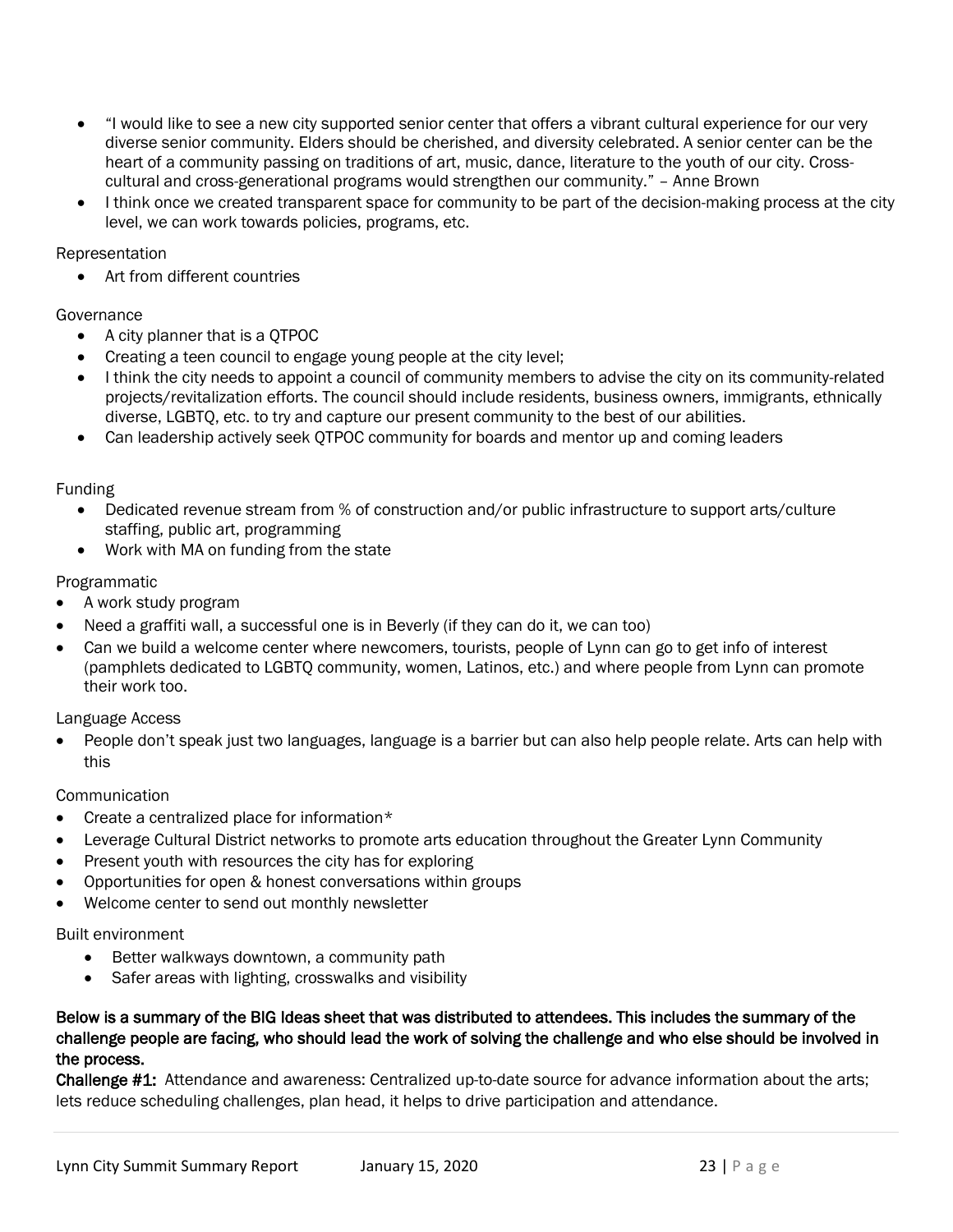- "I would like to see a new city supported senior center that offers a vibrant cultural experience for our very diverse senior community. Elders should be cherished, and diversity celebrated. A senior center can be the heart of a community passing on traditions of art, music, dance, literature to the youth of our city. Cross-cultural and cross-generational programs would strengthen our community." – Anne Brown
- I think once we created transparent space for community to be part of the decision-making process at the city level, we can work towards policies, programs, etc.

Representation

- Art from different countries

Governance

- A city planner that is a QTPOC
- Creating a teen council to engage young people at the city level;
- I think the city needs to appoint a council of community members to advise the city on its community-related projects/revitalization efforts. The council should include residents, business owners, immigrants, ethnically diverse, LGBTQ, etc. to try and capture our present community to the best of our abilities.
- Can leadership actively seek QTPOC community for boards and mentor up and coming leaders

Funding

- Dedicated revenue stream from % of construction and/or public infrastructure to support arts/culture staffing, public art, programming
- Work with MA on funding from the state

Programmatic

- A work study program
- Need a graffiti wall, a successful one is in Beverly (if they can do it, we can too)
- Can we build a welcome center where newcomers, tourists, people of Lynn can go to get info of interest (pamphlets dedicated to LGBTQ community, women, Latinos, etc.) and where people from Lynn can promote their work too.

Language Access

- People don't speak just two languages, language is a barrier but can also help people relate. Arts can help with this

Communication

- Create a centralized place for information*
- Leverage Cultural District networks to promote arts education throughout the Greater Lynn Community
- Present youth with resources the city has for exploring
- Opportunities for open & honest conversations within groups
- Welcome center to send out monthly newsletter

Built environment

- Better walkways downtown, a community path
- Safer areas with lighting, crosswalks and visibility

**Below is a summary of the BIG Ideas sheet that was distributed to attendees. This includes the summary of the challenge people are facing, who should lead the work of solving the challenge and who else should be involved in the process.**

**Challenge #1:** Attendance and awareness: Centralized up-to-date source for advance information about the arts; lets reduce scheduling challenges, plan head, it helps to drive participation and attendance.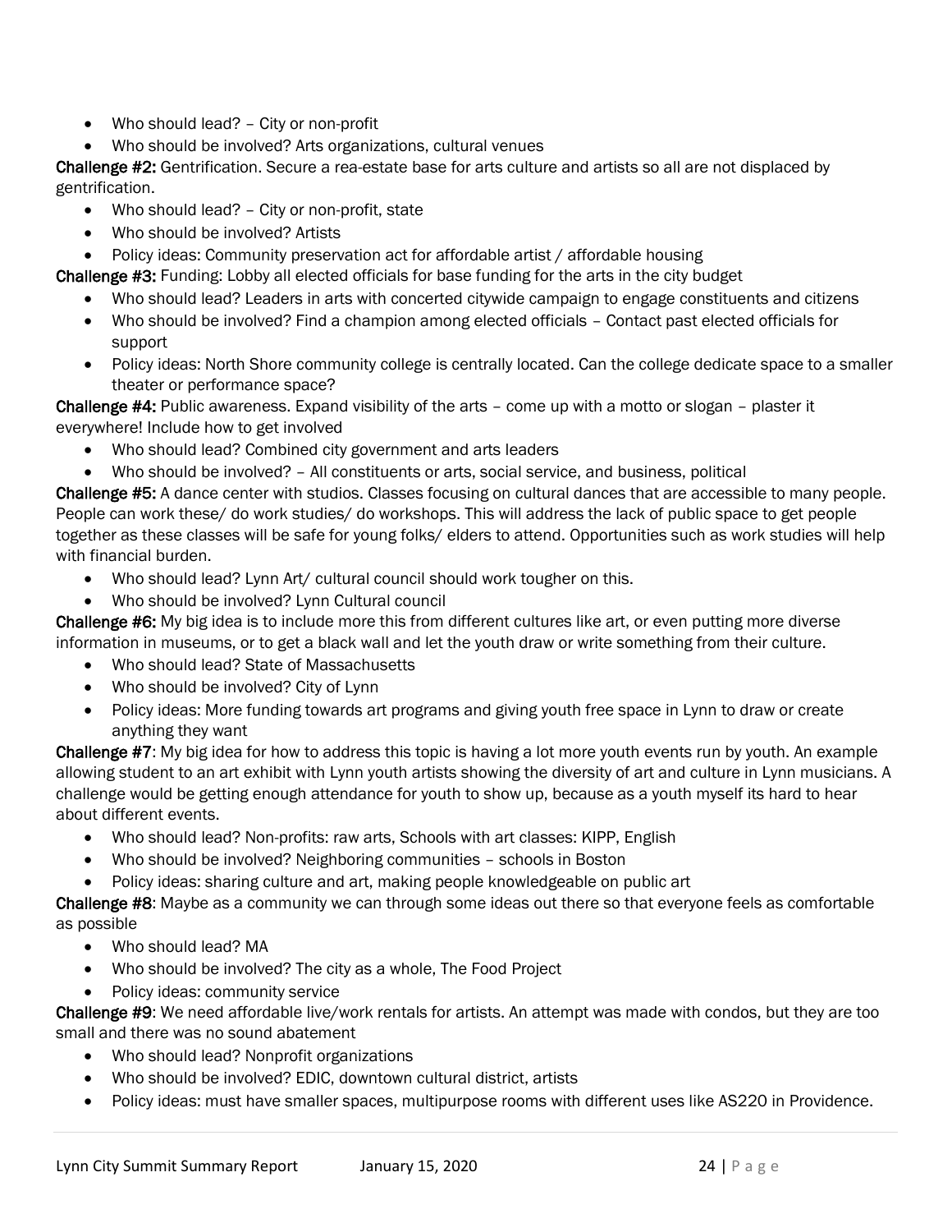- Who should lead? – City or non-profit
- Who should be involved? Arts organizations, cultural venues

**Challenge #2:** Gentrification. Secure a rea-estate base for arts culture and artists so all are not displaced by gentrification.

- Who should lead? – City or non-profit, state
- Who should be involved? Artists
- Policy ideas: Community preservation act for affordable artist / affordable housing

**Challenge #3:** Funding: Lobby all elected officials for base funding for the arts in the city budget

- Who should lead? Leaders in arts with concerted citywide campaign to engage constituents and citizens
- Who should be involved? Find a champion among elected officials – Contact past elected officials for support
- Policy ideas: North Shore community college is centrally located. Can the college dedicate space to a smaller theater or performance space?

**Challenge #4:** Public awareness. Expand visibility of the arts – come up with a motto or slogan – plaster it everywhere! Include how to get involved

- Who should lead? Combined city government and arts leaders
- Who should be involved? – All constituents or arts, social service, and business, political

**Challenge #5:** A dance center with studios. Classes focusing on cultural dances that are accessible to many people. People can work these/ do work studies/ do workshops. This will address the lack of public space to get people together as these classes will be safe for young folks/ elders to attend. Opportunities such as work studies will help with financial burden.

- Who should lead? Lynn Art/ cultural council should work tougher on this.
- Who should be involved? Lynn Cultural council

**Challenge #6:** My big idea is to include more this from different cultures like art, or even putting more diverse information in museums, or to get a black wall and let the youth draw or write something from their culture.

- Who should lead? State of Massachusetts
- Who should be involved? City of Lynn
- Policy ideas: More funding towards art programs and giving youth free space in Lynn to draw or create anything they want

**Challenge #7**: My big idea for how to address this topic is having a lot more youth events run by youth. An example allowing student to an art exhibit with Lynn youth artists showing the diversity of art and culture in Lynn musicians. A challenge would be getting enough attendance for youth to show up, because as a youth myself its hard to hear about different events.

- Who should lead? Non-profits: raw arts, Schools with art classes: KIPP, English
- Who should be involved? Neighboring communities – schools in Boston
- Policy ideas: sharing culture and art, making people knowledgeable on public art

**Challenge #8**: Maybe as a community we can through some ideas out there so that everyone feels as comfortable as possible

- Who should lead? MA
- Who should be involved? The city as a whole, The Food Project
- Policy ideas: community service

**Challenge #9**: We need affordable live/work rentals for artists. An attempt was made with condos, but they are too small and there was no sound abatement

- Who should lead? Nonprofit organizations
- Who should be involved? EDIC, downtown cultural district, artists
- Policy ideas: must have smaller spaces, multipurpose rooms with different uses like AS220 in Providence.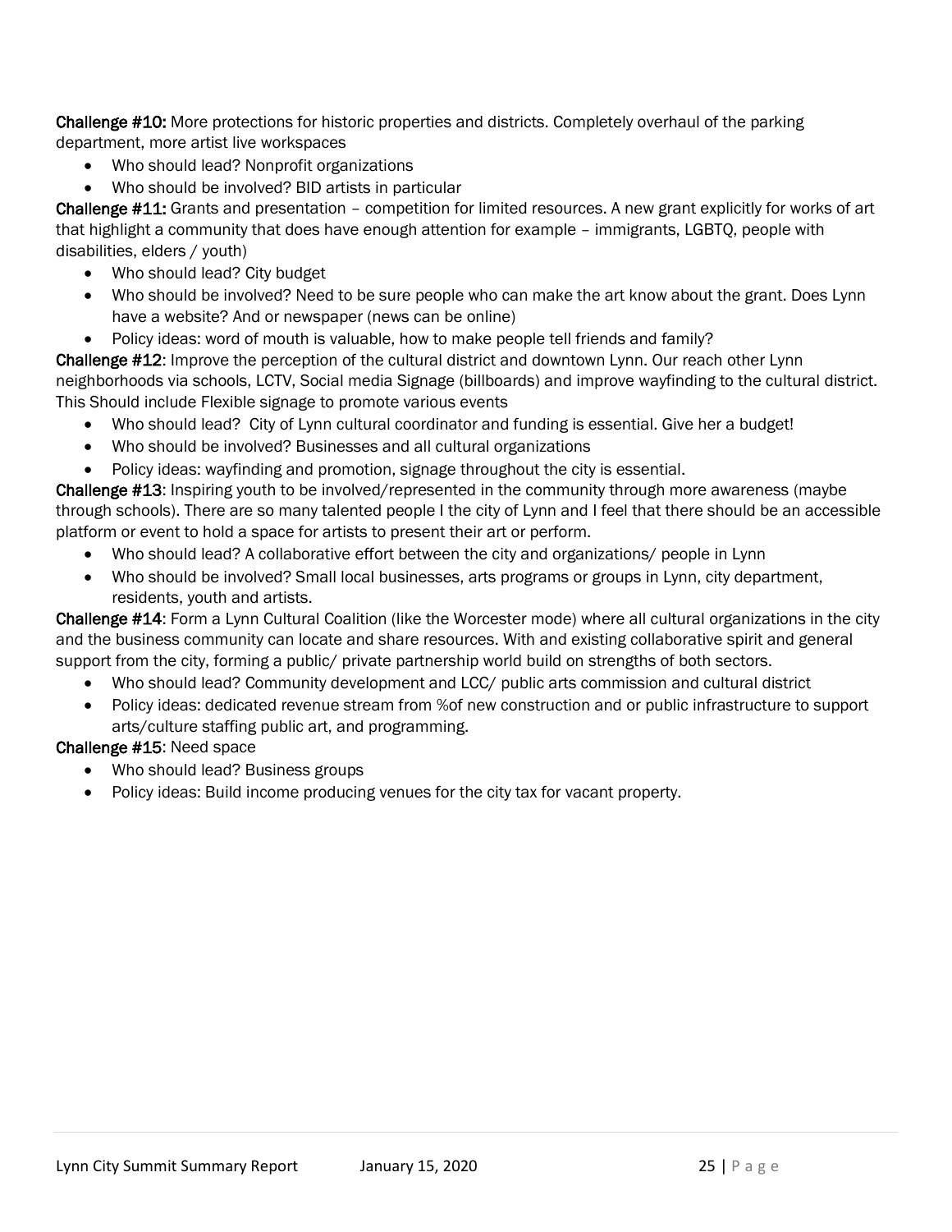**Challenge #10:** More protections for historic properties and districts. Completely overhaul of the parking department, more artist live workspaces

- Who should lead? Nonprofit organizations
- Who should be involved? BID artists in particular

**Challenge #11:** Grants and presentation – competition for limited resources. A new grant explicitly for works of art that highlight a community that does have enough attention for example – immigrants, LGBTQ, people with disabilities, elders / youth)

- Who should lead? City budget
- Who should be involved? Need to be sure people who can make the art know about the grant. Does Lynn have a website? And or newspaper (news can be online)
- Policy ideas: word of mouth is valuable, how to make people tell friends and family?

**Challenge #12**: Improve the perception of the cultural district and downtown Lynn. Our reach other Lynn neighborhoods via schools, LCTV, Social media Signage (billboards) and improve wayfinding to the cultural district. This Should include Flexible signage to promote various events

- Who should lead? City of Lynn cultural coordinator and funding is essential. Give her a budget!
- Who should be involved? Businesses and all cultural organizations
- Policy ideas: wayfinding and promotion, signage throughout the city is essential.

**Challenge #13**: Inspiring youth to be involved/represented in the community through more awareness (maybe through schools). There are so many talented people I the city of Lynn and I feel that there should be an accessible platform or event to hold a space for artists to present their art or perform.

- Who should lead? A collaborative effort between the city and organizations/ people in Lynn
- Who should be involved? Small local businesses, arts programs or groups in Lynn, city department, residents, youth and artists.

**Challenge #14**: Form a Lynn Cultural Coalition (like the Worcester mode) where all cultural organizations in the city and the business community can locate and share resources. With and existing collaborative spirit and general support from the city, forming a public/ private partnership world build on strengths of both sectors.

- Who should lead? Community development and LCC/ public arts commission and cultural district
- Policy ideas: dedicated revenue stream from %of new construction and or public infrastructure to support arts/culture staffing public art, and programming.

**Challenge #15**: Need space

- Who should lead? Business groups
- Policy ideas: Build income producing venues for the city tax for vacant property.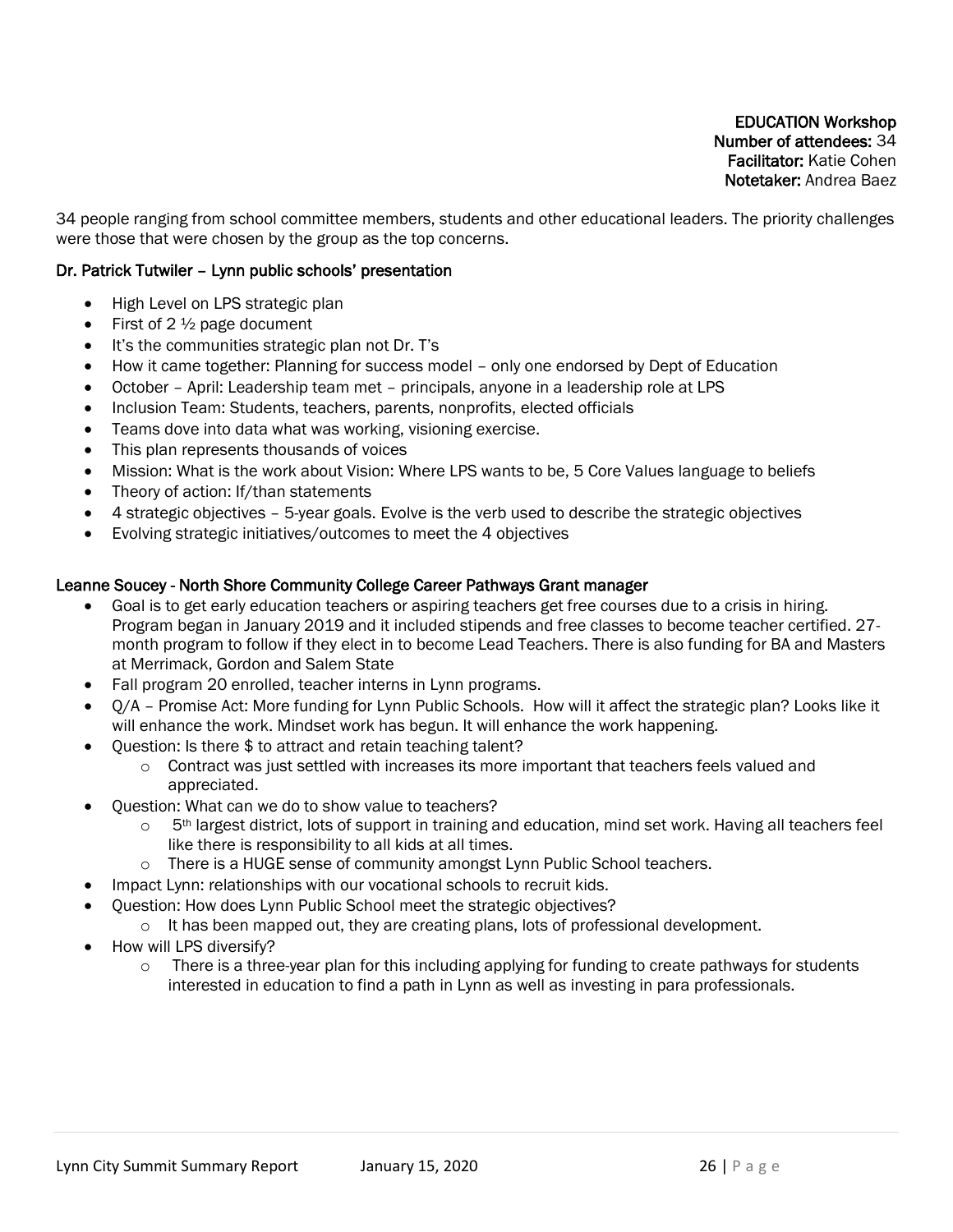**EDUCATION Workshop**
**Number of attendees:** 34
**Facilitator:** Katie Cohen
**Notetaker:** Andrea Baez

34 people ranging from school committee members, students and other educational leaders. The priority challenges were those that were chosen by the group as the top concerns.

**Dr. Patrick Tutwiler – Lynn public schools' presentation**

- High Level on LPS strategic plan
- First of 2 ½ page document
- It's the communities strategic plan not Dr. T's
- How it came together: Planning for success model – only one endorsed by Dept of Education
- October – April: Leadership team met – principals, anyone in a leadership role at LPS
- Inclusion Team: Students, teachers, parents, nonprofits, elected officials
- Teams dove into data what was working, visioning exercise.
- This plan represents thousands of voices
- Mission: What is the work about Vision: Where LPS wants to be, 5 Core Values language to beliefs
- Theory of action: If/than statements
- 4 strategic objectives – 5-year goals. Evolve is the verb used to describe the strategic objectives
- Evolving strategic initiatives/outcomes to meet the 4 objectives

**Leanne Soucey - North Shore Community College Career Pathways Grant manager**

- Goal is to get early education teachers or aspiring teachers get free courses due to a crisis in hiring. Program began in January 2019 and it included stipends and free classes to become teacher certified. 27-month program to follow if they elect in to become Lead Teachers. There is also funding for BA and Masters at Merrimack, Gordon and Salem State
- Fall program 20 enrolled, teacher interns in Lynn programs.
- Q/A – Promise Act: More funding for Lynn Public Schools. How will it affect the strategic plan? Looks like it will enhance the work. Mindset work has begun. It will enhance the work happening.
- Question: Is there $ to attract and retain teaching talent?
  - Contract was just settled with increases its more important that teachers feels valued and appreciated.
- Question: What can we do to show value to teachers?
  - 5th largest district, lots of support in training and education, mind set work. Having all teachers feel like there is responsibility to all kids at all times.
  - There is a HUGE sense of community amongst Lynn Public School teachers.
- Impact Lynn: relationships with our vocational schools to recruit kids.
- Question: How does Lynn Public School meet the strategic objectives?
  - It has been mapped out, they are creating plans, lots of professional development.
- How will LPS diversify?
  - There is a three-year plan for this including applying for funding to create pathways for students interested in education to find a path in Lynn as well as investing in para professionals.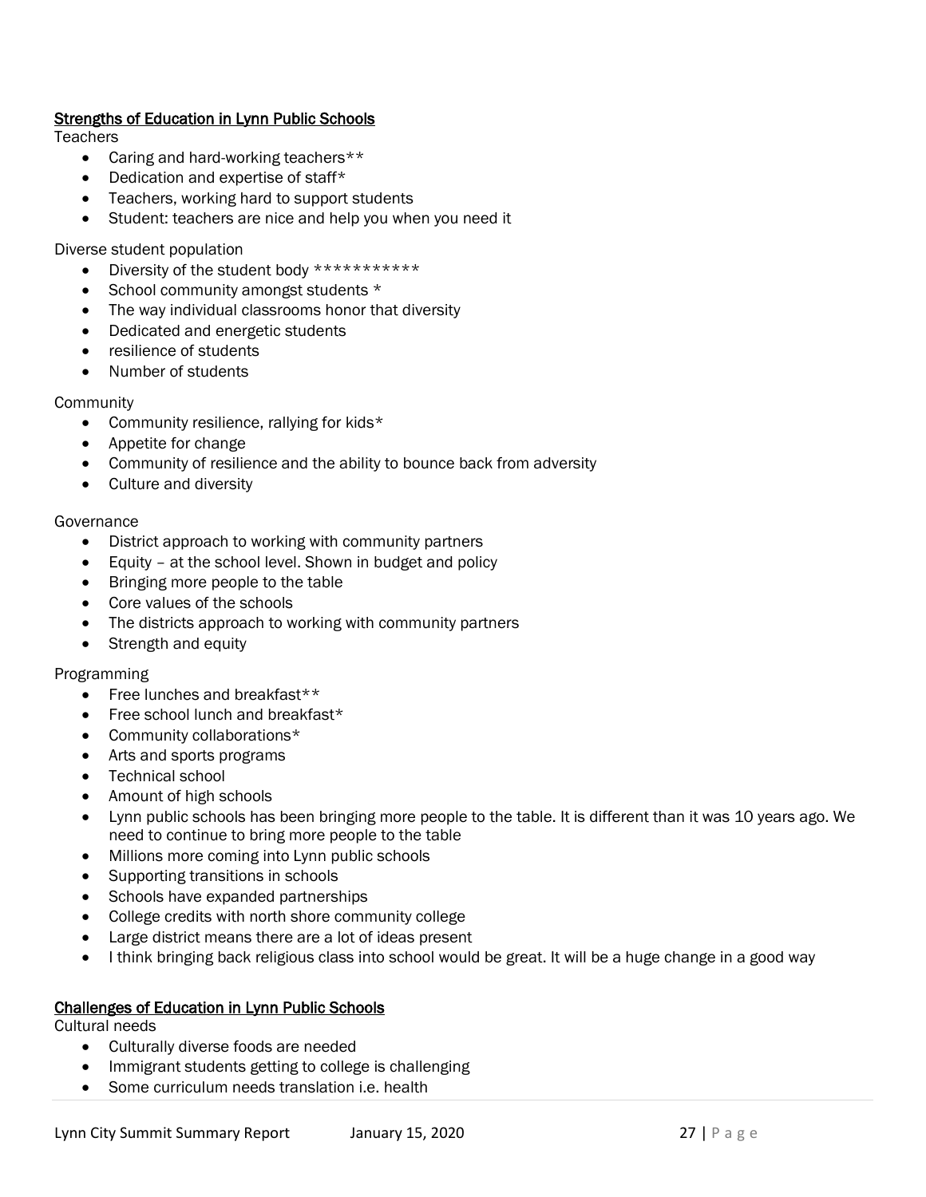## Strengths of Education in Lynn Public Schools

Teachers

- Caring and hard-working teachers**
- Dedication and expertise of staff*
- Teachers, working hard to support students
- Student: teachers are nice and help you when you need it

Diverse student population

- Diversity of the student body ***********
- School community amongst students *
- The way individual classrooms honor that diversity
- Dedicated and energetic students
- resilience of students
- Number of students

Community

- Community resilience, rallying for kids*
- Appetite for change
- Community of resilience and the ability to bounce back from adversity
- Culture and diversity

Governance

- District approach to working with community partners
- Equity – at the school level. Shown in budget and policy
- Bringing more people to the table
- Core values of the schools
- The districts approach to working with community partners
- Strength and equity

Programming

- Free lunches and breakfast**
- Free school lunch and breakfast*
- Community collaborations*
- Arts and sports programs
- Technical school
- Amount of high schools
- Lynn public schools has been bringing more people to the table. It is different than it was 10 years ago. We need to continue to bring more people to the table
- Millions more coming into Lynn public schools
- Supporting transitions in schools
- Schools have expanded partnerships
- College credits with north shore community college
- Large district means there are a lot of ideas present
- I think bringing back religious class into school would be great. It will be a huge change in a good way

## Challenges of Education in Lynn Public Schools

Cultural needs

- Culturally diverse foods are needed
- Immigrant students getting to college is challenging
- Some curriculum needs translation i.e. health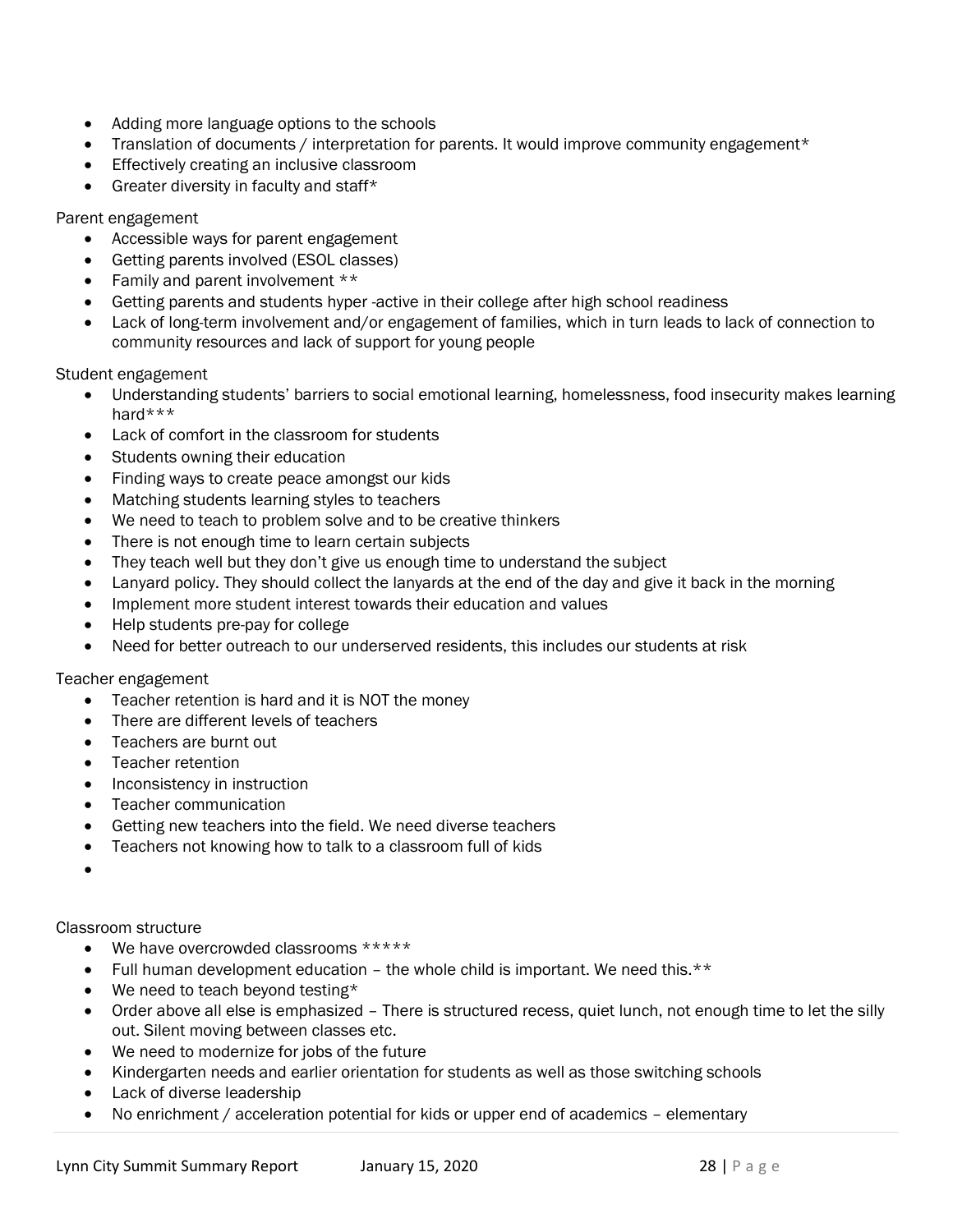- Adding more language options to the schools
- Translation of documents / interpretation for parents. It would improve community engagement*
- Effectively creating an inclusive classroom
- Greater diversity in faculty and staff*

Parent engagement

- Accessible ways for parent engagement
- Getting parents involved (ESOL classes)
- Family and parent involvement **
- Getting parents and students hyper -active in their college after high school readiness
- Lack of long-term involvement and/or engagement of families, which in turn leads to lack of connection to community resources and lack of support for young people

Student engagement

- Understanding students' barriers to social emotional learning, homelessness, food insecurity makes learning hard***
- Lack of comfort in the classroom for students
- Students owning their education
- Finding ways to create peace amongst our kids
- Matching students learning styles to teachers
- We need to teach to problem solve and to be creative thinkers
- There is not enough time to learn certain subjects
- They teach well but they don't give us enough time to understand the subject
- Lanyard policy. They should collect the lanyards at the end of the day and give it back in the morning
- Implement more student interest towards their education and values
- Help students pre-pay for college
- Need for better outreach to our underserved residents, this includes our students at risk

Teacher engagement

- Teacher retention is hard and it is NOT the money
- There are different levels of teachers
- Teachers are burnt out
- Teacher retention
- Inconsistency in instruction
- Teacher communication
- Getting new teachers into the field. We need diverse teachers
- Teachers not knowing how to talk to a classroom full of kids

Classroom structure

- We have overcrowded classrooms *****
- Full human development education – the whole child is important. We need this.**
- We need to teach beyond testing*
- Order above all else is emphasized – There is structured recess, quiet lunch, not enough time to let the silly out. Silent moving between classes etc.
- We need to modernize for jobs of the future
- Kindergarten needs and earlier orientation for students as well as those switching schools
- Lack of diverse leadership
- No enrichment / acceleration potential for kids or upper end of academics – elementary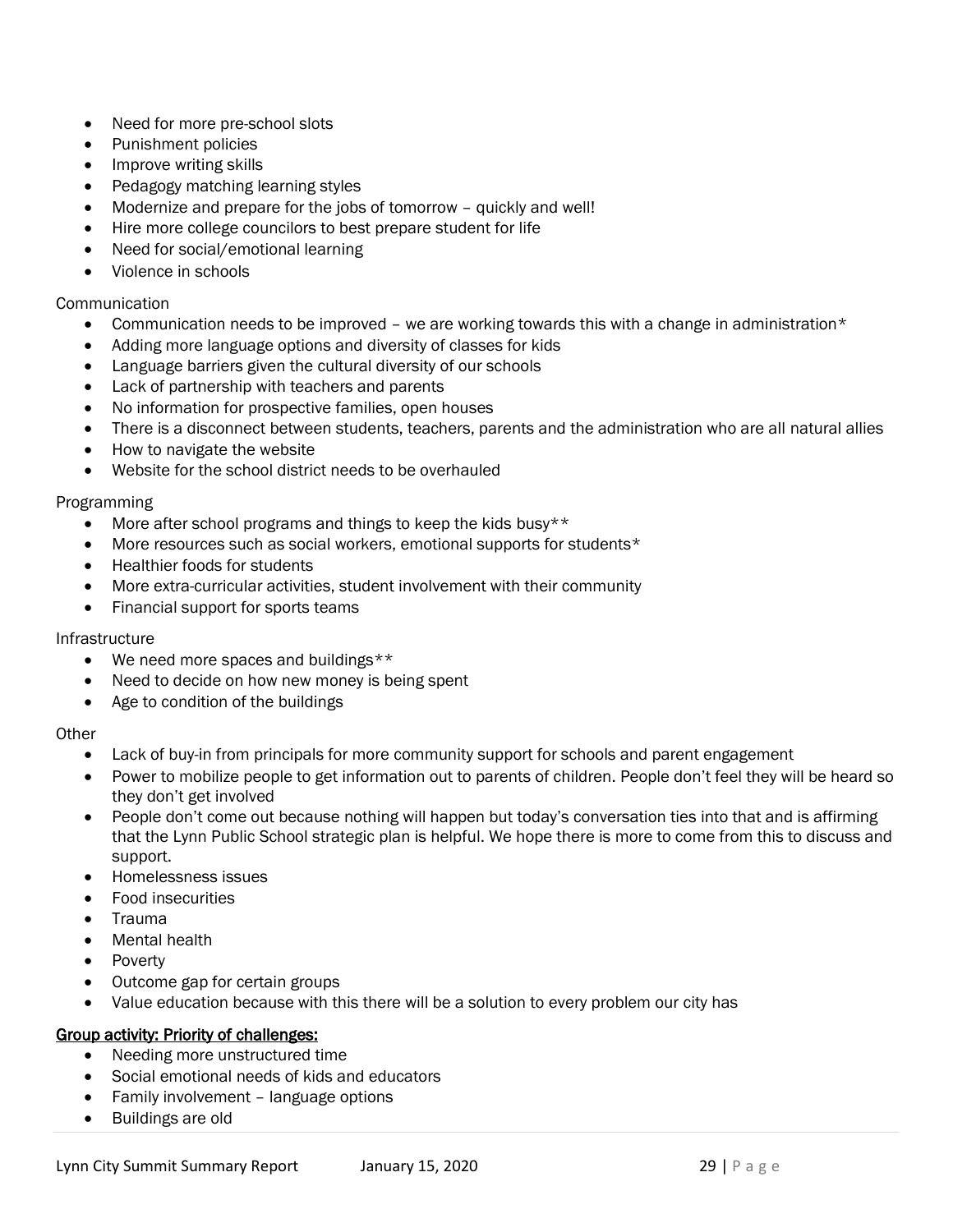- Need for more pre-school slots
- Punishment policies
- Improve writing skills
- Pedagogy matching learning styles
- Modernize and prepare for the jobs of tomorrow – quickly and well!
- Hire more college councilors to best prepare student for life
- Need for social/emotional learning
- Violence in schools

Communication

- Communication needs to be improved – we are working towards this with a change in administration*
- Adding more language options and diversity of classes for kids
- Language barriers given the cultural diversity of our schools
- Lack of partnership with teachers and parents
- No information for prospective families, open houses
- There is a disconnect between students, teachers, parents and the administration who are all natural allies
- How to navigate the website
- Website for the school district needs to be overhauled

Programming

- More after school programs and things to keep the kids busy**
- More resources such as social workers, emotional supports for students*
- Healthier foods for students
- More extra-curricular activities, student involvement with their community
- Financial support for sports teams

Infrastructure

- We need more spaces and buildings**
- Need to decide on how new money is being spent
- Age to condition of the buildings

Other

- Lack of buy-in from principals for more community support for schools and parent engagement
- Power to mobilize people to get information out to parents of children. People don't feel they will be heard so they don't get involved
- People don't come out because nothing will happen but today's conversation ties into that and is affirming that the Lynn Public School strategic plan is helpful. We hope there is more to come from this to discuss and support.
- Homelessness issues
- Food insecurities
- Trauma
- Mental health
- Poverty
- Outcome gap for certain groups
- Value education because with this there will be a solution to every problem our city has

<u>Group activity: Priority of challenges:</u>

- Needing more unstructured time
- Social emotional needs of kids and educators
- Family involvement – language options
- Buildings are old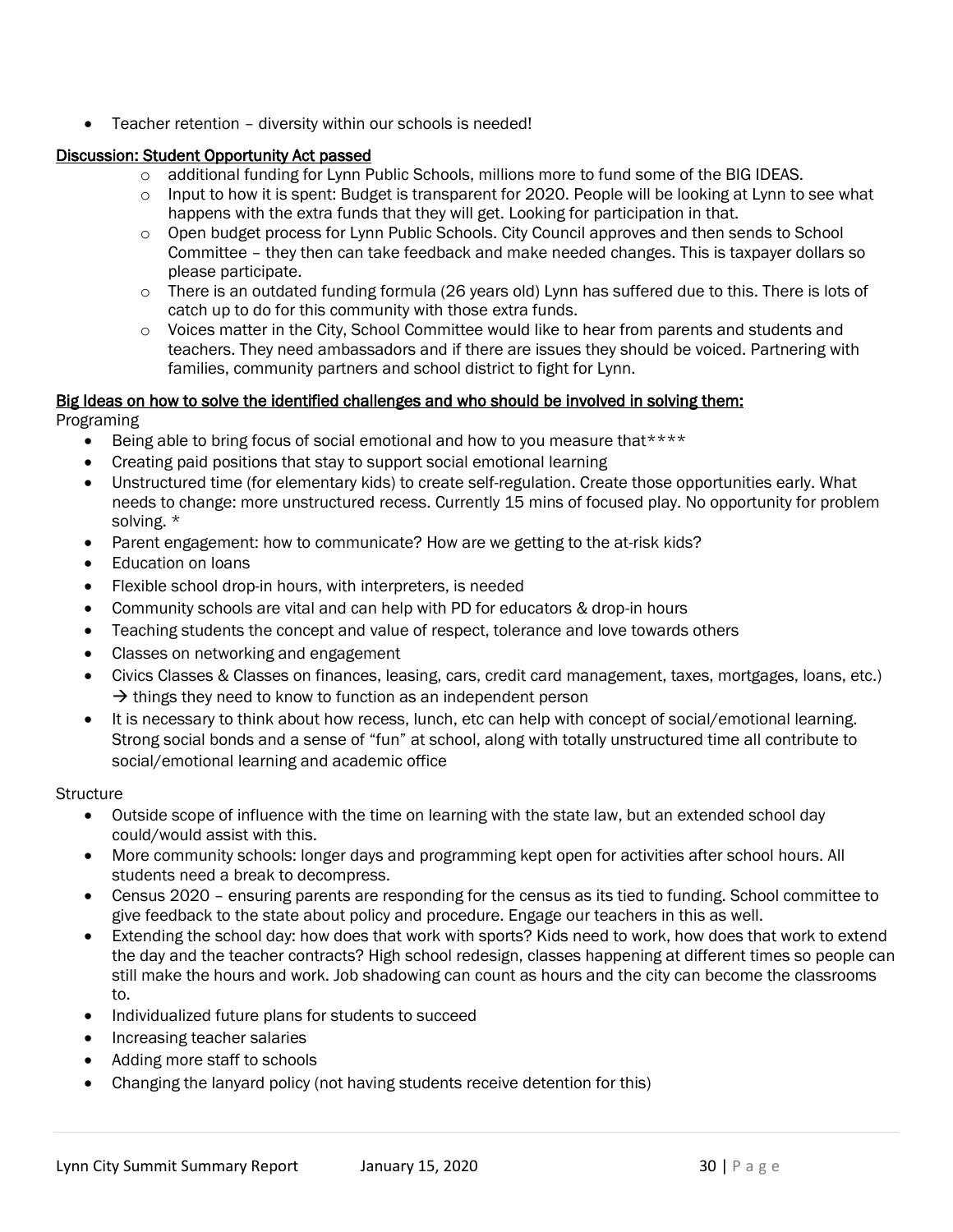- Teacher retention – diversity within our schools is needed!

**Discussion: Student Opportunity Act passed**

- additional funding for Lynn Public Schools, millions more to fund some of the BIG IDEAS.
- Input to how it is spent: Budget is transparent for 2020. People will be looking at Lynn to see what happens with the extra funds that they will get. Looking for participation in that.
- Open budget process for Lynn Public Schools. City Council approves and then sends to School Committee – they then can take feedback and make needed changes. This is taxpayer dollars so please participate.
- There is an outdated funding formula (26 years old) Lynn has suffered due to this. There is lots of catch up to do for this community with those extra funds.
- Voices matter in the City, School Committee would like to hear from parents and students and teachers. They need ambassadors and if there are issues they should be voiced. Partnering with families, community partners and school district to fight for Lynn.

**Big Ideas on how to solve the identified challenges and who should be involved in solving them:**

Programing

- Being able to bring focus of social emotional and how to you measure that****
- Creating paid positions that stay to support social emotional learning
- Unstructured time (for elementary kids) to create self-regulation. Create those opportunities early. What needs to change: more unstructured recess. Currently 15 mins of focused play. No opportunity for problem solving. *
- Parent engagement: how to communicate? How are we getting to the at-risk kids?
- Education on loans
- Flexible school drop-in hours, with interpreters, is needed
- Community schools are vital and can help with PD for educators & drop-in hours
- Teaching students the concept and value of respect, tolerance and love towards others
- Classes on networking and engagement
- Civics Classes & Classes on finances, leasing, cars, credit card management, taxes, mortgages, loans, etc.) → things they need to know to function as an independent person
- It is necessary to think about how recess, lunch, etc can help with concept of social/emotional learning. Strong social bonds and a sense of "fun" at school, along with totally unstructured time all contribute to social/emotional learning and academic office

Structure

- Outside scope of influence with the time on learning with the state law, but an extended school day could/would assist with this.
- More community schools: longer days and programming kept open for activities after school hours. All students need a break to decompress.
- Census 2020 – ensuring parents are responding for the census as its tied to funding. School committee to give feedback to the state about policy and procedure. Engage our teachers in this as well.
- Extending the school day: how does that work with sports? Kids need to work, how does that work to extend the day and the teacher contracts? High school redesign, classes happening at different times so people can still make the hours and work. Job shadowing can count as hours and the city can become the classrooms to.
- Individualized future plans for students to succeed
- Increasing teacher salaries
- Adding more staff to schools
- Changing the lanyard policy (not having students receive detention for this)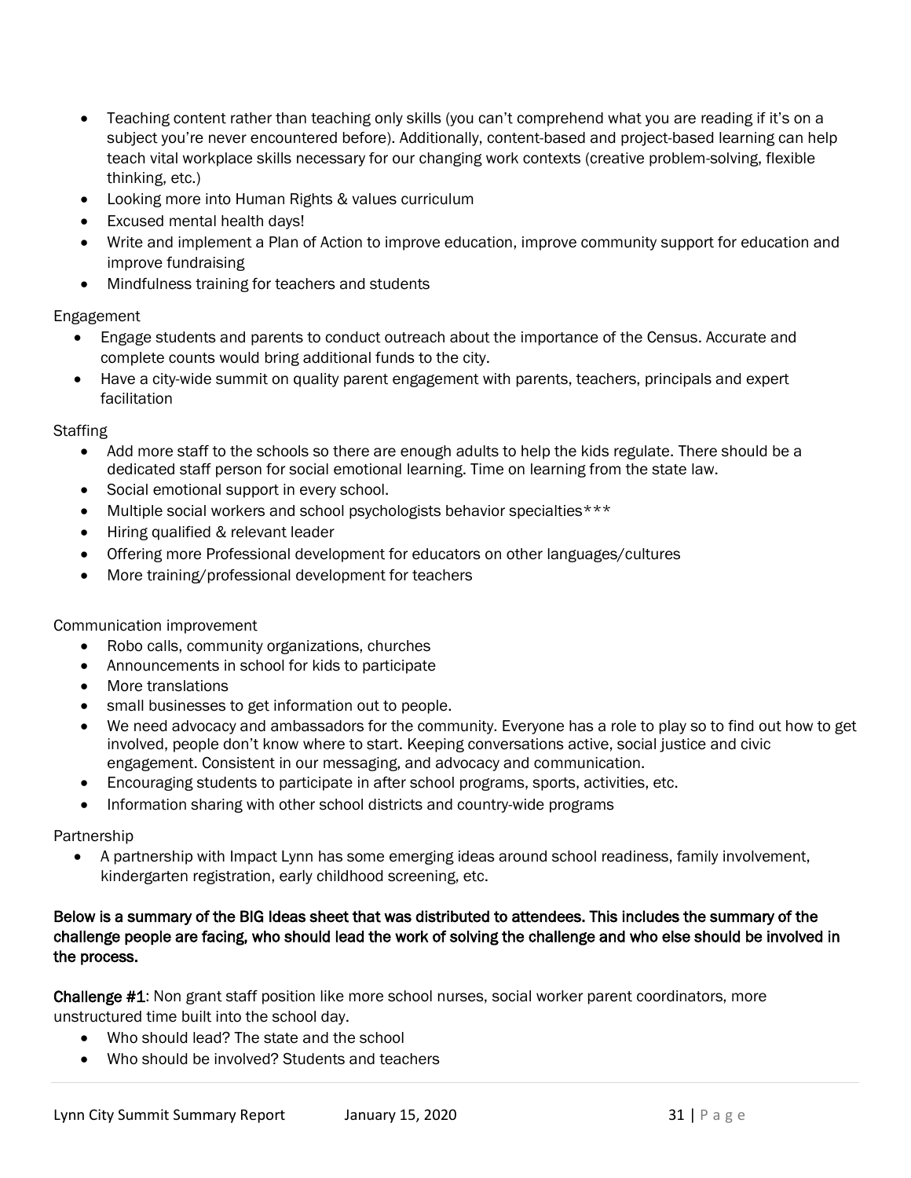- Teaching content rather than teaching only skills (you can't comprehend what you are reading if it's on a subject you're never encountered before). Additionally, content-based and project-based learning can help teach vital workplace skills necessary for our changing work contexts (creative problem-solving, flexible thinking, etc.)
- Looking more into Human Rights & values curriculum
- Excused mental health days!
- Write and implement a Plan of Action to improve education, improve community support for education and improve fundraising
- Mindfulness training for teachers and students

Engagement

- Engage students and parents to conduct outreach about the importance of the Census. Accurate and complete counts would bring additional funds to the city.
- Have a city-wide summit on quality parent engagement with parents, teachers, principals and expert facilitation

Staffing

- Add more staff to the schools so there are enough adults to help the kids regulate. There should be a dedicated staff person for social emotional learning. Time on learning from the state law.
- Social emotional support in every school.
- Multiple social workers and school psychologists behavior specialties***
- Hiring qualified & relevant leader
- Offering more Professional development for educators on other languages/cultures
- More training/professional development for teachers

Communication improvement

- Robo calls, community organizations, churches
- Announcements in school for kids to participate
- More translations
- small businesses to get information out to people.
- We need advocacy and ambassadors for the community. Everyone has a role to play so to find out how to get involved, people don't know where to start. Keeping conversations active, social justice and civic engagement. Consistent in our messaging, and advocacy and communication.
- Encouraging students to participate in after school programs, sports, activities, etc.
- Information sharing with other school districts and country-wide programs

Partnership

- A partnership with Impact Lynn has some emerging ideas around school readiness, family involvement, kindergarten registration, early childhood screening, etc.

**Below is a summary of the BIG Ideas sheet that was distributed to attendees. This includes the summary of the challenge people are facing, who should lead the work of solving the challenge and who else should be involved in the process.**

**Challenge #1**: Non grant staff position like more school nurses, social worker parent coordinators, more unstructured time built into the school day.

- Who should lead? The state and the school
- Who should be involved? Students and teachers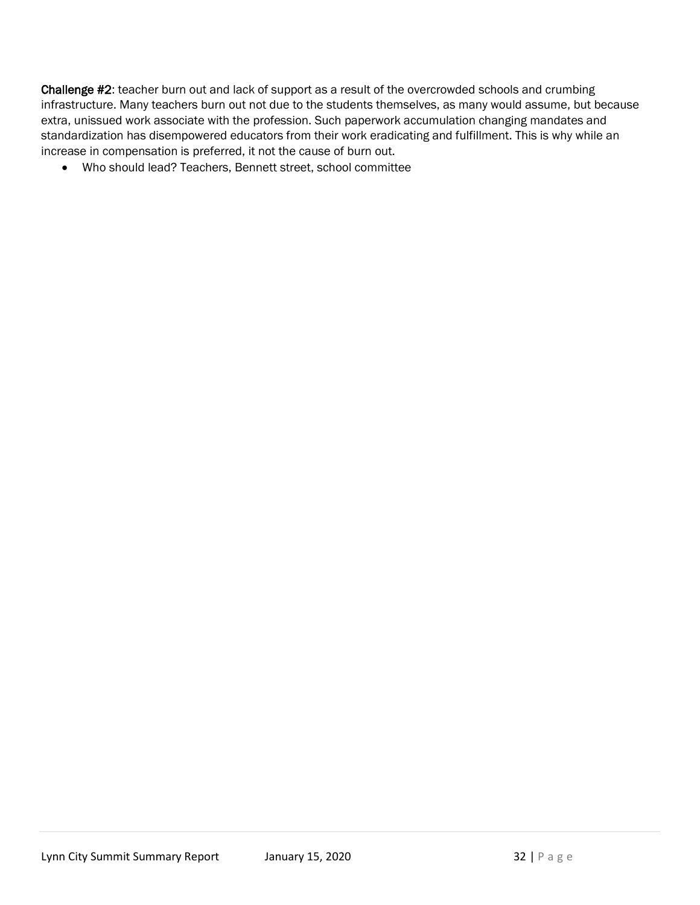**Challenge #2**: teacher burn out and lack of support as a result of the overcrowded schools and crumbing infrastructure. Many teachers burn out not due to the students themselves, as many would assume, but because extra, unissued work associate with the profession. Such paperwork accumulation changing mandates and standardization has disempowered educators from their work eradicating and fulfillment. This is why while an increase in compensation is preferred, it not the cause of burn out.

- Who should lead? Teachers, Bennett street, school committee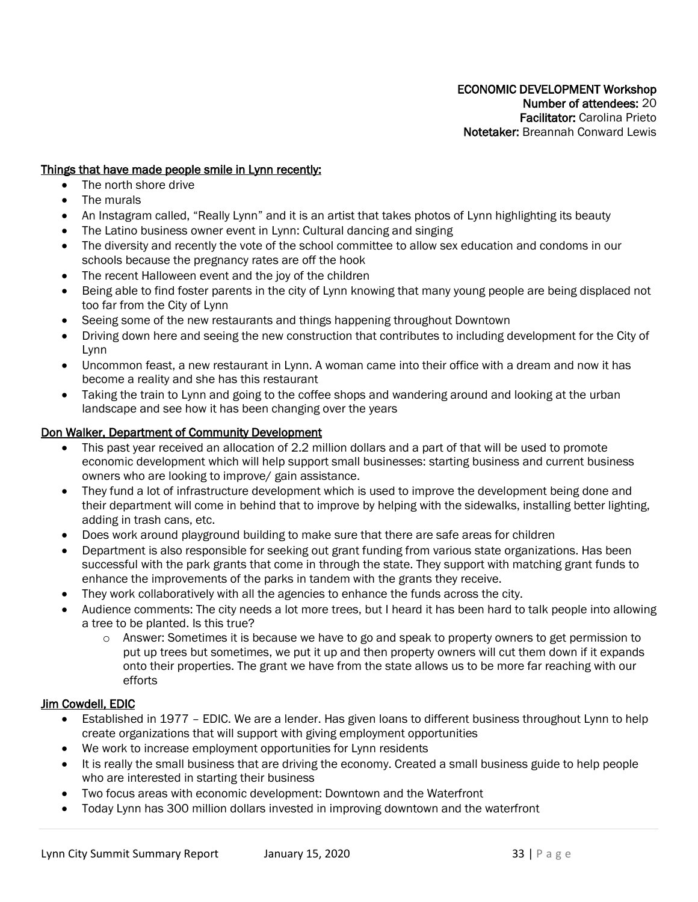**ECONOMIC DEVELOPMENT Workshop**
**Number of attendees:** 20
**Facilitator:** Carolina Prieto
**Notetaker:** Breannah Conward Lewis

**<u>Things that have made people smile in Lynn recently:</u>**

- The north shore drive
- The murals
- An Instagram called, "Really Lynn" and it is an artist that takes photos of Lynn highlighting its beauty
- The Latino business owner event in Lynn: Cultural dancing and singing
- The diversity and recently the vote of the school committee to allow sex education and condoms in our schools because the pregnancy rates are off the hook
- The recent Halloween event and the joy of the children
- Being able to find foster parents in the city of Lynn knowing that many young people are being displaced not too far from the City of Lynn
- Seeing some of the new restaurants and things happening throughout Downtown
- Driving down here and seeing the new construction that contributes to including development for the City of Lynn
- Uncommon feast, a new restaurant in Lynn. A woman came into their office with a dream and now it has become a reality and she has this restaurant
- Taking the train to Lynn and going to the coffee shops and wandering around and looking at the urban landscape and see how it has been changing over the years

**<u>Don Walker, Department of Community Development</u>**

- This past year received an allocation of 2.2 million dollars and a part of that will be used to promote economic development which will help support small businesses: starting business and current business owners who are looking to improve/ gain assistance.
- They fund a lot of infrastructure development which is used to improve the development being done and their department will come in behind that to improve by helping with the sidewalks, installing better lighting, adding in trash cans, etc.
- Does work around playground building to make sure that there are safe areas for children
- Department is also responsible for seeking out grant funding from various state organizations. Has been successful with the park grants that come in through the state. They support with matching grant funds to enhance the improvements of the parks in tandem with the grants they receive.
- They work collaboratively with all the agencies to enhance the funds across the city.
- Audience comments: The city needs a lot more trees, but I heard it has been hard to talk people into allowing a tree to be planted. Is this true?
  - Answer: Sometimes it is because we have to go and speak to property owners to get permission to put up trees but sometimes, we put it up and then property owners will cut them down if it expands onto their properties. The grant we have from the state allows us to be more far reaching with our efforts

**<u>Jim Cowdell, EDIC</u>**

- Established in 1977 – EDIC. We are a lender. Has given loans to different business throughout Lynn to help create organizations that will support with giving employment opportunities
- We work to increase employment opportunities for Lynn residents
- It is really the small business that are driving the economy. Created a small business guide to help people who are interested in starting their business
- Two focus areas with economic development: Downtown and the Waterfront
- Today Lynn has 300 million dollars invested in improving downtown and the waterfront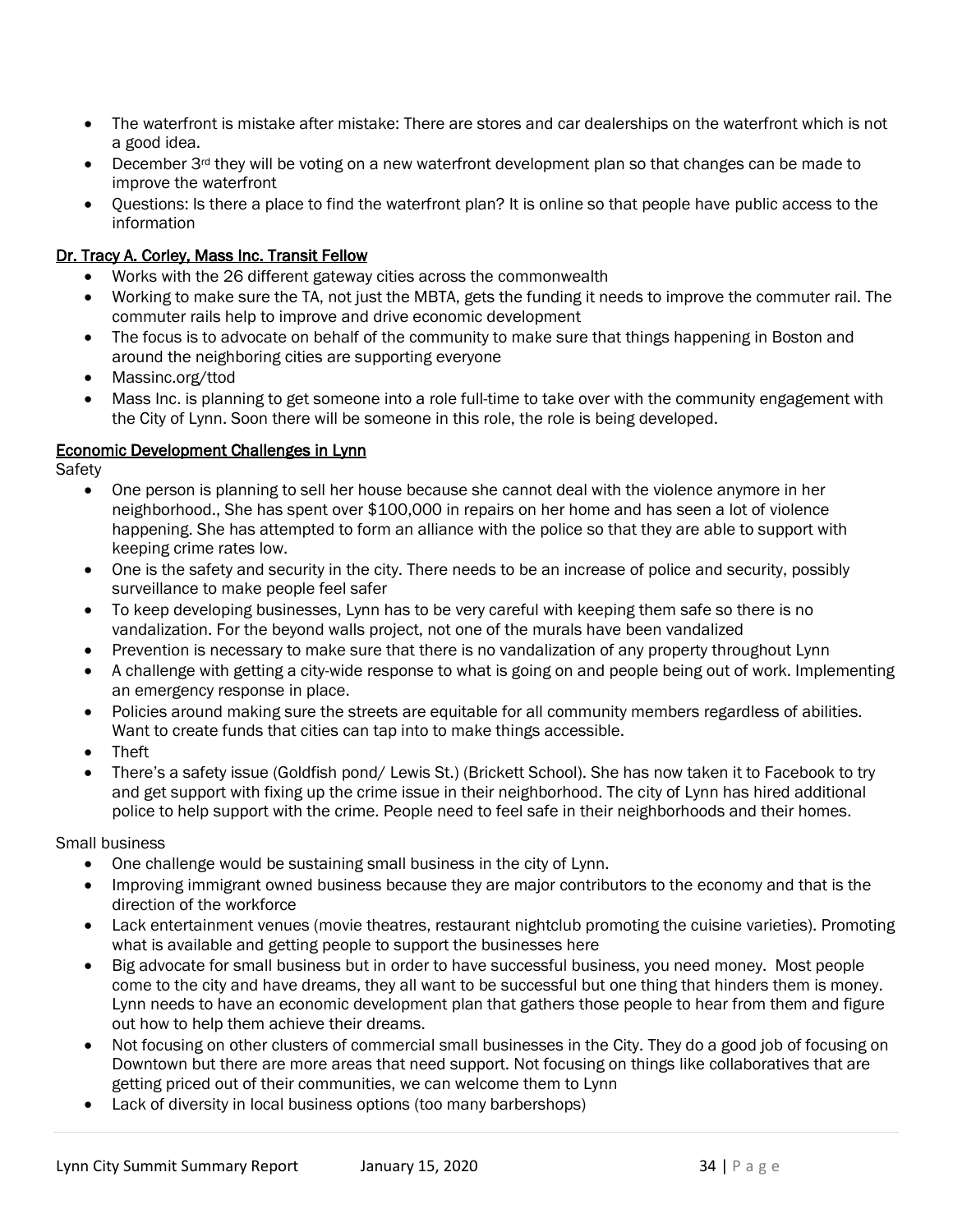- The waterfront is mistake after mistake: There are stores and car dealerships on the waterfront which is not a good idea.
- December 3rd they will be voting on a new waterfront development plan so that changes can be made to improve the waterfront
- Questions: Is there a place to find the waterfront plan? It is online so that people have public access to the information

**Dr. Tracy A. Corley, Mass Inc. Transit Fellow**

- Works with the 26 different gateway cities across the commonwealth
- Working to make sure the TA, not just the MBTA, gets the funding it needs to improve the commuter rail. The commuter rails help to improve and drive economic development
- The focus is to advocate on behalf of the community to make sure that things happening in Boston and around the neighboring cities are supporting everyone
- Massinc.org/ttod
- Mass Inc. is planning to get someone into a role full-time to take over with the community engagement with the City of Lynn. Soon there will be someone in this role, the role is being developed.

**Economic Development Challenges in Lynn**

Safety

- One person is planning to sell her house because she cannot deal with the violence anymore in her neighborhood., She has spent over $100,000 in repairs on her home and has seen a lot of violence happening. She has attempted to form an alliance with the police so that they are able to support with keeping crime rates low.
- One is the safety and security in the city. There needs to be an increase of police and security, possibly surveillance to make people feel safer
- To keep developing businesses, Lynn has to be very careful with keeping them safe so there is no vandalization. For the beyond walls project, not one of the murals have been vandalized
- Prevention is necessary to make sure that there is no vandalization of any property throughout Lynn
- A challenge with getting a city-wide response to what is going on and people being out of work. Implementing an emergency response in place.
- Policies around making sure the streets are equitable for all community members regardless of abilities. Want to create funds that cities can tap into to make things accessible.
- Theft
- There's a safety issue (Goldfish pond/ Lewis St.) (Brickett School). She has now taken it to Facebook to try and get support with fixing up the crime issue in their neighborhood. The city of Lynn has hired additional police to help support with the crime. People need to feel safe in their neighborhoods and their homes.

Small business

- One challenge would be sustaining small business in the city of Lynn.
- Improving immigrant owned business because they are major contributors to the economy and that is the direction of the workforce
- Lack entertainment venues (movie theatres, restaurant nightclub promoting the cuisine varieties). Promoting what is available and getting people to support the businesses here
- Big advocate for small business but in order to have successful business, you need money. Most people come to the city and have dreams, they all want to be successful but one thing that hinders them is money. Lynn needs to have an economic development plan that gathers those people to hear from them and figure out how to help them achieve their dreams.
- Not focusing on other clusters of commercial small businesses in the City. They do a good job of focusing on Downtown but there are more areas that need support. Not focusing on things like collaboratives that are getting priced out of their communities, we can welcome them to Lynn
- Lack of diversity in local business options (too many barbershops)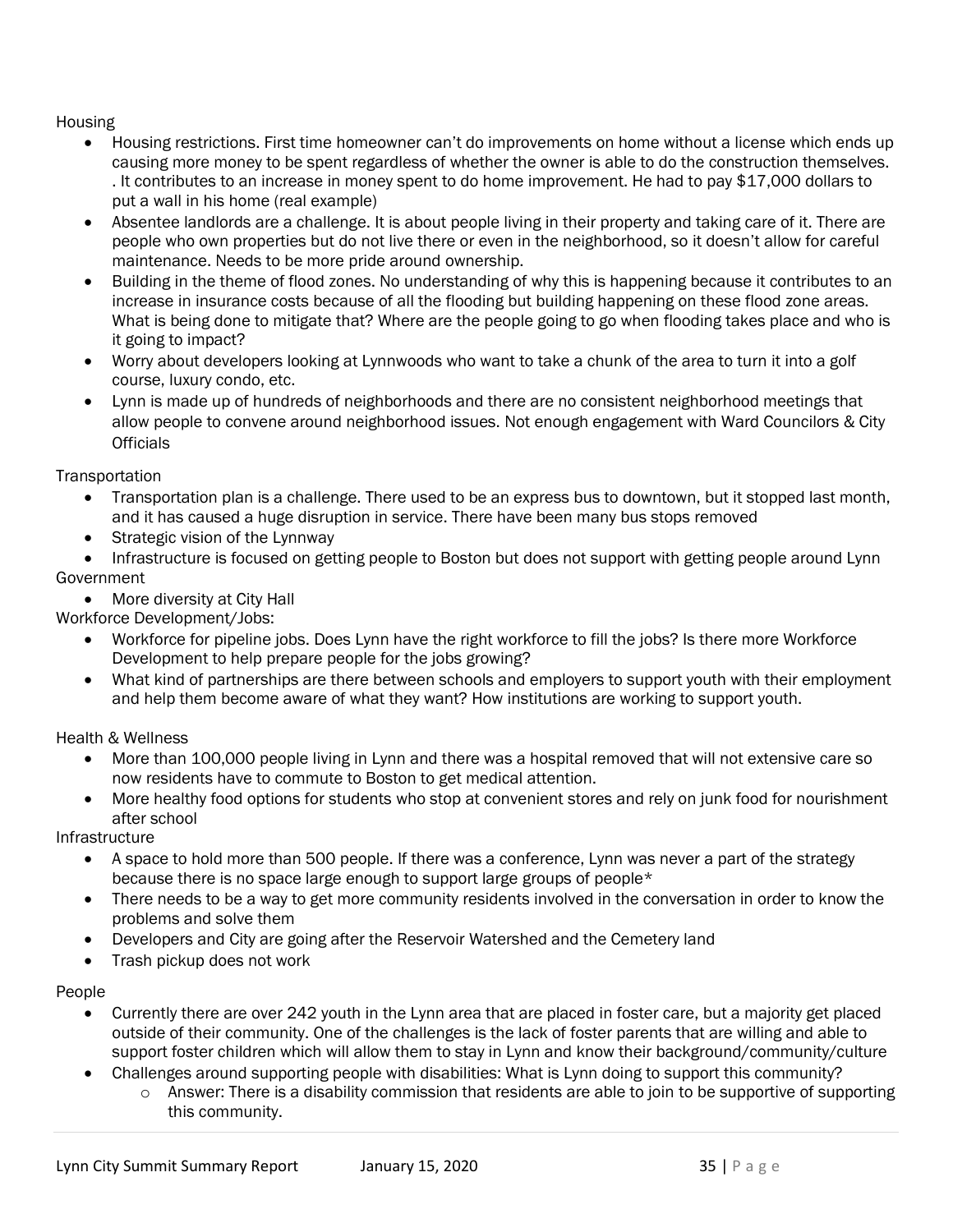Housing

- Housing restrictions. First time homeowner can't do improvements on home without a license which ends up causing more money to be spent regardless of whether the owner is able to do the construction themselves. . It contributes to an increase in money spent to do home improvement. He had to pay $17,000 dollars to put a wall in his home (real example)
- Absentee landlords are a challenge. It is about people living in their property and taking care of it. There are people who own properties but do not live there or even in the neighborhood, so it doesn't allow for careful maintenance. Needs to be more pride around ownership.
- Building in the theme of flood zones. No understanding of why this is happening because it contributes to an increase in insurance costs because of all the flooding but building happening on these flood zone areas. What is being done to mitigate that? Where are the people going to go when flooding takes place and who is it going to impact?
- Worry about developers looking at Lynnwoods who want to take a chunk of the area to turn it into a golf course, luxury condo, etc.
- Lynn is made up of hundreds of neighborhoods and there are no consistent neighborhood meetings that allow people to convene around neighborhood issues. Not enough engagement with Ward Councilors & City Officials

Transportation

- Transportation plan is a challenge. There used to be an express bus to downtown, but it stopped last month, and it has caused a huge disruption in service. There have been many bus stops removed
- Strategic vision of the Lynnway
- Infrastructure is focused on getting people to Boston but does not support with getting people around Lynn

Government

- More diversity at City Hall

Workforce Development/Jobs:

- Workforce for pipeline jobs. Does Lynn have the right workforce to fill the jobs? Is there more Workforce Development to help prepare people for the jobs growing?
- What kind of partnerships are there between schools and employers to support youth with their employment and help them become aware of what they want? How institutions are working to support youth.

Health & Wellness

- More than 100,000 people living in Lynn and there was a hospital removed that will not extensive care so now residents have to commute to Boston to get medical attention.
- More healthy food options for students who stop at convenient stores and rely on junk food for nourishment after school

Infrastructure

- A space to hold more than 500 people. If there was a conference, Lynn was never a part of the strategy because there is no space large enough to support large groups of people*
- There needs to be a way to get more community residents involved in the conversation in order to know the problems and solve them
- Developers and City are going after the Reservoir Watershed and the Cemetery land
- Trash pickup does not work

People

- Currently there are over 242 youth in the Lynn area that are placed in foster care, but a majority get placed outside of their community. One of the challenges is the lack of foster parents that are willing and able to support foster children which will allow them to stay in Lynn and know their background/community/culture
- Challenges around supporting people with disabilities: What is Lynn doing to support this community?
    - Answer: There is a disability commission that residents are able to join to be supportive of supporting this community.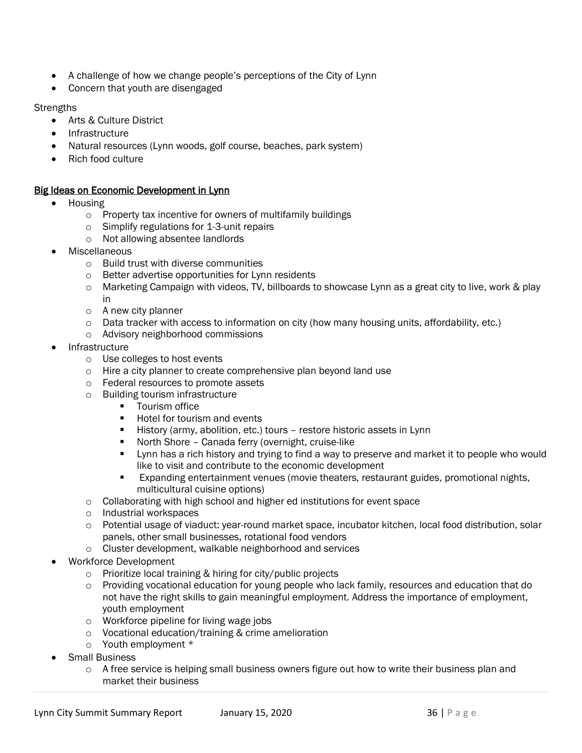- A challenge of how we change people's perceptions of the City of Lynn
- Concern that youth are disengaged

Strengths
- Arts & Culture District
- Infrastructure
- Natural resources (Lynn woods, golf course, beaches, park system)
- Rich food culture

<u>Big Ideas on Economic Development in Lynn</u>

- Housing
  - Property tax incentive for owners of multifamily buildings
  - Simplify regulations for 1-3-unit repairs
  - Not allowing absentee landlords
- Miscellaneous
  - Build trust with diverse communities
  - Better advertise opportunities for Lynn residents
  - Marketing Campaign with videos, TV, billboards to showcase Lynn as a great city to live, work & play in
  - A new city planner
  - Data tracker with access to information on city (how many housing units, affordability, etc.)
  - Advisory neighborhood commissions
- Infrastructure
  - Use colleges to host events
  - Hire a city planner to create comprehensive plan beyond land use
  - Federal resources to promote assets
  - Building tourism infrastructure
    - Tourism office
    - Hotel for tourism and events
    - History (army, abolition, etc.) tours – restore historic assets in Lynn
    - North Shore – Canada ferry (overnight, cruise-like
    - Lynn has a rich history and trying to find a way to preserve and market it to people who would like to visit and contribute to the economic development
    - Expanding entertainment venues (movie theaters, restaurant guides, promotional nights, multicultural cuisine options)
  - Collaborating with high school and higher ed institutions for event space
  - Industrial workspaces
  - Potential usage of viaduct: year-round market space, incubator kitchen, local food distribution, solar panels, other small businesses, rotational food vendors
  - Cluster development, walkable neighborhood and services
- Workforce Development
  - Prioritize local training & hiring for city/public projects
  - Providing vocational education for young people who lack family, resources and education that do not have the right skills to gain meaningful employment. Address the importance of employment, youth employment
  - Workforce pipeline for living wage jobs
  - Vocational education/training & crime amelioration
  - Youth employment *
- Small Business
  - A free service is helping small business owners figure out how to write their business plan and market their business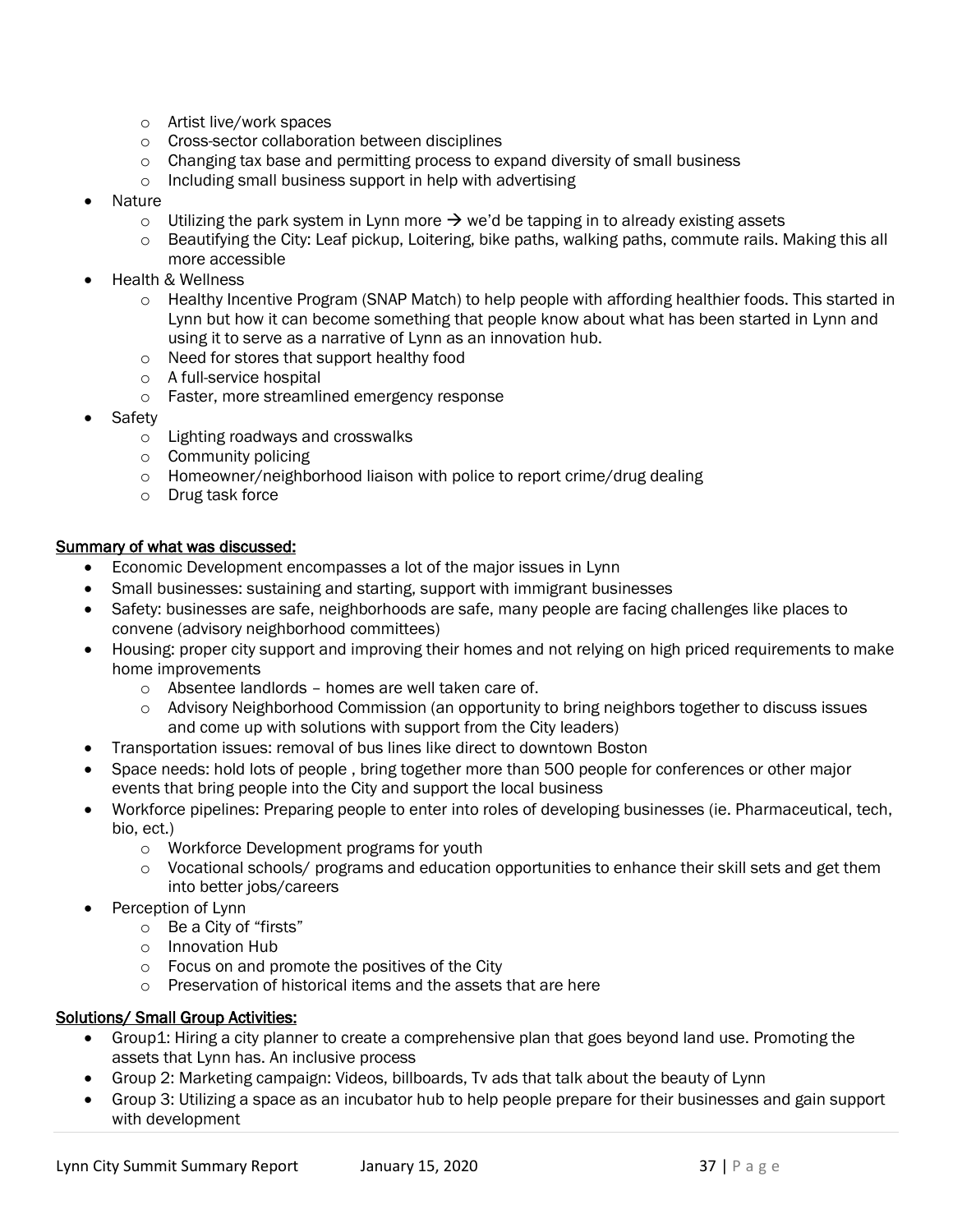- Artist live/work spaces
    - Cross-sector collaboration between disciplines
    - Changing tax base and permitting process to expand diversity of small business
    - Including small business support in help with advertising
- Nature
    - Utilizing the park system in Lynn more → we'd be tapping in to already existing assets
    - Beautifying the City: Leaf pickup, Loitering, bike paths, walking paths, commute rails. Making this all more accessible
- Health & Wellness
    - Healthy Incentive Program (SNAP Match) to help people with affording healthier foods. This started in Lynn but how it can become something that people know about what has been started in Lynn and using it to serve as a narrative of Lynn as an innovation hub.
    - Need for stores that support healthy food
    - A full-service hospital
    - Faster, more streamlined emergency response
- Safety
    - Lighting roadways and crosswalks
    - Community policing
    - Homeowner/neighborhood liaison with police to report crime/drug dealing
    - Drug task force

<u>**Summary of what was discussed:**</u>

- Economic Development encompasses a lot of the major issues in Lynn
- Small businesses: sustaining and starting, support with immigrant businesses
- Safety: businesses are safe, neighborhoods are safe, many people are facing challenges like places to convene (advisory neighborhood committees)
- Housing: proper city support and improving their homes and not relying on high priced requirements to make home improvements
    - Absentee landlords – homes are well taken care of.
    - Advisory Neighborhood Commission (an opportunity to bring neighbors together to discuss issues and come up with solutions with support from the City leaders)
- Transportation issues: removal of bus lines like direct to downtown Boston
- Space needs: hold lots of people , bring together more than 500 people for conferences or other major events that bring people into the City and support the local business
- Workforce pipelines: Preparing people to enter into roles of developing businesses (ie. Pharmaceutical, tech, bio, ect.)
    - Workforce Development programs for youth
    - Vocational schools/ programs and education opportunities to enhance their skill sets and get them into better jobs/careers
- Perception of Lynn
    - Be a City of "firsts"
    - Innovation Hub
    - Focus on and promote the positives of the City
    - Preservation of historical items and the assets that are here

<u>**Solutions/ Small Group Activities:**</u>

- Group1: Hiring a city planner to create a comprehensive plan that goes beyond land use. Promoting the assets that Lynn has. An inclusive process
- Group 2: Marketing campaign: Videos, billboards, Tv ads that talk about the beauty of Lynn
- Group 3: Utilizing a space as an incubator hub to help people prepare for their businesses and gain support with development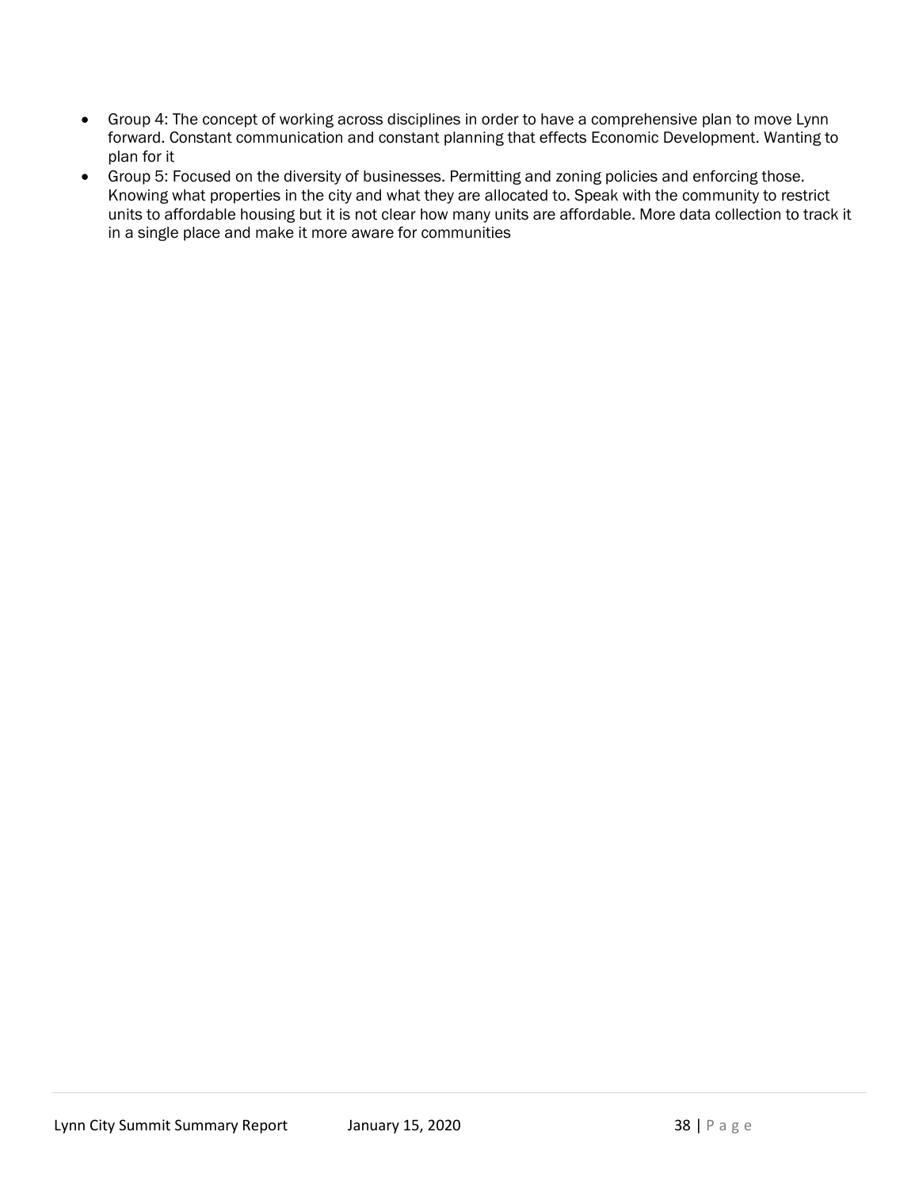- Group 4: The concept of working across disciplines in order to have a comprehensive plan to move Lynn forward. Constant communication and constant planning that effects Economic Development. Wanting to plan for it
- Group 5: Focused on the diversity of businesses. Permitting and zoning policies and enforcing those. Knowing what properties in the city and what they are allocated to. Speak with the community to restrict units to affordable housing but it is not clear how many units are affordable. More data collection to track it in a single place and make it more aware for communities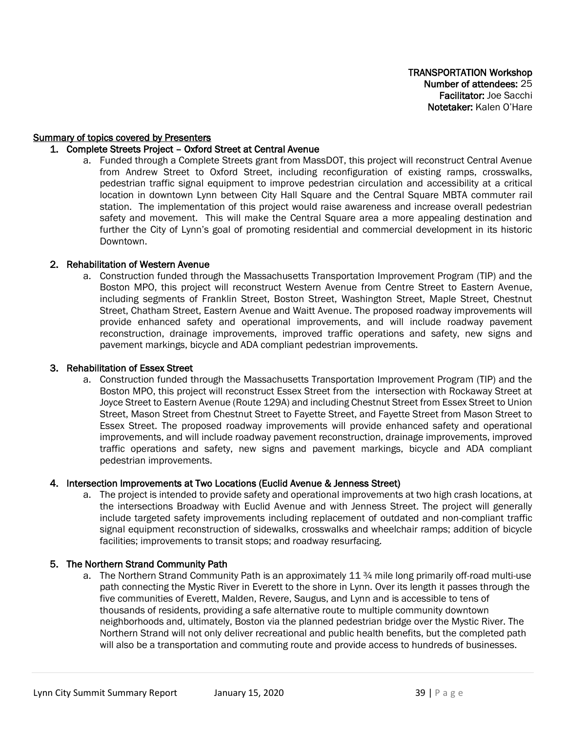**TRANSPORTATION Workshop**
**Number of attendees:** 25
**Facilitator:** Joe Sacchi
**Notetaker:** Kalen O'Hare

**Summary of topics covered by Presenters**

1. **Complete Streets Project – Oxford Street at Central Avenue**
   a. Funded through a Complete Streets grant from MassDOT, this project will reconstruct Central Avenue from Andrew Street to Oxford Street, including reconfiguration of existing ramps, crosswalks, pedestrian traffic signal equipment to improve pedestrian circulation and accessibility at a critical location in downtown Lynn between City Hall Square and the Central Square MBTA commuter rail station. The implementation of this project would raise awareness and increase overall pedestrian safety and movement. This will make the Central Square area a more appealing destination and further the City of Lynn's goal of promoting residential and commercial development in its historic Downtown.

2. **Rehabilitation of Western Avenue**
   a. Construction funded through the Massachusetts Transportation Improvement Program (TIP) and the Boston MPO, this project will reconstruct Western Avenue from Centre Street to Eastern Avenue, including segments of Franklin Street, Boston Street, Washington Street, Maple Street, Chestnut Street, Chatham Street, Eastern Avenue and Waitt Avenue. The proposed roadway improvements will provide enhanced safety and operational improvements, and will include roadway pavement reconstruction, drainage improvements, improved traffic operations and safety, new signs and pavement markings, bicycle and ADA compliant pedestrian improvements.

3. **Rehabilitation of Essex Street**
   a. Construction funded through the Massachusetts Transportation Improvement Program (TIP) and the Boston MPO, this project will reconstruct Essex Street from the intersection with Rockaway Street at Joyce Street to Eastern Avenue (Route 129A) and including Chestnut Street from Essex Street to Union Street, Mason Street from Chestnut Street to Fayette Street, and Fayette Street from Mason Street to Essex Street. The proposed roadway improvements will provide enhanced safety and operational improvements, and will include roadway pavement reconstruction, drainage improvements, improved traffic operations and safety, new signs and pavement markings, bicycle and ADA compliant pedestrian improvements.

4. **Intersection Improvements at Two Locations (Euclid Avenue & Jenness Street)**
   a. The project is intended to provide safety and operational improvements at two high crash locations, at the intersections Broadway with Euclid Avenue and with Jenness Street. The project will generally include targeted safety improvements including replacement of outdated and non-compliant traffic signal equipment reconstruction of sidewalks, crosswalks and wheelchair ramps; addition of bicycle facilities; improvements to transit stops; and roadway resurfacing.

5. **The Northern Strand Community Path**
   a. The Northern Strand Community Path is an approximately 11 ¾ mile long primarily off-road multi-use path connecting the Mystic River in Everett to the shore in Lynn. Over its length it passes through the five communities of Everett, Malden, Revere, Saugus, and Lynn and is accessible to tens of thousands of residents, providing a safe alternative route to multiple community downtown neighborhoods and, ultimately, Boston via the planned pedestrian bridge over the Mystic River. The Northern Strand will not only deliver recreational and public health benefits, but the completed path will also be a transportation and commuting route and provide access to hundreds of businesses.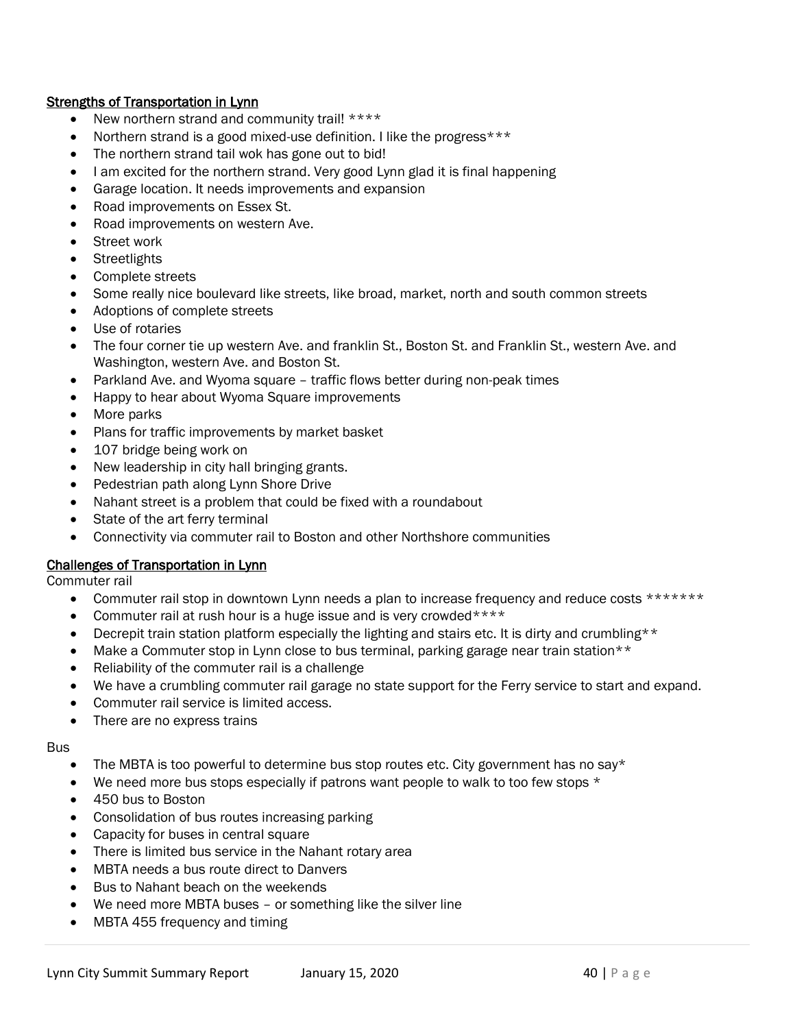**Strengths of Transportation in Lynn**

- New northern strand and community trail! ****
- Northern strand is a good mixed-use definition. I like the progress***
- The northern strand tail wok has gone out to bid!
- I am excited for the northern strand. Very good Lynn glad it is final happening
- Garage location. It needs improvements and expansion
- Road improvements on Essex St.
- Road improvements on western Ave.
- Street work
- Streetlights
- Complete streets
- Some really nice boulevard like streets, like broad, market, north and south common streets
- Adoptions of complete streets
- Use of rotaries
- The four corner tie up western Ave. and franklin St., Boston St. and Franklin St., western Ave. and Washington, western Ave. and Boston St.
- Parkland Ave. and Wyoma square – traffic flows better during non-peak times
- Happy to hear about Wyoma Square improvements
- More parks
- Plans for traffic improvements by market basket
- 107 bridge being work on
- New leadership in city hall bringing grants.
- Pedestrian path along Lynn Shore Drive
- Nahant street is a problem that could be fixed with a roundabout
- State of the art ferry terminal
- Connectivity via commuter rail to Boston and other Northshore communities

**Challenges of Transportation in Lynn**

Commuter rail

- Commuter rail stop in downtown Lynn needs a plan to increase frequency and reduce costs *******
- Commuter rail at rush hour is a huge issue and is very crowded****
- Decrepit train station platform especially the lighting and stairs etc. It is dirty and crumbling**
- Make a Commuter stop in Lynn close to bus terminal, parking garage near train station**
- Reliability of the commuter rail is a challenge
- We have a crumbling commuter rail garage no state support for the Ferry service to start and expand.
- Commuter rail service is limited access.
- There are no express trains

Bus

- The MBTA is too powerful to determine bus stop routes etc. City government has no say*
- We need more bus stops especially if patrons want people to walk to too few stops *
- 450 bus to Boston
- Consolidation of bus routes increasing parking
- Capacity for buses in central square
- There is limited bus service in the Nahant rotary area
- MBTA needs a bus route direct to Danvers
- Bus to Nahant beach on the weekends
- We need more MBTA buses – or something like the silver line
- MBTA 455 frequency and timing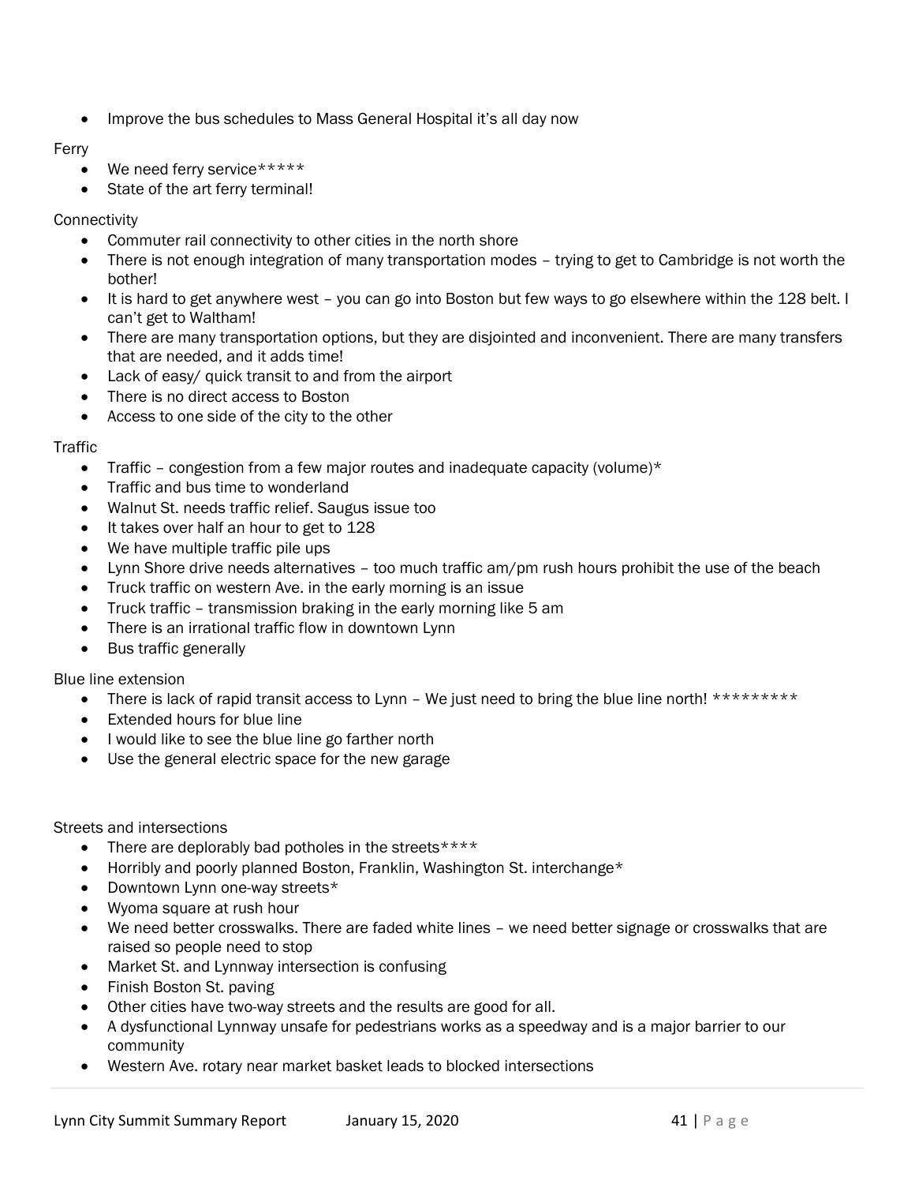- Improve the bus schedules to Mass General Hospital it's all day now

Ferry

- We need ferry service*****
- State of the art ferry terminal!

Connectivity

- Commuter rail connectivity to other cities in the north shore
- There is not enough integration of many transportation modes – trying to get to Cambridge is not worth the bother!
- It is hard to get anywhere west – you can go into Boston but few ways to go elsewhere within the 128 belt. I can't get to Waltham!
- There are many transportation options, but they are disjointed and inconvenient. There are many transfers that are needed, and it adds time!
- Lack of easy/ quick transit to and from the airport
- There is no direct access to Boston
- Access to one side of the city to the other

Traffic

- Traffic – congestion from a few major routes and inadequate capacity (volume)*
- Traffic and bus time to wonderland
- Walnut St. needs traffic relief. Saugus issue too
- It takes over half an hour to get to 128
- We have multiple traffic pile ups
- Lynn Shore drive needs alternatives – too much traffic am/pm rush hours prohibit the use of the beach
- Truck traffic on western Ave. in the early morning is an issue
- Truck traffic – transmission braking in the early morning like 5 am
- There is an irrational traffic flow in downtown Lynn
- Bus traffic generally

Blue line extension

- There is lack of rapid transit access to Lynn – We just need to bring the blue line north! *********
- Extended hours for blue line
- I would like to see the blue line go farther north
- Use the general electric space for the new garage

Streets and intersections

- There are deplorably bad potholes in the streets****
- Horribly and poorly planned Boston, Franklin, Washington St. interchange*
- Downtown Lynn one-way streets*
- Wyoma square at rush hour
- We need better crosswalks. There are faded white lines – we need better signage or crosswalks that are raised so people need to stop
- Market St. and Lynnway intersection is confusing
- Finish Boston St. paving
- Other cities have two-way streets and the results are good for all.
- A dysfunctional Lynnway unsafe for pedestrians works as a speedway and is a major barrier to our community
- Western Ave. rotary near market basket leads to blocked intersections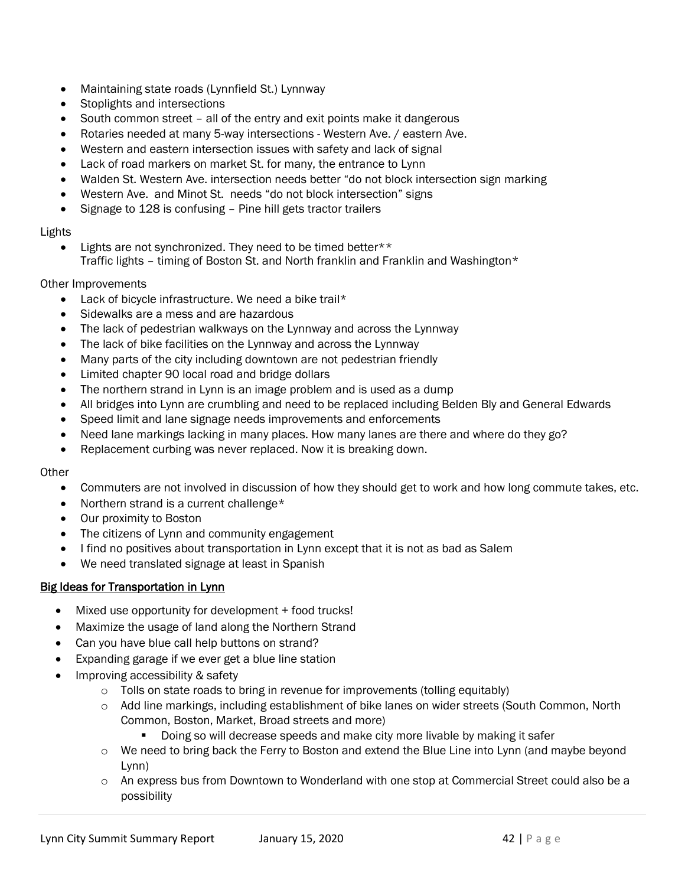- Maintaining state roads (Lynnfield St.) Lynnway
- Stoplights and intersections
- South common street – all of the entry and exit points make it dangerous
- Rotaries needed at many 5-way intersections - Western Ave. / eastern Ave.
- Western and eastern intersection issues with safety and lack of signal
- Lack of road markers on market St. for many, the entrance to Lynn
- Walden St. Western Ave. intersection needs better "do not block intersection sign marking
- Western Ave. and Minot St. needs "do not block intersection" signs
- Signage to 128 is confusing – Pine hill gets tractor trailers

Lights

- Lights are not synchronized. They need to be timed better**
  Traffic lights – timing of Boston St. and North franklin and Franklin and Washington*

Other Improvements

- Lack of bicycle infrastructure. We need a bike trail*
- Sidewalks are a mess and are hazardous
- The lack of pedestrian walkways on the Lynnway and across the Lynnway
- The lack of bike facilities on the Lynnway and across the Lynnway
- Many parts of the city including downtown are not pedestrian friendly
- Limited chapter 90 local road and bridge dollars
- The northern strand in Lynn is an image problem and is used as a dump
- All bridges into Lynn are crumbling and need to be replaced including Belden Bly and General Edwards
- Speed limit and lane signage needs improvements and enforcements
- Need lane markings lacking in many places. How many lanes are there and where do they go?
- Replacement curbing was never replaced. Now it is breaking down.

Other

- Commuters are not involved in discussion of how they should get to work and how long commute takes, etc.
- Northern strand is a current challenge*
- Our proximity to Boston
- The citizens of Lynn and community engagement
- I find no positives about transportation in Lynn except that it is not as bad as Salem
- We need translated signage at least in Spanish

**Big Ideas for Transportation in Lynn**

- Mixed use opportunity for development + food trucks!
- Maximize the usage of land along the Northern Strand
- Can you have blue call help buttons on strand?
- Expanding garage if we ever get a blue line station
- Improving accessibility & safety
  - Tolls on state roads to bring in revenue for improvements (tolling equitably)
  - Add line markings, including establishment of bike lanes on wider streets (South Common, North Common, Boston, Market, Broad streets and more)
    - Doing so will decrease speeds and make city more livable by making it safer
  - We need to bring back the Ferry to Boston and extend the Blue Line into Lynn (and maybe beyond Lynn)
  - An express bus from Downtown to Wonderland with one stop at Commercial Street could also be a possibility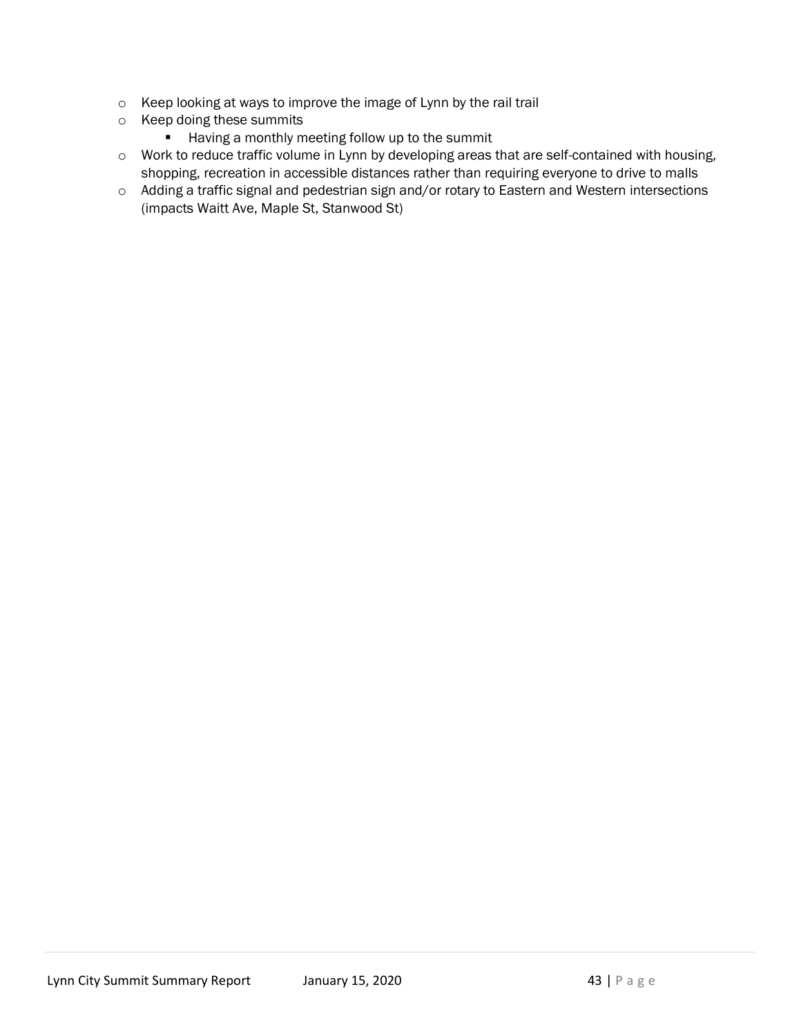- Keep looking at ways to improve the image of Lynn by the rail trail
- Keep doing these summits
    - Having a monthly meeting follow up to the summit
- Work to reduce traffic volume in Lynn by developing areas that are self-contained with housing, shopping, recreation in accessible distances rather than requiring everyone to drive to malls
- Adding a traffic signal and pedestrian sign and/or rotary to Eastern and Western intersections (impacts Waitt Ave, Maple St, Stanwood St)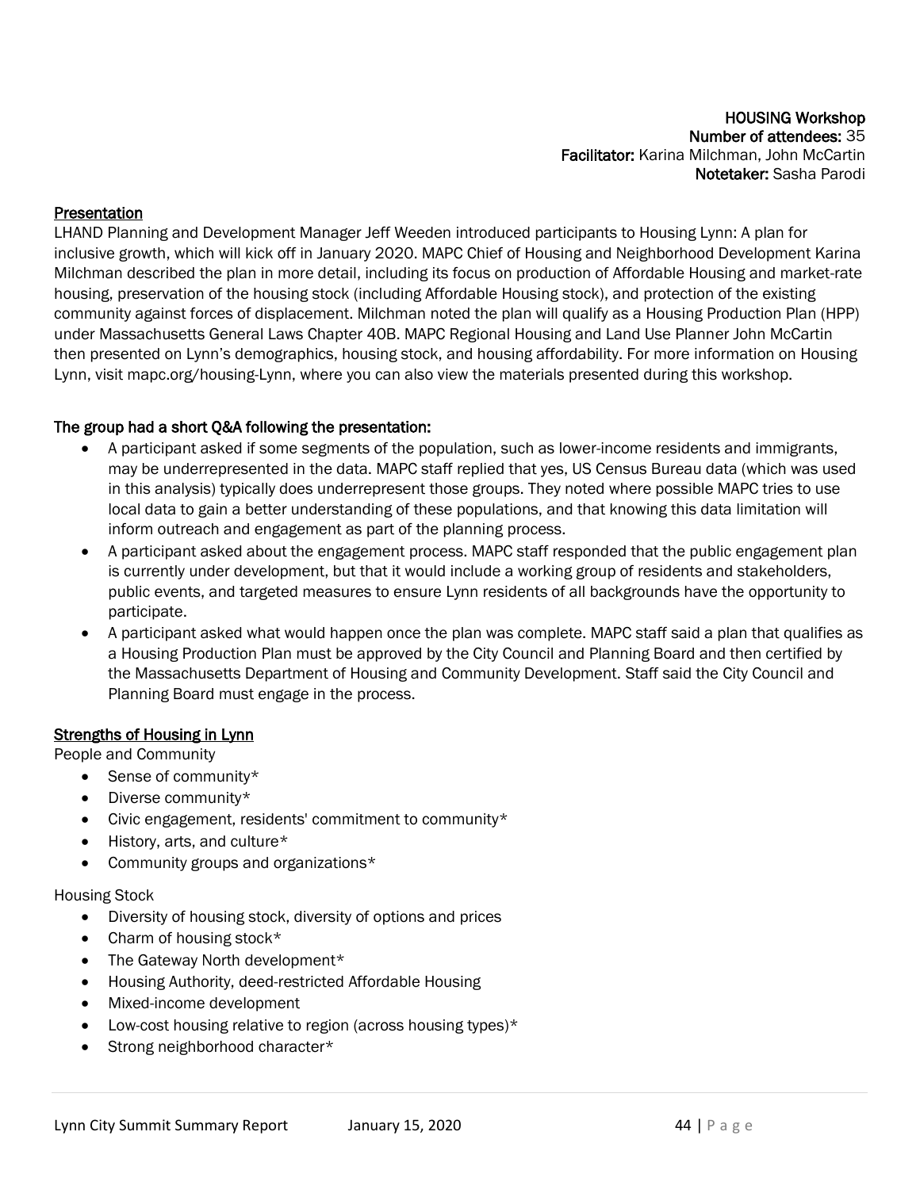**HOUSING Workshop**
**Number of attendees:** 35
**Facilitator:** Karina Milchman, John McCartin
**Notetaker:** Sasha Parodi

## Presentation

LHAND Planning and Development Manager Jeff Weeden introduced participants to Housing Lynn: A plan for inclusive growth, which will kick off in January 2020. MAPC Chief of Housing and Neighborhood Development Karina Milchman described the plan in more detail, including its focus on production of Affordable Housing and market-rate housing, preservation of the housing stock (including Affordable Housing stock), and protection of the existing community against forces of displacement. Milchman noted the plan will qualify as a Housing Production Plan (HPP) under Massachusetts General Laws Chapter 40B. MAPC Regional Housing and Land Use Planner John McCartin then presented on Lynn's demographics, housing stock, and housing affordability. For more information on Housing Lynn, visit mapc.org/housing-Lynn, where you can also view the materials presented during this workshop.

**The group had a short Q&A following the presentation:**

- A participant asked if some segments of the population, such as lower-income residents and immigrants, may be underrepresented in the data. MAPC staff replied that yes, US Census Bureau data (which was used in this analysis) typically does underrepresent those groups. They noted where possible MAPC tries to use local data to gain a better understanding of these populations, and that knowing this data limitation will inform outreach and engagement as part of the planning process.
- A participant asked about the engagement process. MAPC staff responded that the public engagement plan is currently under development, but that it would include a working group of residents and stakeholders, public events, and targeted measures to ensure Lynn residents of all backgrounds have the opportunity to participate.
- A participant asked what would happen once the plan was complete. MAPC staff said a plan that qualifies as a Housing Production Plan must be approved by the City Council and Planning Board and then certified by the Massachusetts Department of Housing and Community Development. Staff said the City Council and Planning Board must engage in the process.

## Strengths of Housing in Lynn

People and Community

- Sense of community*
- Diverse community*
- Civic engagement, residents' commitment to community*
- History, arts, and culture*
- Community groups and organizations*

Housing Stock

- Diversity of housing stock, diversity of options and prices
- Charm of housing stock*
- The Gateway North development*
- Housing Authority, deed-restricted Affordable Housing
- Mixed-income development
- Low-cost housing relative to region (across housing types)*
- Strong neighborhood character*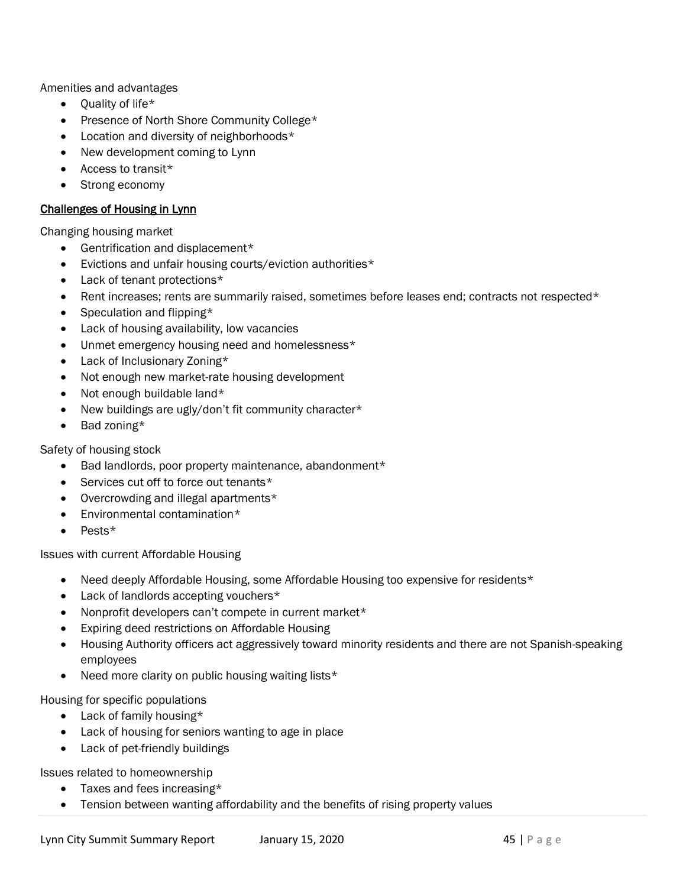Amenities and advantages

- Quality of life*
- Presence of North Shore Community College*
- Location and diversity of neighborhoods*
- New development coming to Lynn
- Access to transit*
- Strong economy

<u>Challenges of Housing in Lynn</u>

Changing housing market

- Gentrification and displacement*
- Evictions and unfair housing courts/eviction authorities*
- Lack of tenant protections*
- Rent increases; rents are summarily raised, sometimes before leases end; contracts not respected*
- Speculation and flipping*
- Lack of housing availability, low vacancies
- Unmet emergency housing need and homelessness*
- Lack of Inclusionary Zoning*
- Not enough new market-rate housing development
- Not enough buildable land*
- New buildings are ugly/don't fit community character*
- Bad zoning*

Safety of housing stock

- Bad landlords, poor property maintenance, abandonment*
- Services cut off to force out tenants*
- Overcrowding and illegal apartments*
- Environmental contamination*
- Pests*

Issues with current Affordable Housing

- Need deeply Affordable Housing, some Affordable Housing too expensive for residents*
- Lack of landlords accepting vouchers*
- Nonprofit developers can't compete in current market*
- Expiring deed restrictions on Affordable Housing
- Housing Authority officers act aggressively toward minority residents and there are not Spanish-speaking employees
- Need more clarity on public housing waiting lists*

Housing for specific populations

- Lack of family housing*
- Lack of housing for seniors wanting to age in place
- Lack of pet-friendly buildings

Issues related to homeownership

- Taxes and fees increasing*
- Tension between wanting affordability and the benefits of rising property values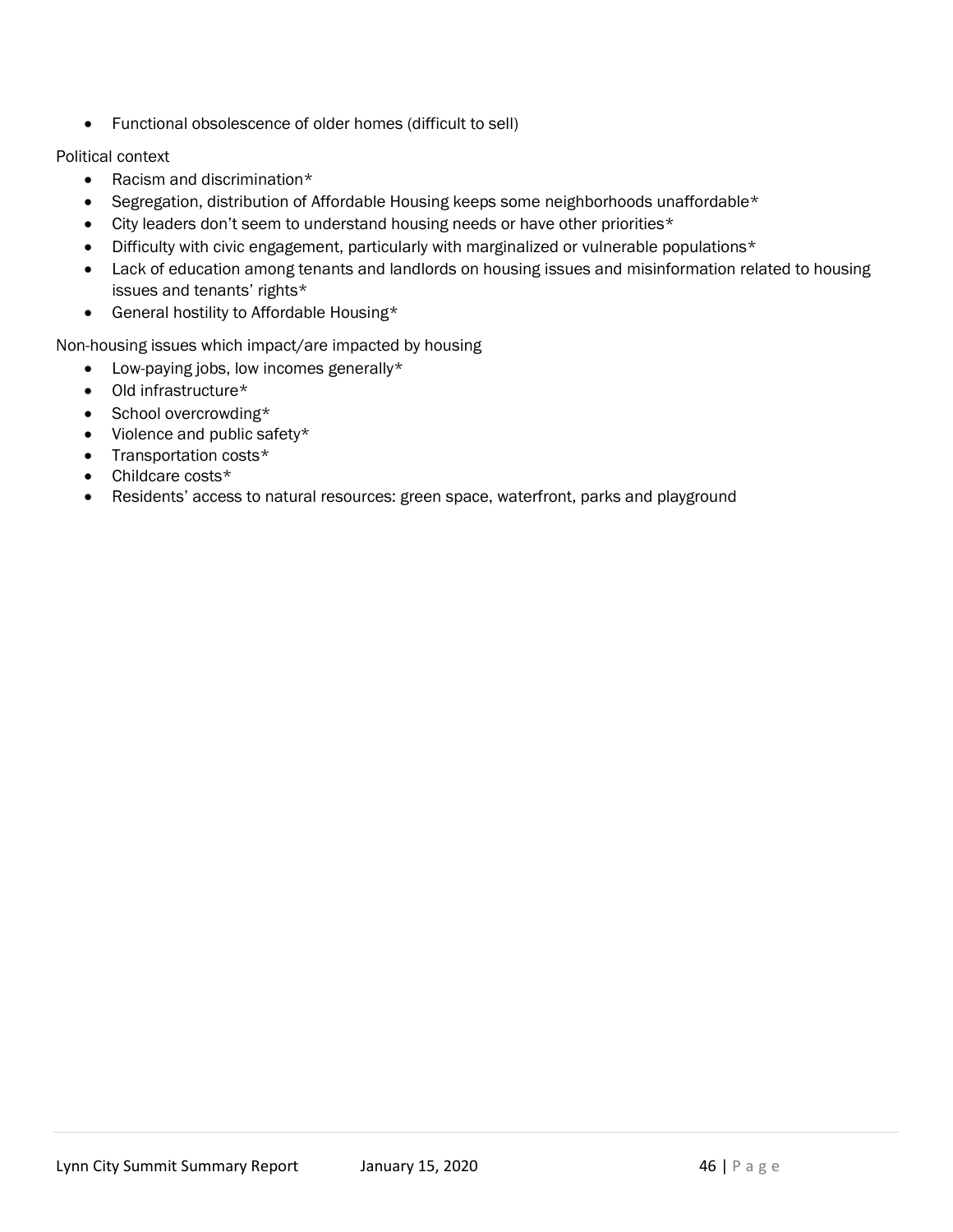- Functional obsolescence of older homes (difficult to sell)

Political context

- Racism and discrimination*
- Segregation, distribution of Affordable Housing keeps some neighborhoods unaffordable*
- City leaders don't seem to understand housing needs or have other priorities*
- Difficulty with civic engagement, particularly with marginalized or vulnerable populations*
- Lack of education among tenants and landlords on housing issues and misinformation related to housing issues and tenants' rights*
- General hostility to Affordable Housing*

Non-housing issues which impact/are impacted by housing

- Low-paying jobs, low incomes generally*
- Old infrastructure*
- School overcrowding*
- Violence and public safety*
- Transportation costs*
- Childcare costs*
- Residents' access to natural resources: green space, waterfront, parks and playground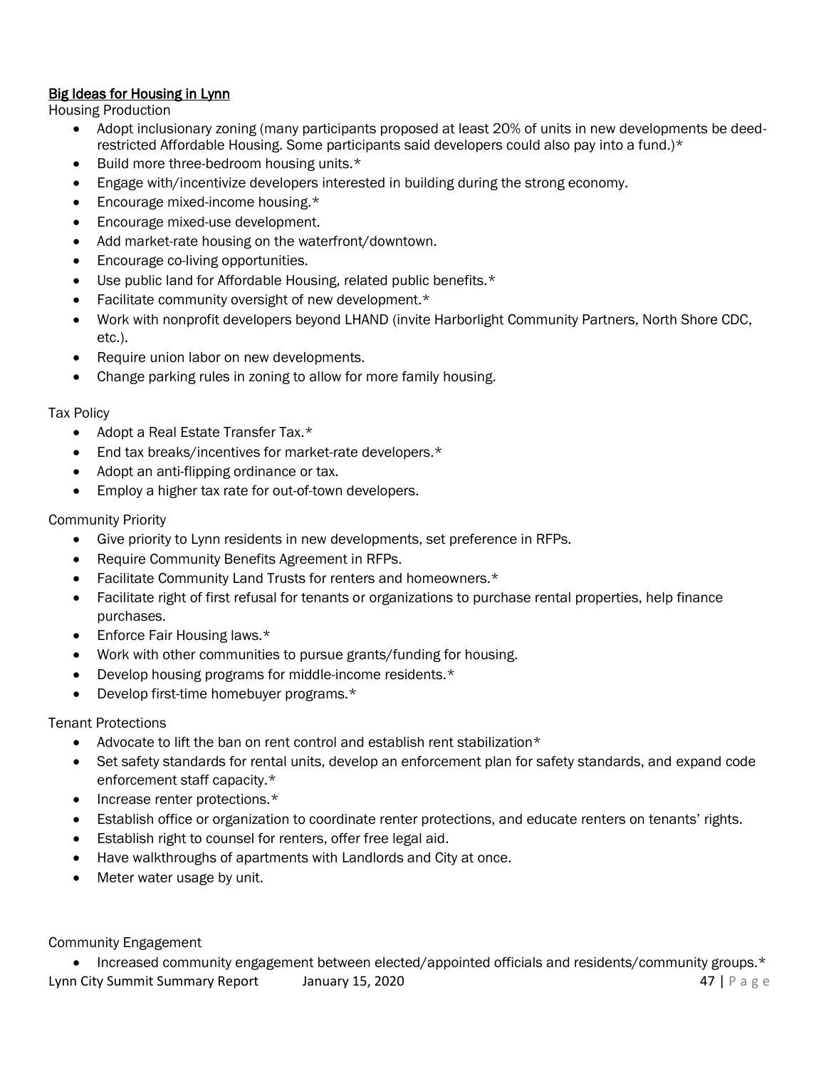## Big Ideas for Housing in Lynn

Housing Production

- Adopt inclusionary zoning (many participants proposed at least 20% of units in new developments be deed-restricted Affordable Housing. Some participants said developers could also pay into a fund.)*
- Build more three-bedroom housing units.*
- Engage with/incentivize developers interested in building during the strong economy.
- Encourage mixed-income housing.*
- Encourage mixed-use development.
- Add market-rate housing on the waterfront/downtown.
- Encourage co-living opportunities.
- Use public land for Affordable Housing, related public benefits.*
- Facilitate community oversight of new development.*
- Work with nonprofit developers beyond LHAND (invite Harborlight Community Partners, North Shore CDC, etc.).
- Require union labor on new developments.
- Change parking rules in zoning to allow for more family housing.

Tax Policy

- Adopt a Real Estate Transfer Tax.*
- End tax breaks/incentives for market-rate developers.*
- Adopt an anti-flipping ordinance or tax.
- Employ a higher tax rate for out-of-town developers.

Community Priority

- Give priority to Lynn residents in new developments, set preference in RFPs.
- Require Community Benefits Agreement in RFPs.
- Facilitate Community Land Trusts for renters and homeowners.*
- Facilitate right of first refusal for tenants or organizations to purchase rental properties, help finance purchases.
- Enforce Fair Housing laws.*
- Work with other communities to pursue grants/funding for housing.
- Develop housing programs for middle-income residents.*
- Develop first-time homebuyer programs.*

Tenant Protections

- Advocate to lift the ban on rent control and establish rent stabilization*
- Set safety standards for rental units, develop an enforcement plan for safety standards, and expand code enforcement staff capacity.*
- Increase renter protections.*
- Establish office or organization to coordinate renter protections, and educate renters on tenants' rights.
- Establish right to counsel for renters, offer free legal aid.
- Have walkthroughs of apartments with Landlords and City at once.
- Meter water usage by unit.

Community Engagement

- Increased community engagement between elected/appointed officials and residents/community groups.*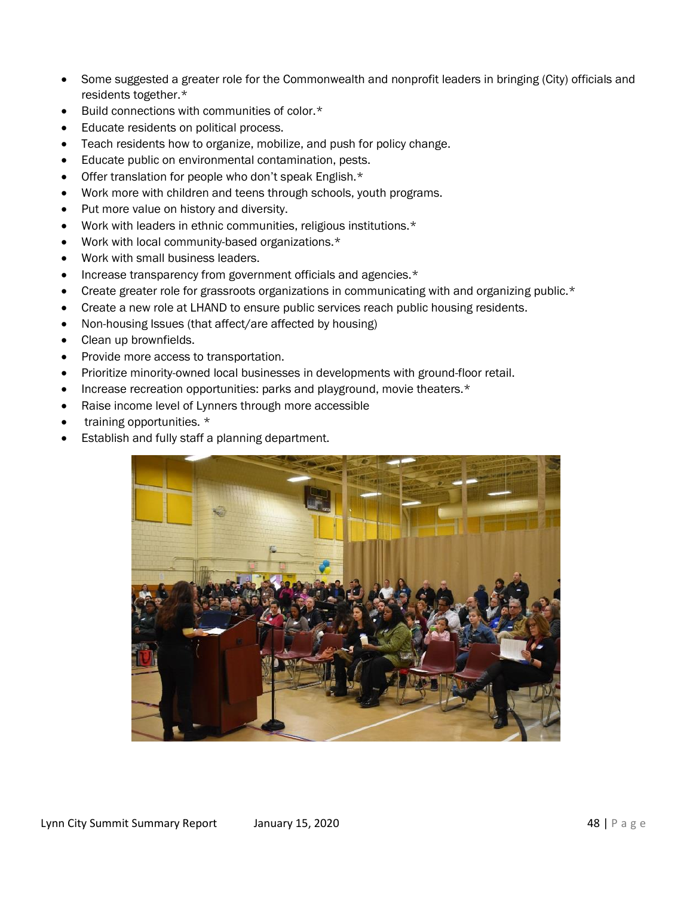- Some suggested a greater role for the Commonwealth and nonprofit leaders in bringing (City) officials and residents together.*
- Build connections with communities of color.*
- Educate residents on political process.
- Teach residents how to organize, mobilize, and push for policy change.
- Educate public on environmental contamination, pests.
- Offer translation for people who don't speak English.*
- Work more with children and teens through schools, youth programs.
- Put more value on history and diversity.
- Work with leaders in ethnic communities, religious institutions.*
- Work with local community-based organizations.*
- Work with small business leaders.
- Increase transparency from government officials and agencies.*
- Create greater role for grassroots organizations in communicating with and organizing public.*
- Create a new role at LHAND to ensure public services reach public housing residents.
- Non-housing Issues (that affect/are affected by housing)
- Clean up brownfields.
- Provide more access to transportation.
- Prioritize minority-owned local businesses in developments with ground-floor retail.
- Increase recreation opportunities: parks and playground, movie theaters.*
- Raise income level of Lynners through more accessible
- training opportunities. *
- Establish and fully staff a planning department.